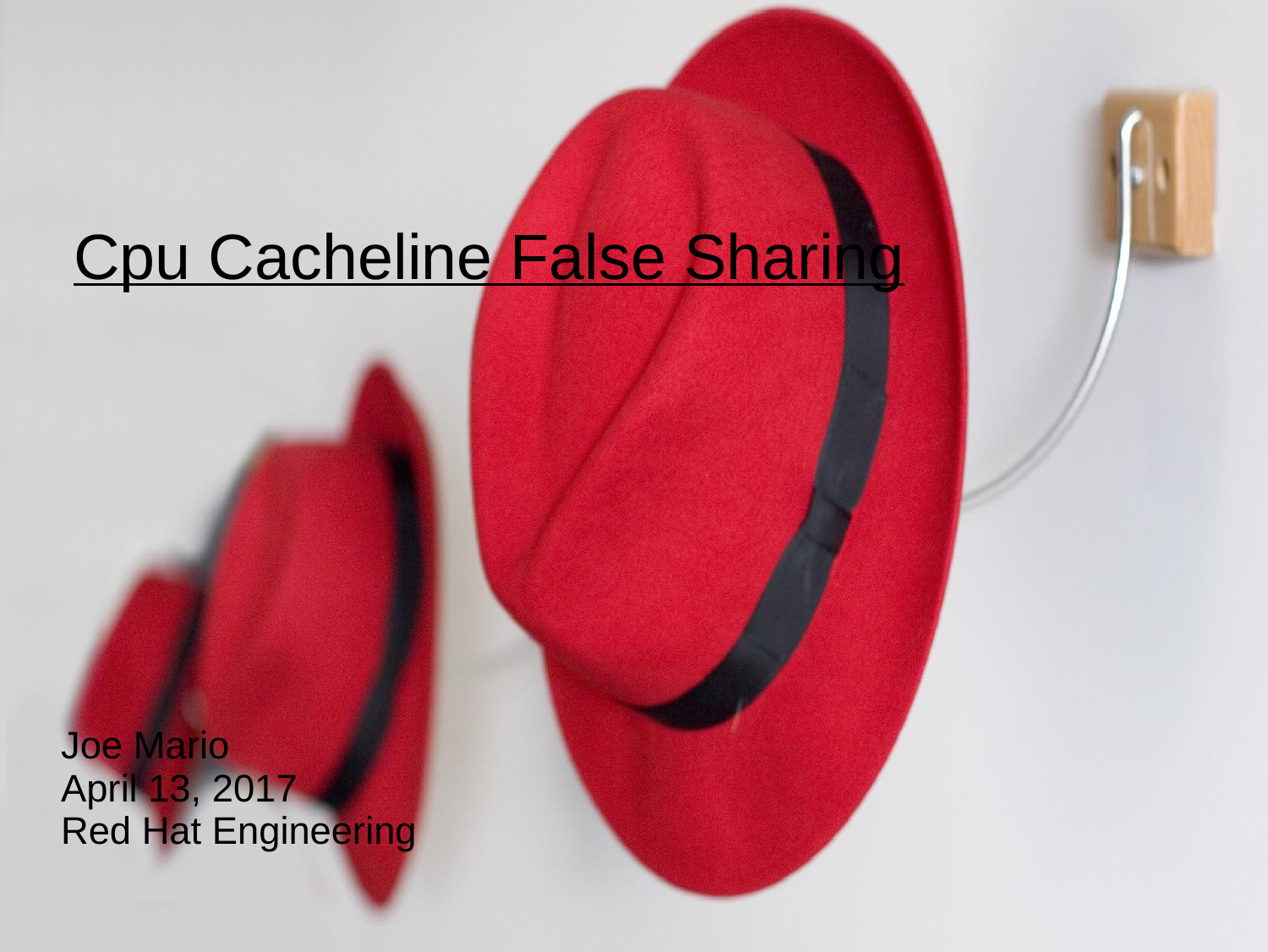# Cpu Cacheline False Sharing

Joe Mario
April 13, 2017
Red Hat Engineering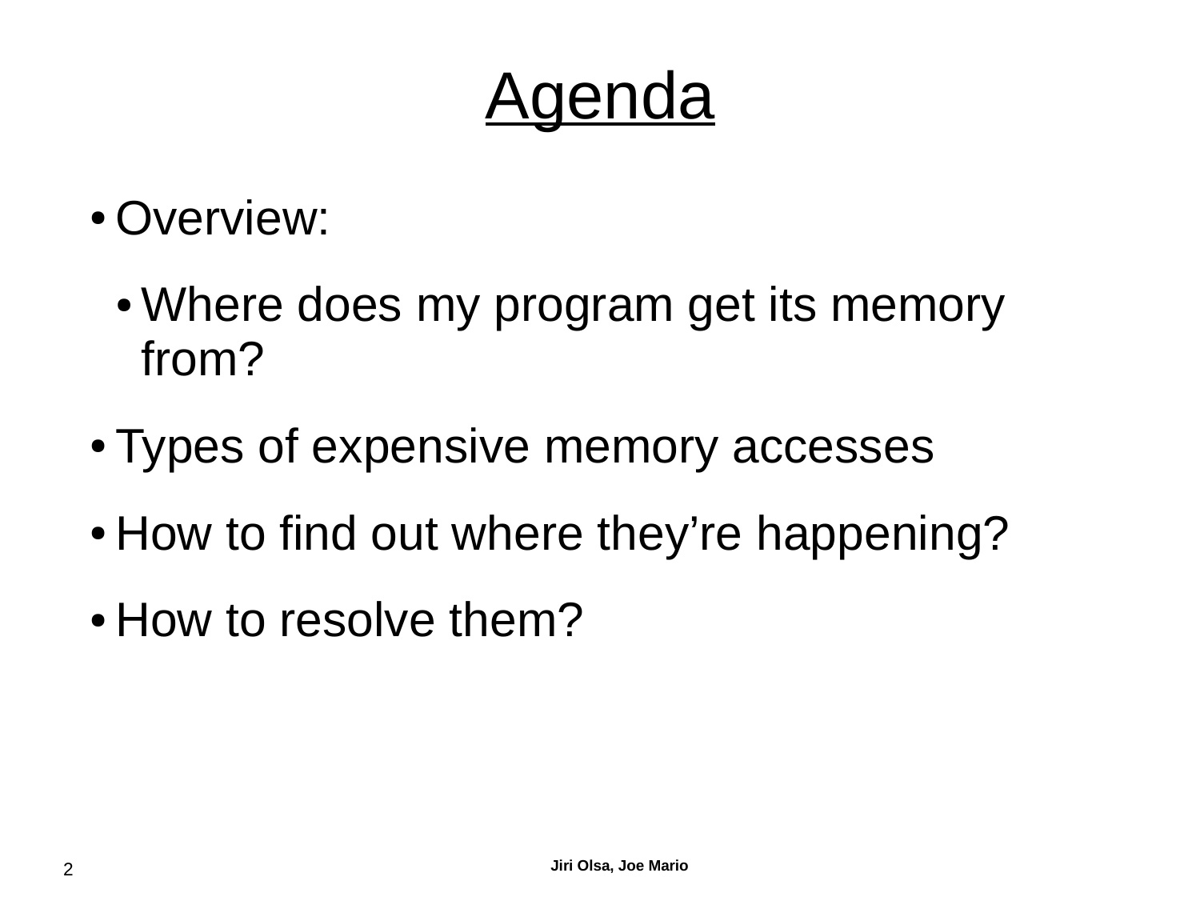# Agenda

- Overview:
  - Where does my program get its memory from?
- Types of expensive memory accesses
- How to find out where they're happening?
- How to resolve them?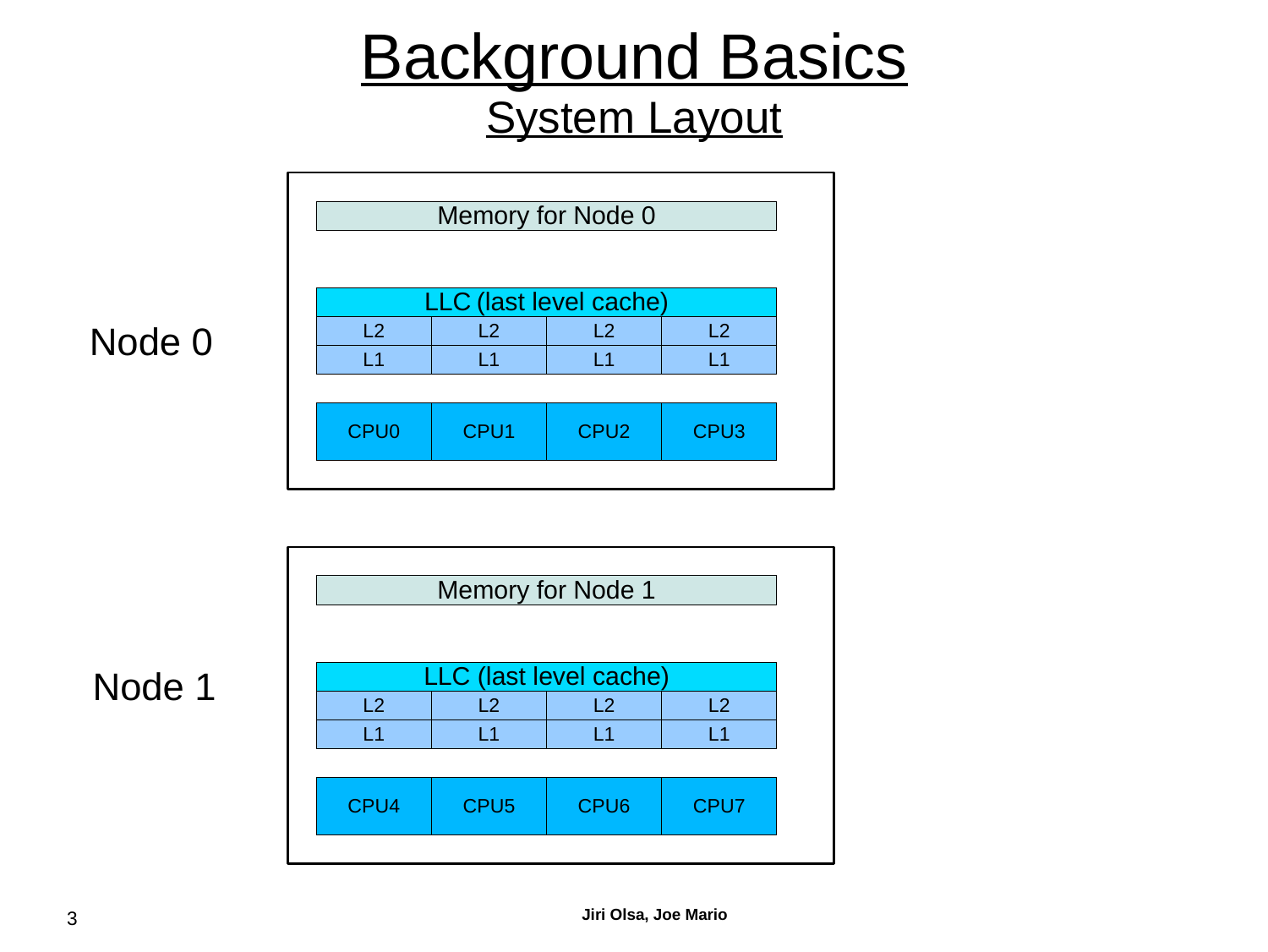# Background Basics

## System Layout

**Node 0**

| Memory for Node 0 | | | |
|---|---|---|---|
| LLC (last level cache) | | | |
| L2 | L2 | L2 | L2 |
| L1 | L1 | L1 | L1 |
| CPU0 | CPU1 | CPU2 | CPU3 |

**Node 1**

| Memory for Node 1 | | | |
|---|---|---|---|
| LLC (last level cache) | | | |
| L2 | L2 | L2 | L2 |
| L1 | L1 | L1 | L1 |
| CPU4 | CPU5 | CPU6 | CPU7 |

**Jiri Olsa, Joe Mario**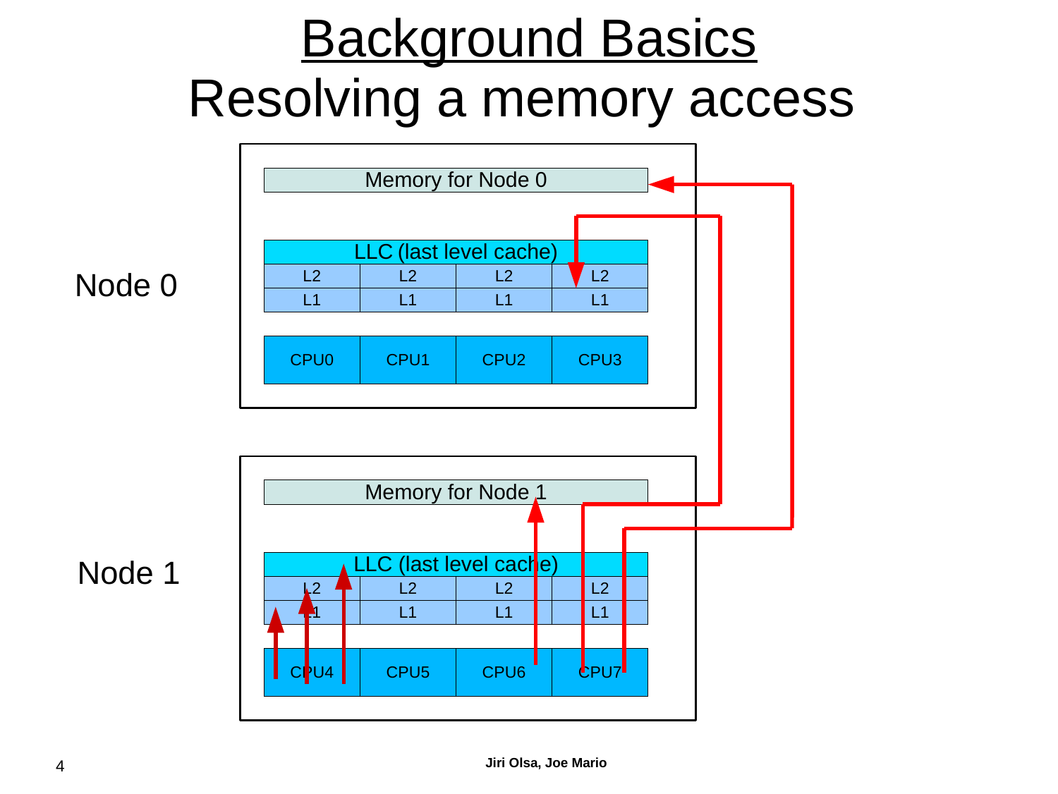# Background Basics

## Resolving a memory access

Node 0

Memory for Node 0

LLC (last level cache)

| L2 | L2 | L2 | L2 |
|---|---|---|---|
| L1 | L1 | L1 | L1 |

| CPU0 | CPU1 | CPU2 | CPU3 |
|---|---|---|---|

Node 1

Memory for Node 1

LLC (last level cache)

| L2 | L2 | L2 | L2 |
|---|---|---|---|
| L1 | L1 | L1 | L1 |

| CPU4 | CPU5 | CPU6 | CPU7 |
|---|---|---|---|

**Jiri Olsa, Joe Mario**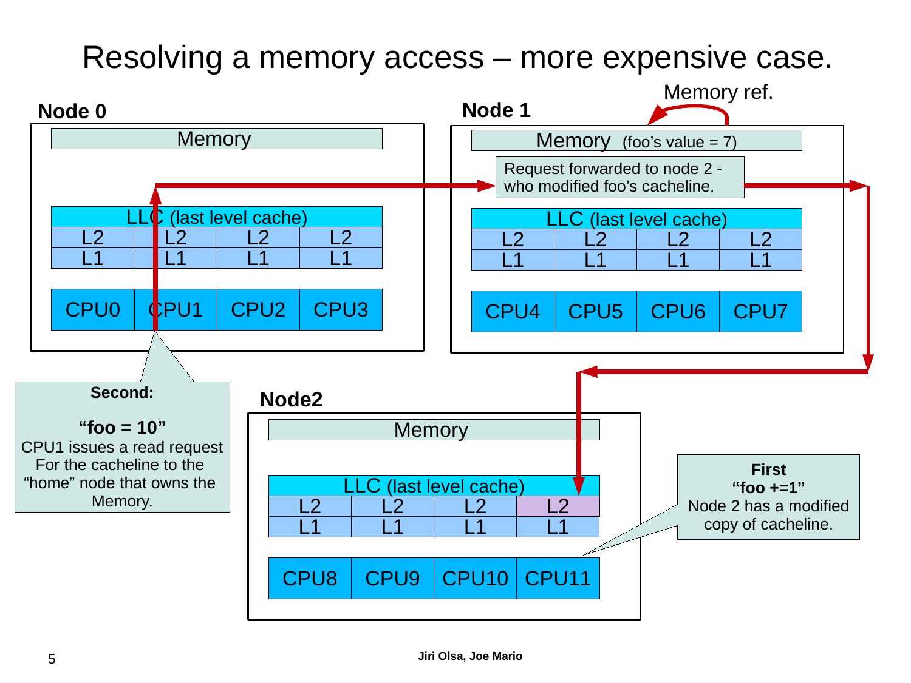# Resolving a memory access – more expensive case.

**Node 0**

Memory

LLC (last level cache)

| L2 | L2 | L2 | L2 |
|---|---|---|---|
| L1 | L1 | L1 | L1 |

| CPU0 | CPU1 | CPU2 | CPU3 |
|---|---|---|---|

**Node 1**

Memory ref.

Memory (foo's value = 7)

Request forwarded to node 2 - who modified foo's cacheline.

LLC (last level cache)

| L2 | L2 | L2 | L2 |
|---|---|---|---|
| L1 | L1 | L1 | L1 |

| CPU4 | CPU5 | CPU6 | CPU7 |
|---|---|---|---|

**Node2**

Memory

LLC (last level cache)

| L2 | L2 | L2 | L2 |
|---|---|---|---|
| L1 | L1 | L1 | L1 |

| CPU8 | CPU9 | CPU10 | CPU11 |
|---|---|---|---|

**Second:**

**"foo = 10"**
CPU1 issues a read request For the cacheline to the "home" node that owns the Memory.

**First**
**"foo +=1"**
Node 2 has a modified copy of cacheline.

Jiri Olsa, Joe Mario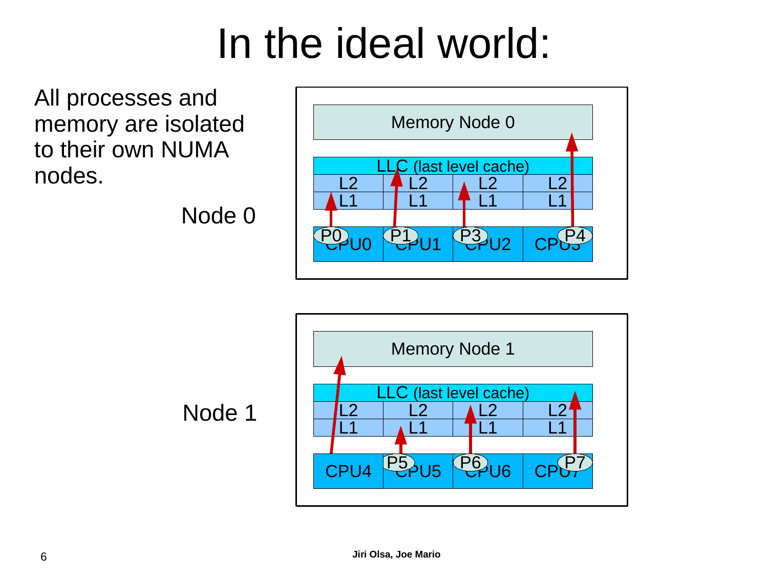# In the ideal world:

All processes and memory are isolated to their own NUMA nodes.

Node 0

Memory Node 0

LLC (last level cache)

| L2 | L2 | L2 | L2 |
|---|---|---|---|
| L1 | L1 | L1 | L1 |

| CPU0 (P0) | CPU1 (P1) | CPU2 (P3) | CPU3 (P4) |
|---|---|---|---|

Node 1

Memory Node 1

LLC (last level cache)

| L2 | L2 | L2 | L2 |
|---|---|---|---|
| L1 | L1 | L1 | L1 |

| CPU4 | CPU5 (P5) | CPU6 (P6) | CPU7 (P7) |
|---|---|---|---|

Jiri Olsa, Joe Mario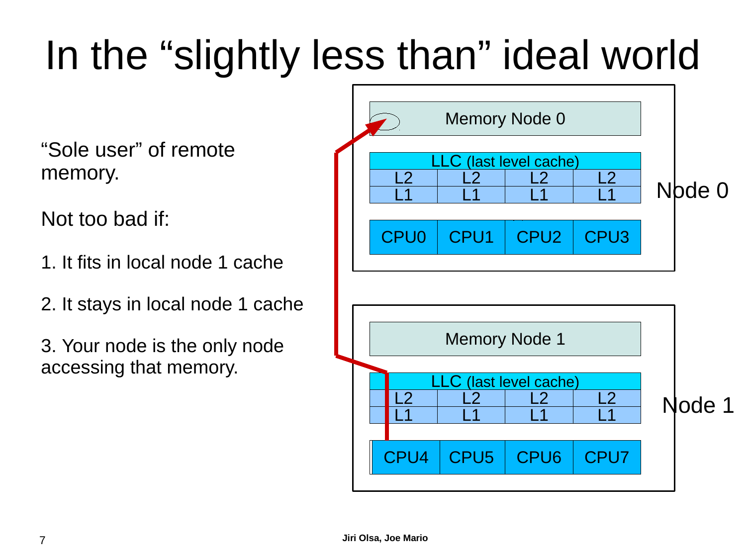# In the "slightly less than" ideal world

"Sole user" of remote memory.

Not too bad if:

1. It fits in local node 1 cache

2. It stays in local node 1 cache

3. Your node is the only node accessing that memory.

Memory Node 0

LLC (last level cache)

| L2 | L2 | L2 | L2 |
|---|---|---|---|
| L1 | L1 | L1 | L1 |
| CPU0 | CPU1 | CPU2 | CPU3 |

Node 0

Memory Node 1

LLC (last level cache)

| L2 | L2 | L2 | L2 |
|---|---|---|---|
| L1 | L1 | L1 | L1 |
| CPU4 | CPU5 | CPU6 | CPU7 |

Node 1

Jiri Olsa, Joe Mario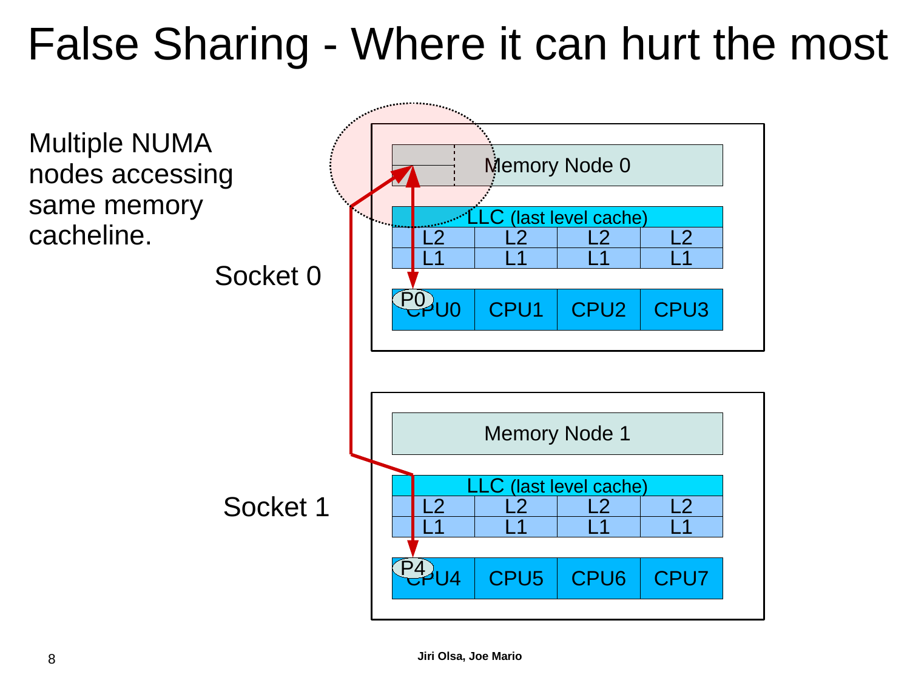# False Sharing - Where it can hurt the most

Multiple NUMA nodes accessing same memory cacheline.

Socket 0

Memory Node 0

LLC (last level cache)

| L2 | L2 | L2 | L2 |
|---|---|---|---|
| L1 | L1 | L1 | L1 |

P0

| CPU0 | CPU1 | CPU2 | CPU3 |
|---|---|---|---|

Socket 1

Memory Node 1

LLC (last level cache)

| L2 | L2 | L2 | L2 |
|---|---|---|---|
| L1 | L1 | L1 | L1 |

P4

| CPU4 | CPU5 | CPU6 | CPU7 |
|---|---|---|---|

**Jiri Olsa, Joe Mario**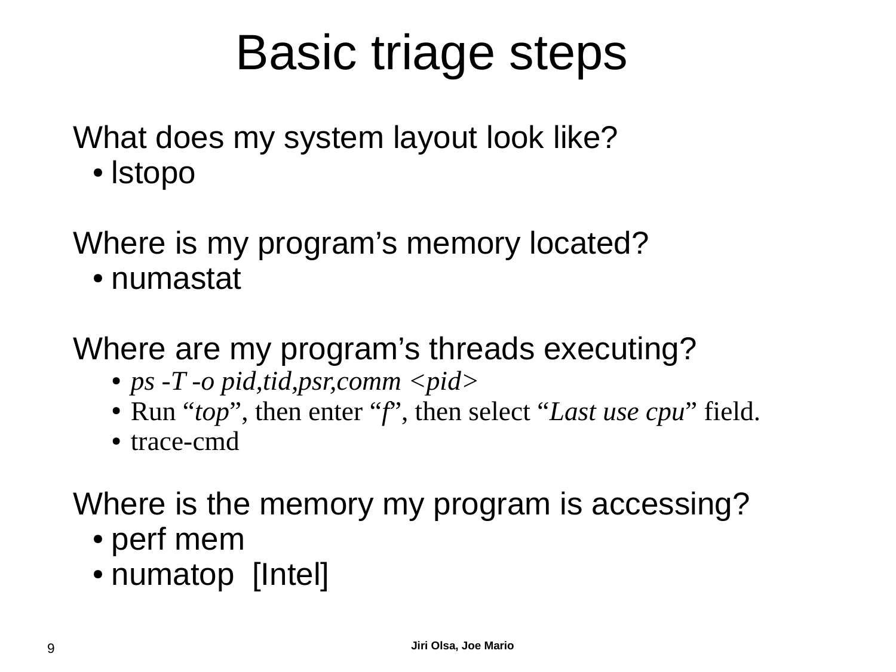# Basic triage steps

What does my system layout look like?

- lstopo

Where is my program's memory located?

- numastat

Where are my program's threads executing?

- *ps -T -o pid,tid,psr,comm <pid>*
- Run "*top*", then enter "*f*", then select "*Last use cpu*" field.
- trace-cmd

Where is the memory my program is accessing?

- perf mem
- numatop [Intel]

Jiri Olsa, Joe Mario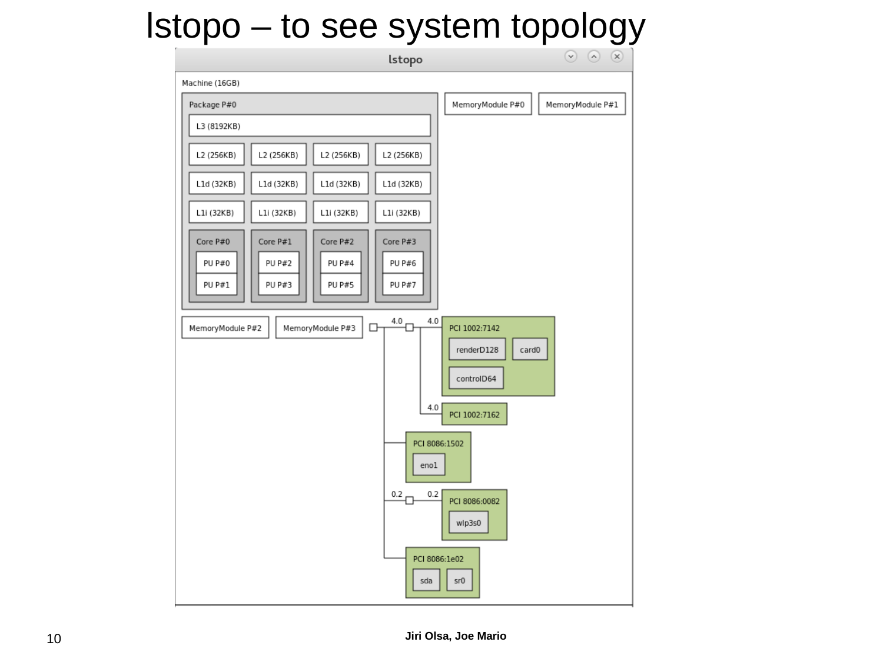# lstopo – to see system topology

lstopo

Machine (16GB)

Package P#0

L3 (8192KB)

L2 (256KB) L2 (256KB) L2 (256KB) L2 (256KB)

L1d (32KB) L1d (32KB) L1d (32KB) L1d (32KB)

L1i (32KB) L1i (32KB) L1i (32KB) L1i (32KB)

Core P#0: PU P#0, PU P#1
Core P#1: PU P#2, PU P#3
Core P#2: PU P#4, PU P#5
Core P#3: PU P#6, PU P#7

MemoryModule P#0 MemoryModule P#1

MemoryModule P#2 MemoryModule P#3

4.0 4.0 PCI 1002:7142 — renderD128, card0, controlD64

4.0 PCI 1002:7162

PCI 8086:1502 — eno1

0.2 0.2 PCI 8086:0082 — wlp3s0

PCI 8086:1e02 — sda, sr0

Jiri Olsa, Joe Mario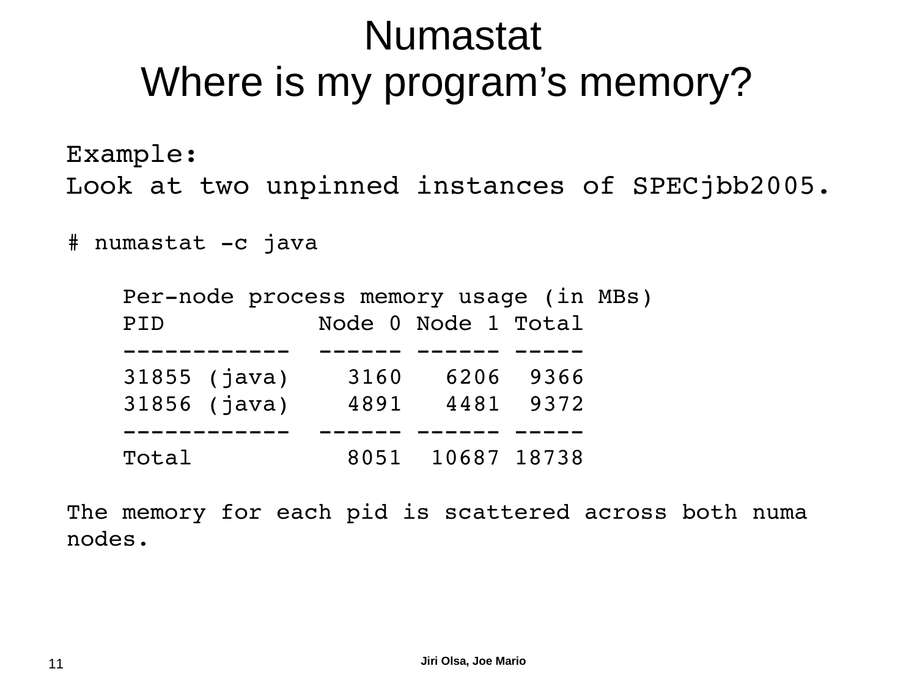# Numastat
# Where is my program's memory?

Example:
Look at two unpinned instances of SPECjbb2005.

```
# numastat -c java

    Per-node process memory usage (in MBs)
    PID           Node 0 Node 1 Total
    ------------  ------ ------ -----
    31855 (java)    3160   6206  9366
    31856 (java)    4891   4481  9372
    ------------  ------ ------ -----
    Total           8051  10687 18738
```

The memory for each pid is scattered across both numa nodes.

Jiri Olsa, Joe Mario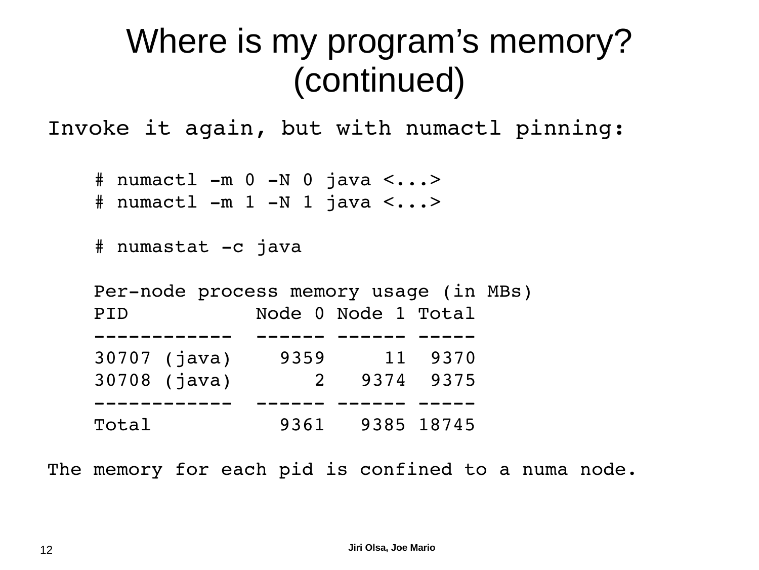# Where is my program's memory? (continued)

Invoke it again, but with numactl pinning:

```
# numactl -m 0 -N 0 java <...>
# numactl -m 1 -N 1 java <...>

# numastat -c java

Per-node process memory usage (in MBs)
PID            Node 0 Node 1 Total
------------   ------ ------ -----
30707 (java)     9359     11  9370
30708 (java)        2   9374  9375
------------   ------ ------ -----
Total            9361   9385 18745
```

The memory for each pid is confined to a numa node.

Jiri Olsa, Joe Mario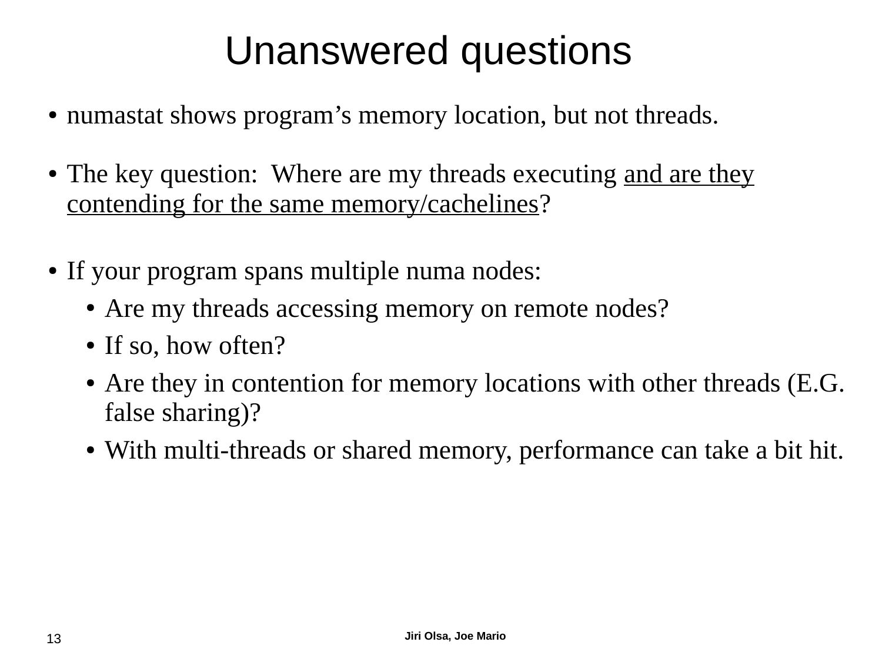# Unanswered questions

- numastat shows program's memory location, but not threads.
- The key question: Where are my threads executing <u>and are they contending for the same memory/cachelines</u>?
- If your program spans multiple numa nodes:
  - Are my threads accessing memory on remote nodes?
  - If so, how often?
  - Are they in contention for memory locations with other threads (E.G. false sharing)?
  - With multi-threads or shared memory, performance can take a bit hit.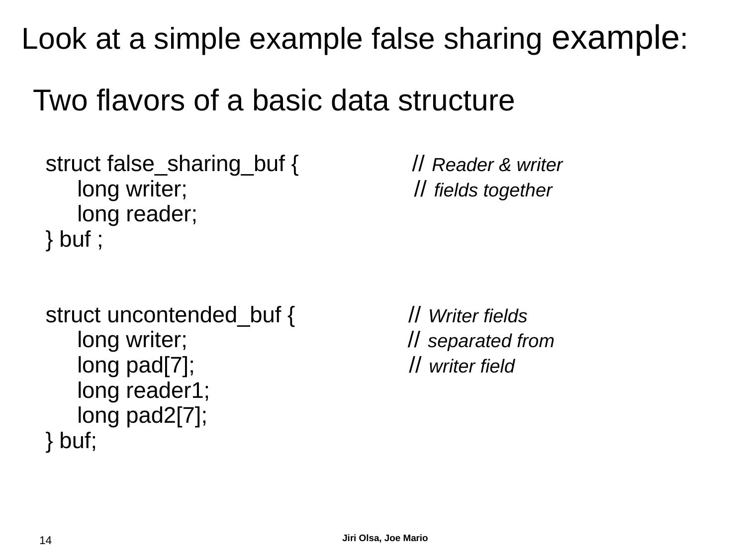# Look at a simple example false sharing example:

## Two flavors of a basic data structure

```
struct false_sharing_buf {          // Reader & writer
     long writer;                   // fields together
     long reader;
} buf ;


struct uncontended_buf {            // Writer fields
     long writer;                   // separated from
     long pad[7];                   // writer field
     long reader1;
     long pad2[7];
} buf;
```

Jiri Olsa, Joe Mario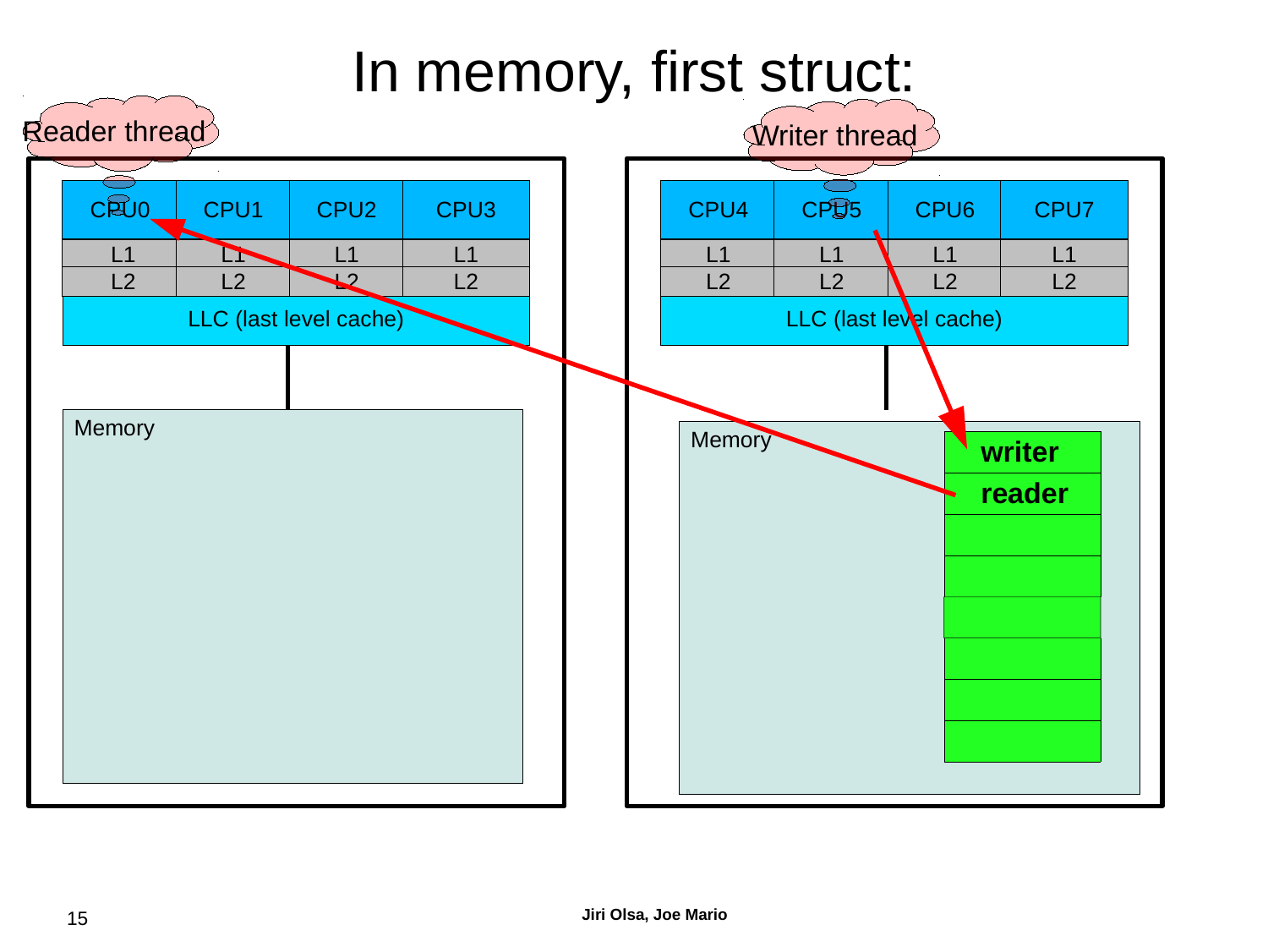# In memory, first struct:

Reader thread

| CPU0 | CPU1 | CPU2 | CPU3 |
|---|---|---|---|
| L1 | L1 | L1 | L1 |
| L2 | L2 | L2 | L2 |

LLC (last level cache)

Memory

Writer thread

| CPU4 | CPU5 | CPU6 | CPU7 |
|---|---|---|---|
| L1 | L1 | L1 | L1 |
| L2 | L2 | L2 | L2 |

LLC (last level cache)

Memory

**writer**

**reader**

Jiri Olsa, Joe Mario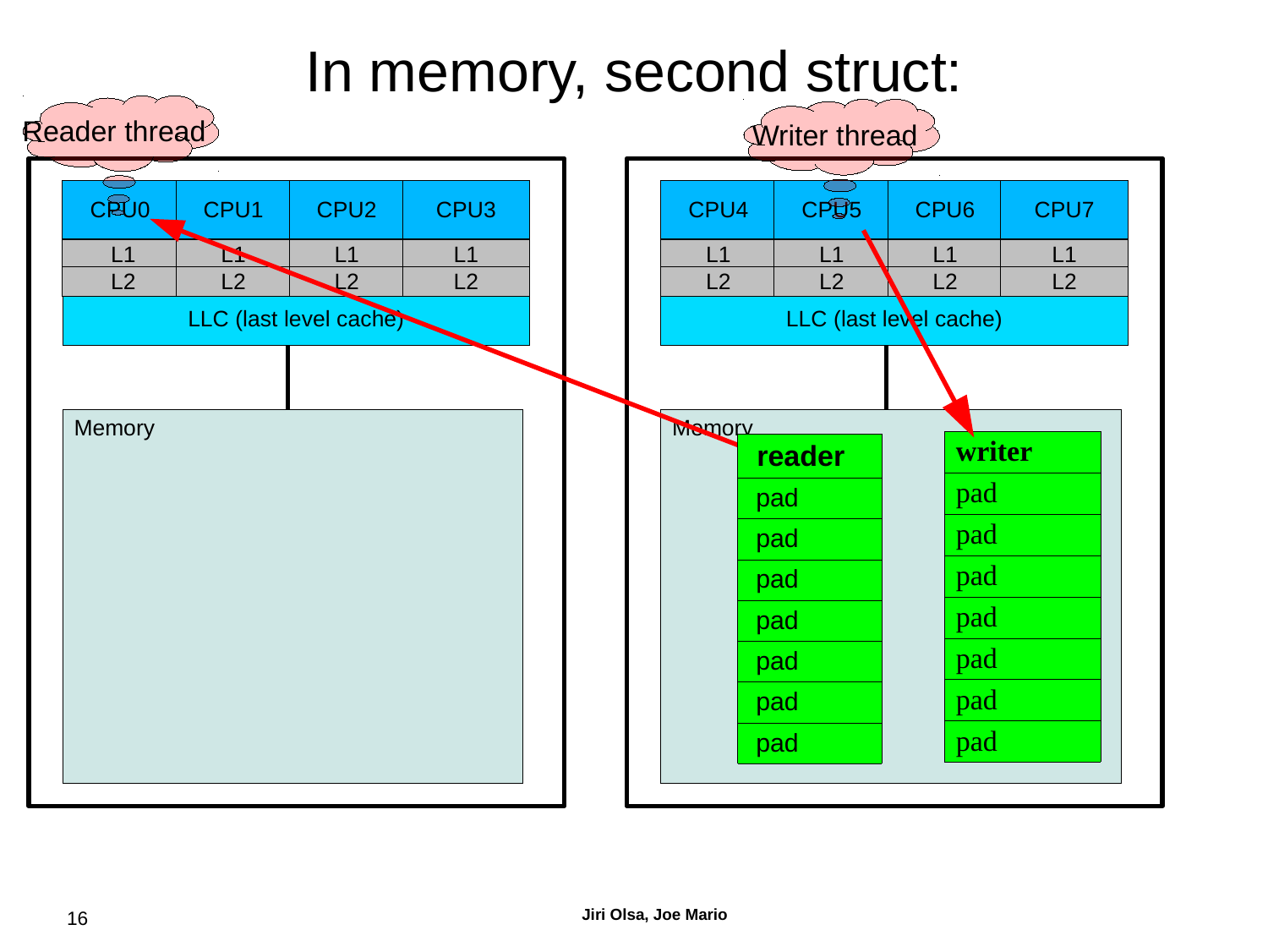# In memory, second struct:

Reader thread

Writer thread

| CPU0 | CPU1 | CPU2 | CPU3 |
|---|---|---|---|
| L1 | L1 | L1 | L1 |
| L2 | L2 | L2 | L2 |
| LLC (last level cache) | | | |

Memory

| CPU4 | CPU5 | CPU6 | CPU7 |
|---|---|---|---|
| L1 | L1 | L1 | L1 |
| L2 | L2 | L2 | L2 |
| LLC (last level cache) | | | |

Memory

| reader | writer |
|---|---|
| pad | pad |
| pad | pad |
| pad | pad |
| pad | pad |
| pad | pad |
| pad | pad |
| pad | pad |

Jiri Olsa, Joe Mario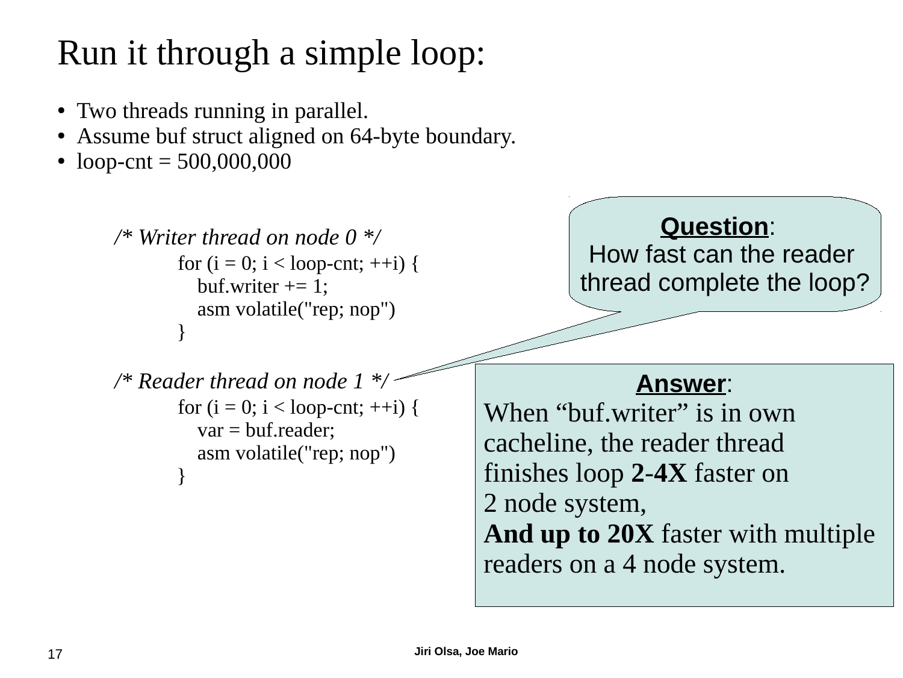# Run it through a simple loop:

- Two threads running in parallel.
- Assume buf struct aligned on 64-byte boundary.
- loop-cnt = 500,000,000

```
/* Writer thread on node 0 */
        for (i = 0; i < loop-cnt; ++i) {
            buf.writer += 1;
            asm volatile("rep; nop")
        }

/* Reader thread on node 1 */
        for (i = 0; i < loop-cnt; ++i) {
            var = buf.reader;
            asm volatile("rep; nop")
        }
```

**Question**:
How fast can the reader thread complete the loop?

**Answer**:
When "buf.writer" is in own cacheline, the reader thread finishes loop **2-4X** faster on 2 node system,
**And up to 20X** faster with multiple readers on a 4 node system.

Jiri Olsa, Joe Mario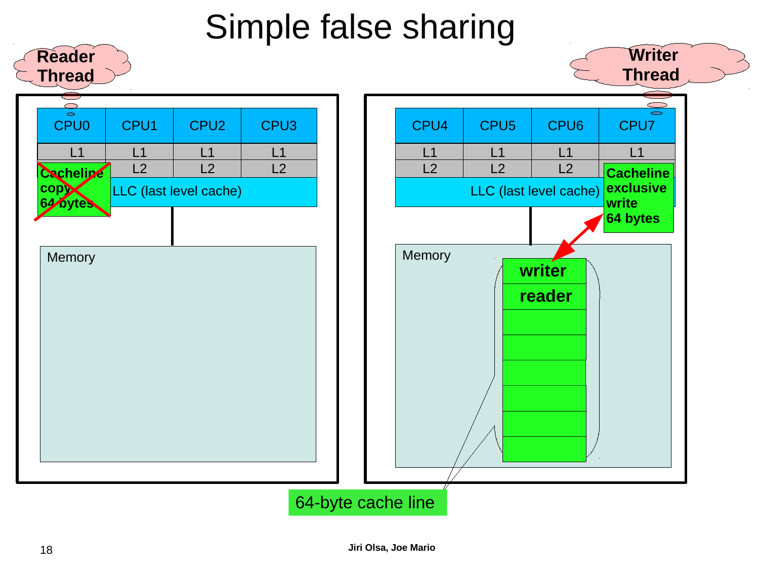# Simple false sharing

Reader Thread

Writer Thread

| CPU0 | CPU1 | CPU2 | CPU3 |
|---|---|---|---|
| L1 | L1 | L1 | L1 |
| L2 | L2 | L2 | L2 |

LLC (last level cache)

Cacheline copy 64 bytes

Memory

| CPU4 | CPU5 | CPU6 | CPU7 |
|---|---|---|---|
| L1 | L1 | L1 | L1 |
| L2 | L2 | L2 | L2 |

LLC (last level cache)

Cacheline exclusive write 64 bytes

Memory

writer

reader

64-byte cache line

Jiri Olsa, Joe Mario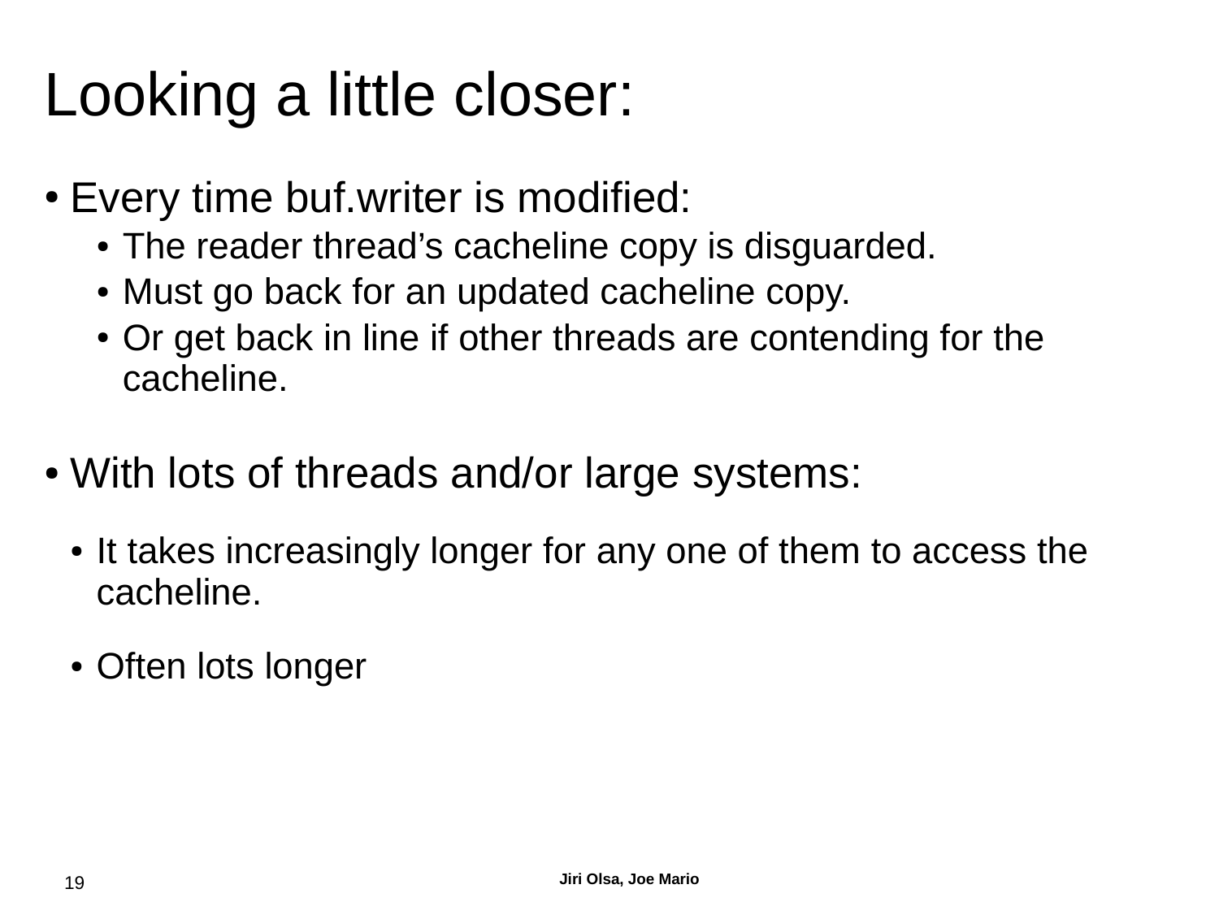# Looking a little closer:

- Every time buf.writer is modified:
  - The reader thread’s cacheline copy is disguarded.
  - Must go back for an updated cacheline copy.
  - Or get back in line if other threads are contending for the cacheline.

- With lots of threads and/or large systems:
  - It takes increasingly longer for any one of them to access the cacheline.
  - Often lots longer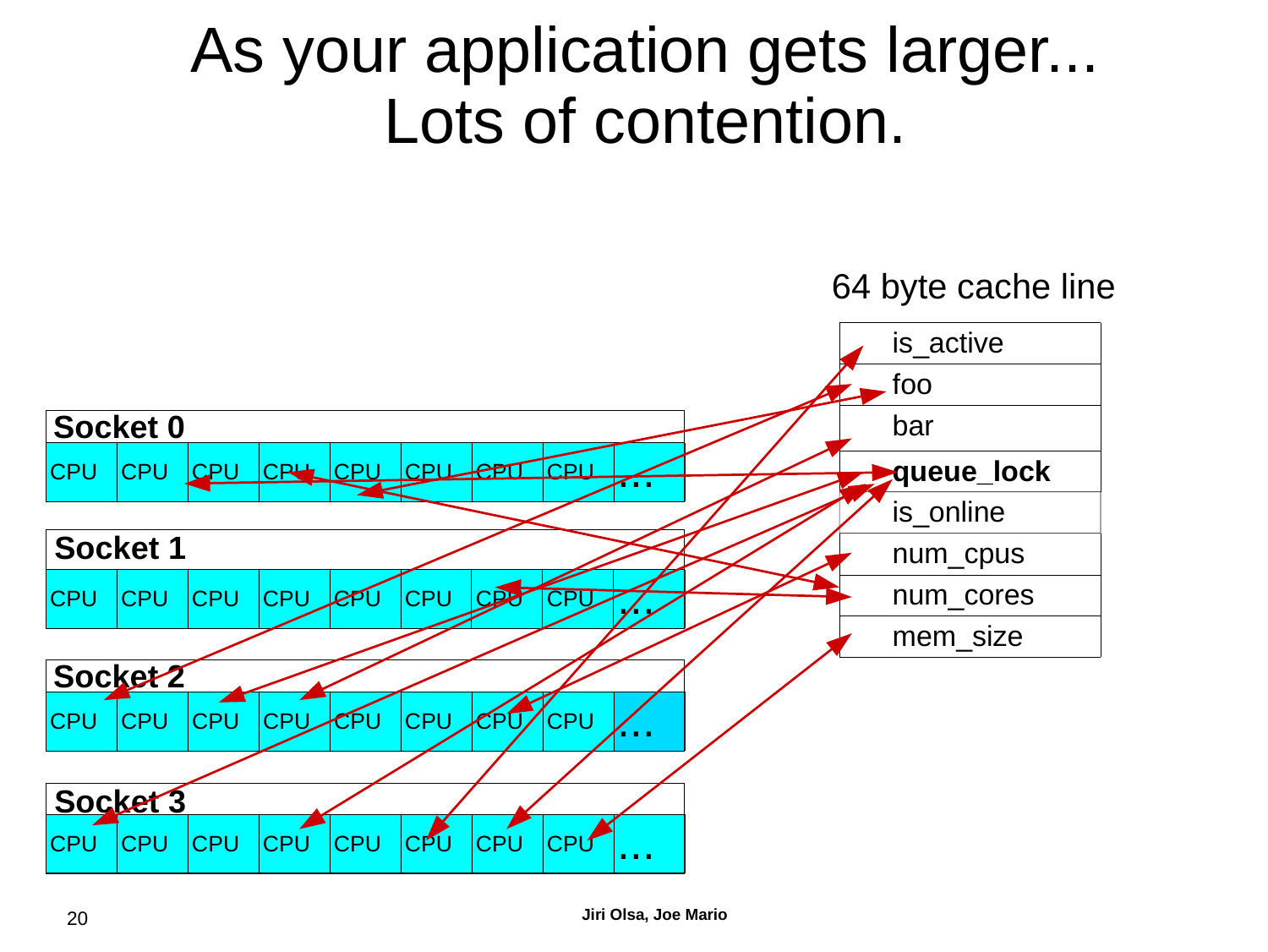# As your application gets larger... Lots of contention.

64 byte cache line

| |
|---|
| is_active |
| foo |
| bar |
| **queue_lock** |
| is_online |
| num_cpus |
| num_cores |
| mem_size |

**Socket 0**

| CPU | CPU | CPU | CPU | CPU | CPU | CPU | CPU | … |
|---|---|---|---|---|---|---|---|---|

**Socket 1**

| CPU | CPU | CPU | CPU | CPU | CPU | CPU | CPU | … |
|---|---|---|---|---|---|---|---|---|

**Socket 2**

| CPU | CPU | CPU | CPU | CPU | CPU | CPU | CPU | … |
|---|---|---|---|---|---|---|---|---|

**Socket 3**

| CPU | CPU | CPU | CPU | CPU | CPU | CPU | CPU | … |
|---|---|---|---|---|---|---|---|---|

Jiri Olsa, Joe Mario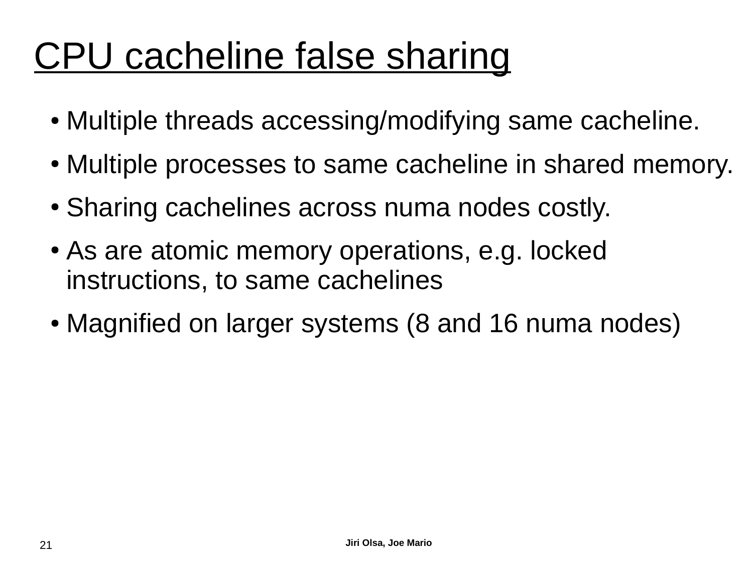# CPU cacheline false sharing

- Multiple threads accessing/modifying same cacheline.
- Multiple processes to same cacheline in shared memory.
- Sharing cachelines across numa nodes costly.
- As are atomic memory operations, e.g. locked instructions, to same cachelines
- Magnified on larger systems (8 and 16 numa nodes)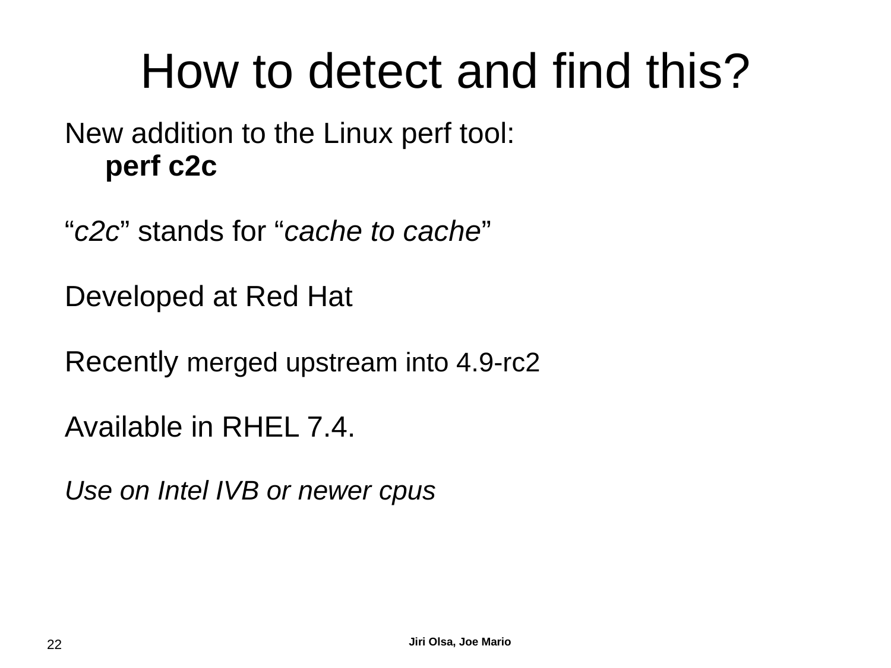# How to detect and find this?

New addition to the Linux perf tool:

**perf c2c**

“*c2c*” stands for “*cache to cache*”

Developed at Red Hat

Recently merged upstream into 4.9-rc2

Available in RHEL 7.4.

*Use on Intel IVB or newer cpus*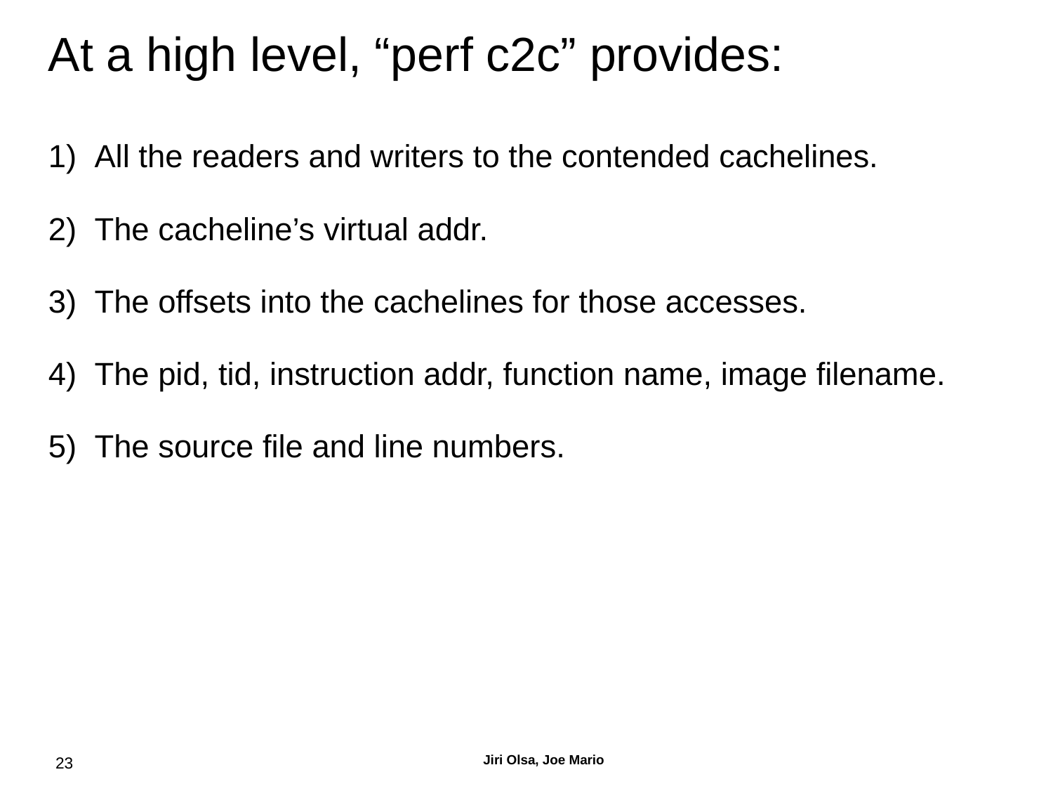# At a high level, “perf c2c” provides:

1) All the readers and writers to the contended cachelines.

2) The cacheline’s virtual addr.

3) The offsets into the cachelines for those accesses.

4) The pid, tid, instruction addr, function name, image filename.

5) The source file and line numbers.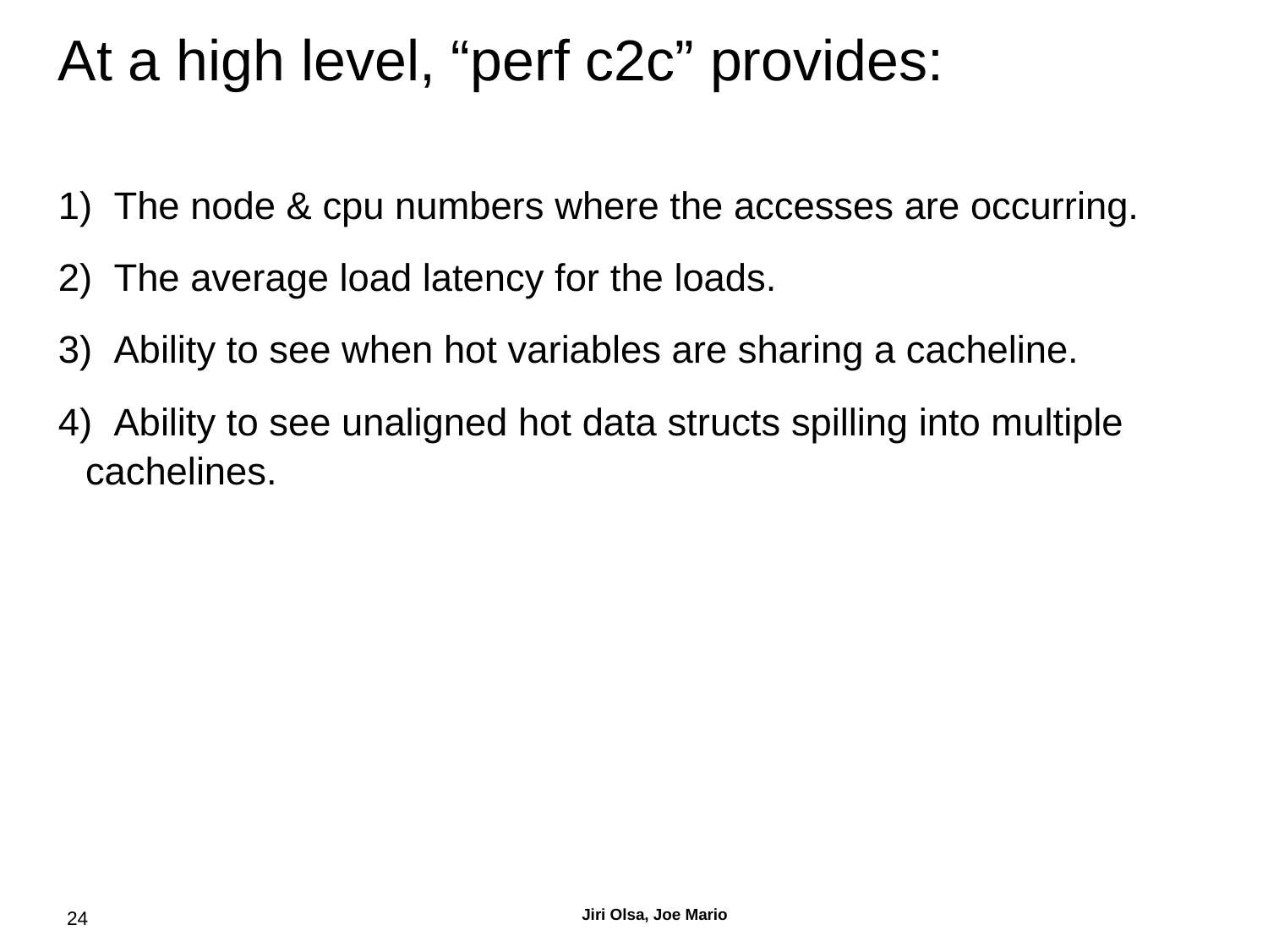# At a high level, “perf c2c” provides:

1) The node & cpu numbers where the accesses are occurring.
2) The average load latency for the loads.
3) Ability to see when hot variables are sharing a cacheline.
4) Ability to see unaligned hot data structs spilling into multiple cachelines.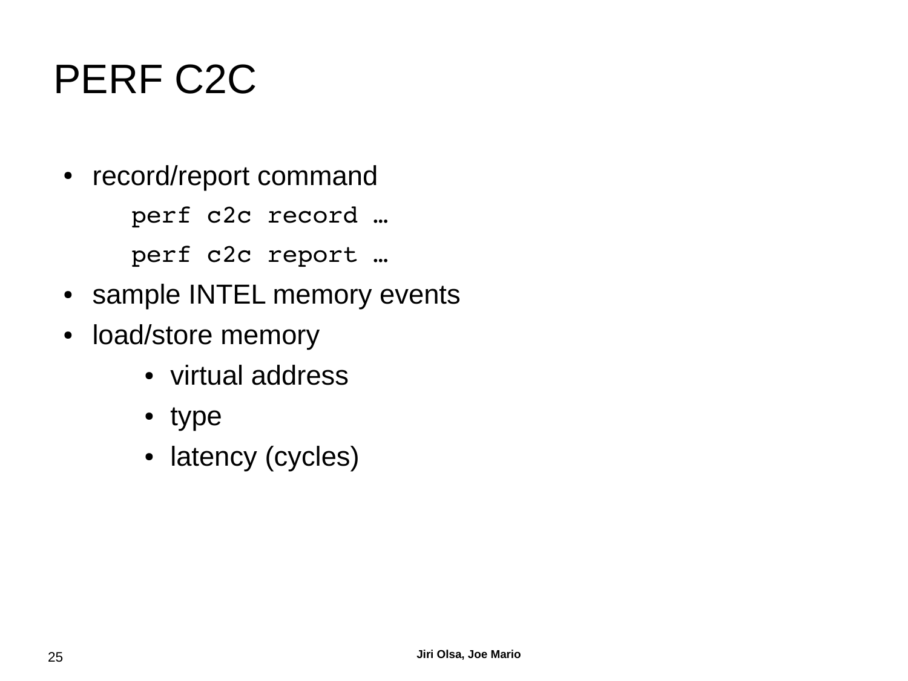# PERF C2C

- record/report command

```
perf c2c record …
perf c2c report …
```

- sample INTEL memory events
- load/store memory
    - virtual address
    - type
    - latency (cycles)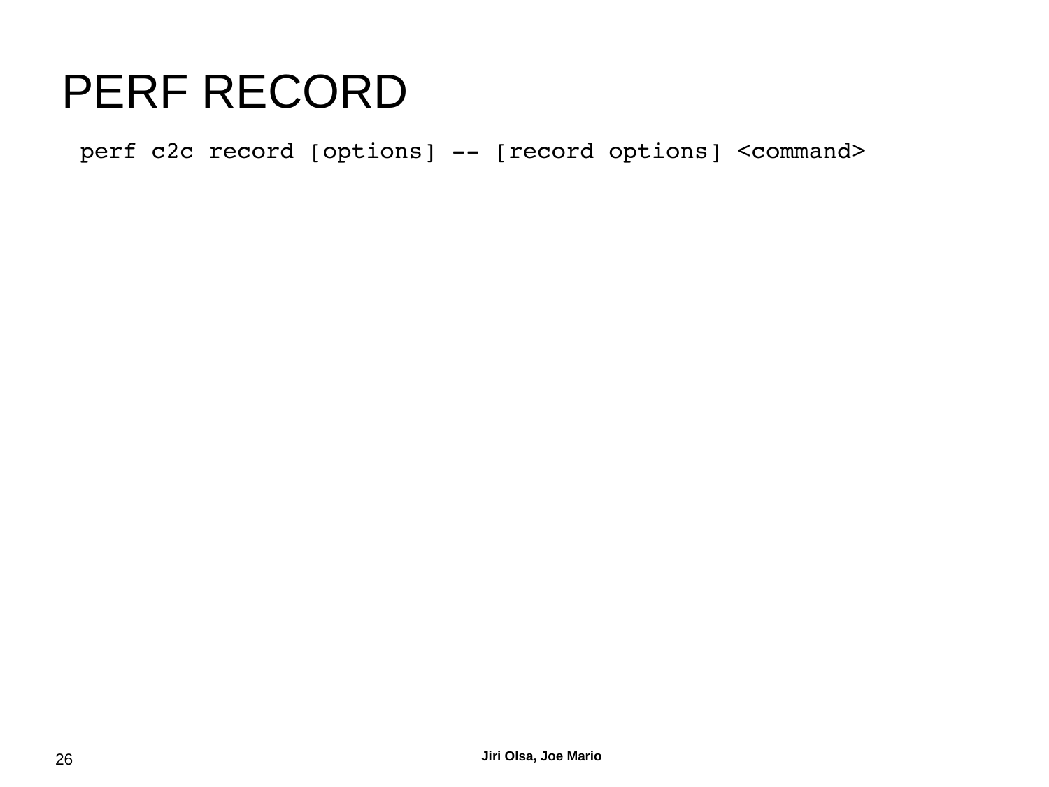# PERF RECORD

```
perf c2c record [options] -- [record options] <command>
```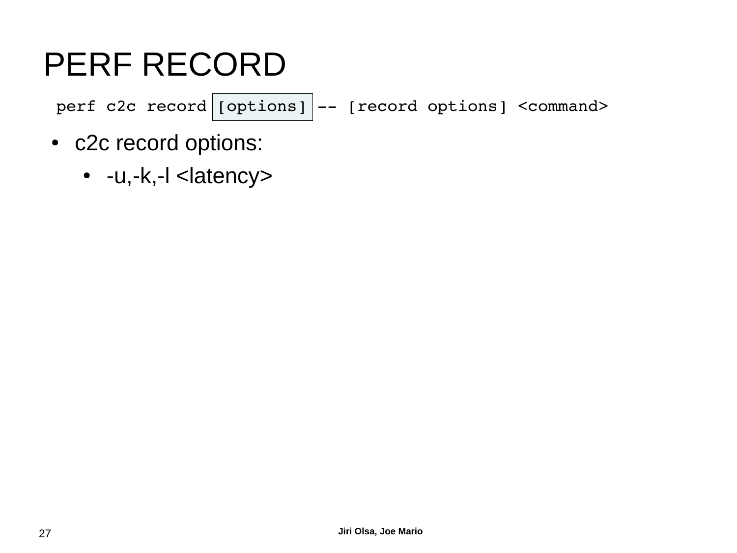# PERF RECORD

```
perf c2c record [options] -- [record options] <command>
```

- c2c record options:
  - -u,-k,-l <latency>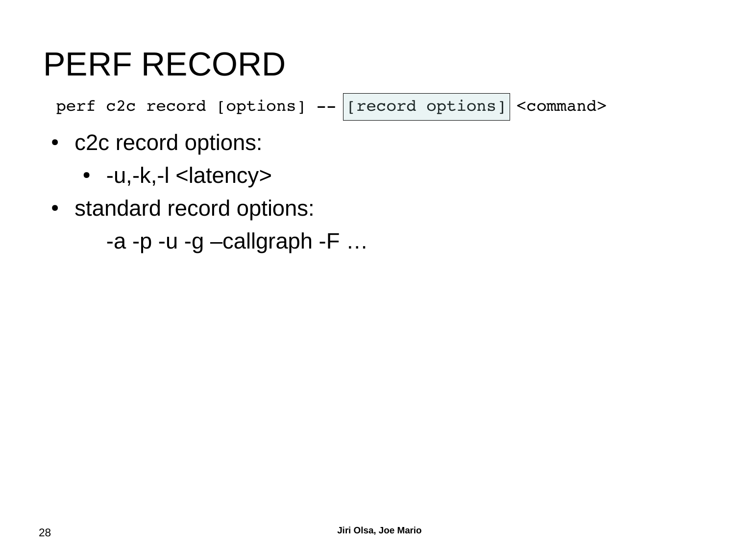# PERF RECORD

```
perf c2c record [options] -- [record options] <command>
```

- c2c record options:
  - -u,-k,-l <latency>
- standard record options:

  -a -p -u -g –callgraph -F …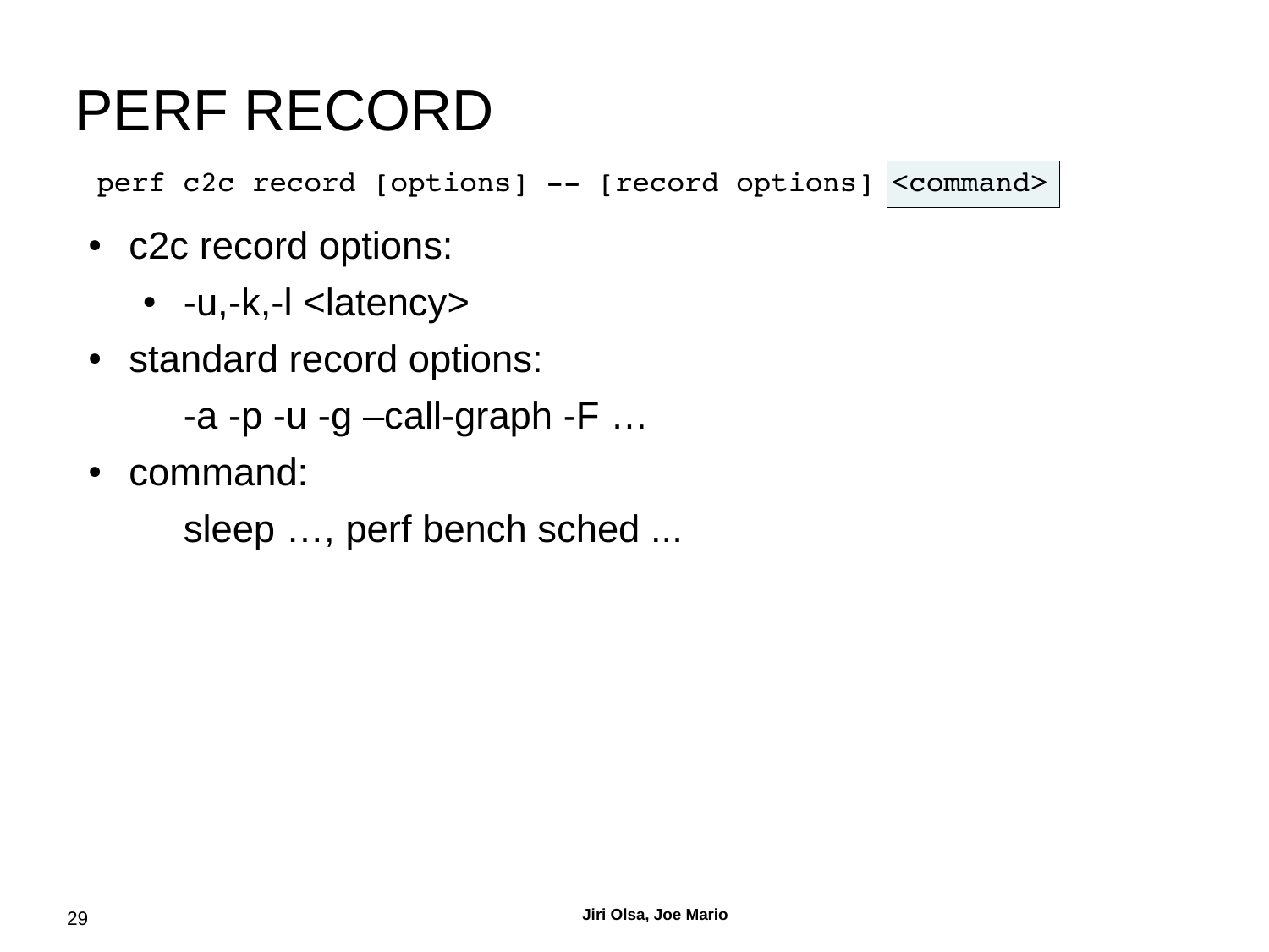# PERF RECORD

```
perf c2c record [options] -- [record options] <command>
```

- c2c record options:
  - -u,-k,-l <latency>
- standard record options:

  -a -p -u -g –call-graph -F …
- command:

  sleep …, perf bench sched ...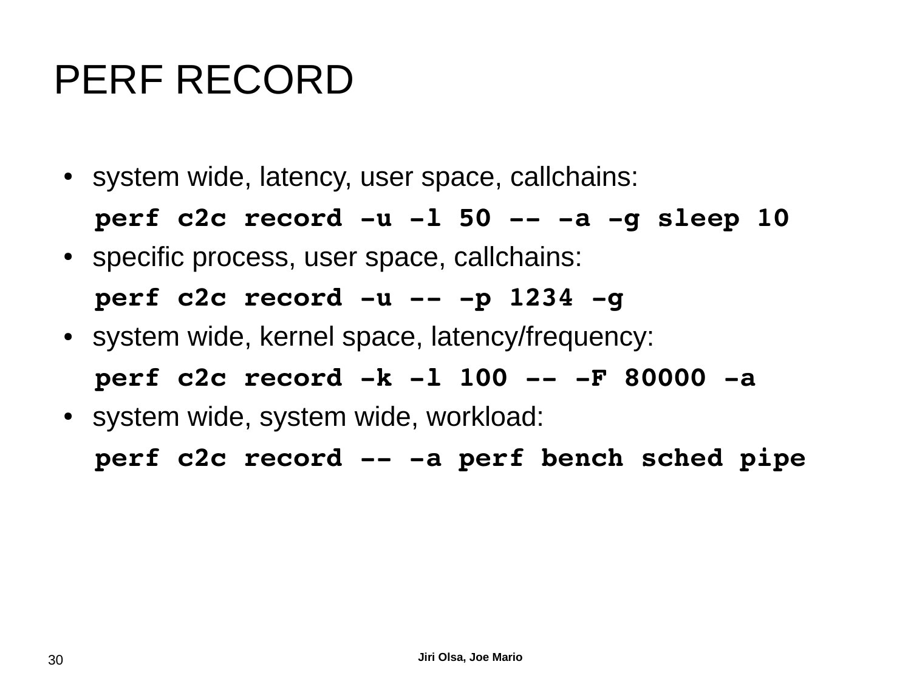# PERF RECORD

- system wide, latency, user space, callchains:

```
perf c2c record -u -l 50 -- -a -g sleep 10
```

- specific process, user space, callchains:

```
perf c2c record -u -- -p 1234 -g
```

- system wide, kernel space, latency/frequency:

```
perf c2c record -k -l 100 -- -F 80000 -a
```

- system wide, system wide, workload:

```
perf c2c record -- -a perf bench sched pipe
```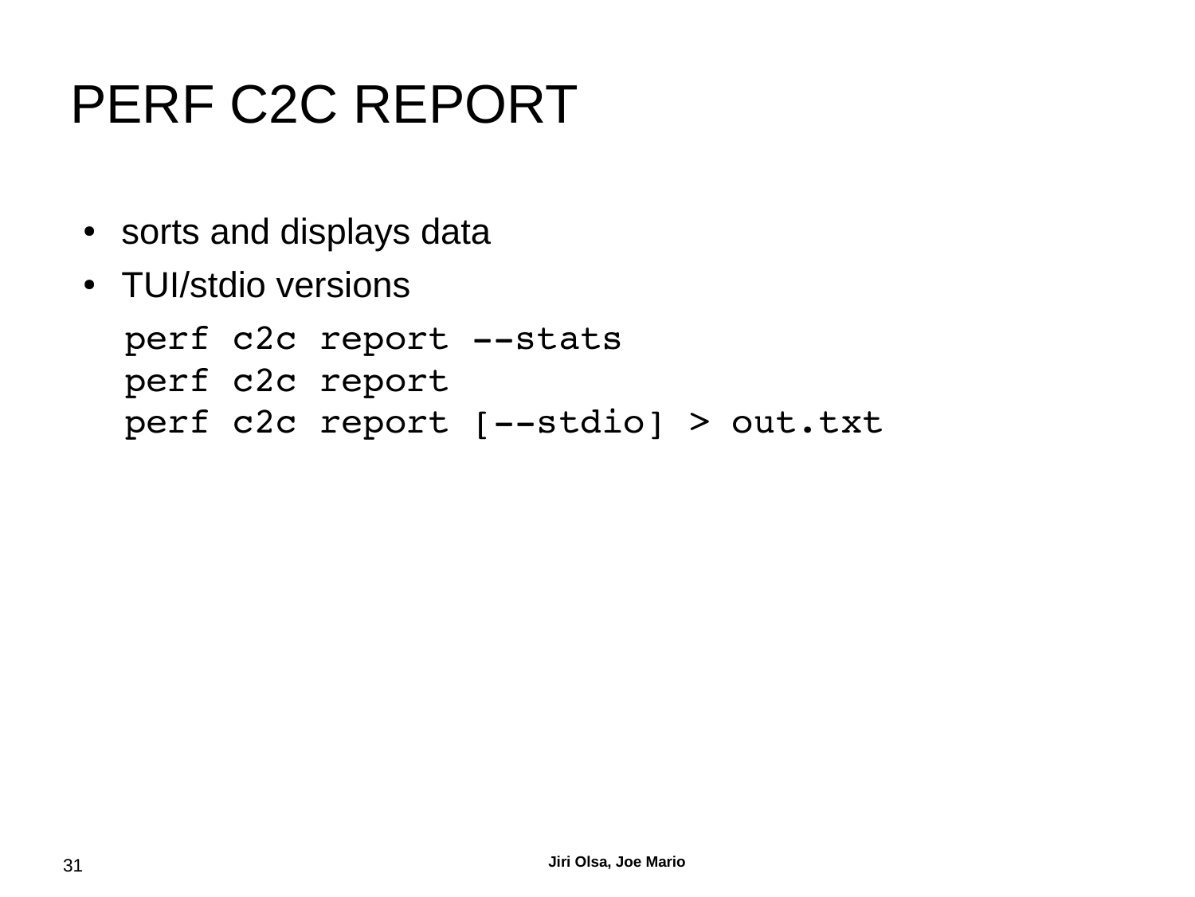# PERF C2C REPORT

- sorts and displays data
- TUI/stdio versions

```
perf c2c report --stats
perf c2c report
perf c2c report [--stdio] > out.txt
```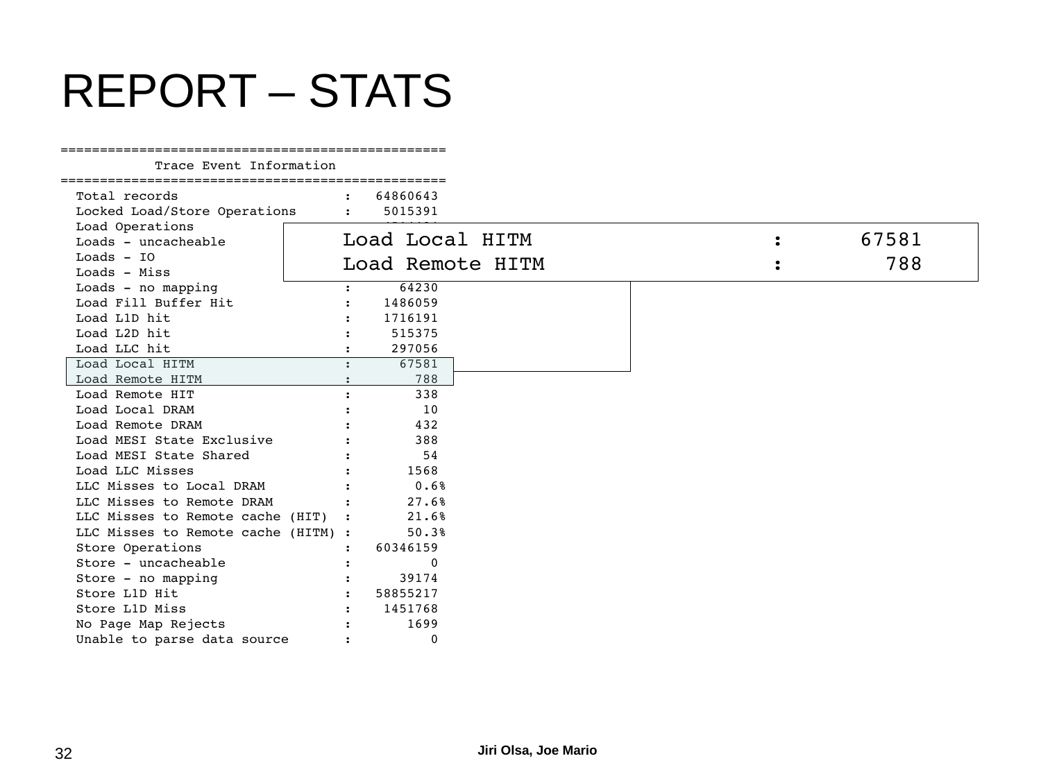# REPORT – STATS

```
=================================================
            Trace Event Information
=================================================
  Total records                     :   64860643
  Locked Load/Store Operations      :    5015391
  Load Operations                   :
  Loads - uncacheable               :
  Loads - IO                        :
  Loads - Miss                      :
  Loads - no mapping                :      64230
  Load Fill Buffer Hit              :    1486059
  Load L1D hit                      :    1716191
  Load L2D hit                      :     515375
  Load LLC hit                      :     297056
  Load Local HITM                   :      67581
  Load Remote HITM                  :        788
  Load Remote HIT                   :        338
  Load Local DRAM                   :         10
  Load Remote DRAM                  :        432
  Load MESI State Exclusive         :        388
  Load MESI State Shared            :         54
  Load LLC Misses                   :       1568
  LLC Misses to Local DRAM          :       0.6%
  LLC Misses to Remote DRAM         :      27.6%
  LLC Misses to Remote cache (HIT)  :      21.6%
  LLC Misses to Remote cache (HITM) :      50.3%
  Store Operations                  :   60346159
  Store - uncacheable               :          0
  Store - no mapping                :      39174
  Store L1D Hit                     :   58855217
  Store L1D Miss                    :    1451768
  No Page Map Rejects               :       1699
  Unable to parse data source       :          0
```

```
Load Local HITM                              :      67581
Load Remote HITM                             :        788
```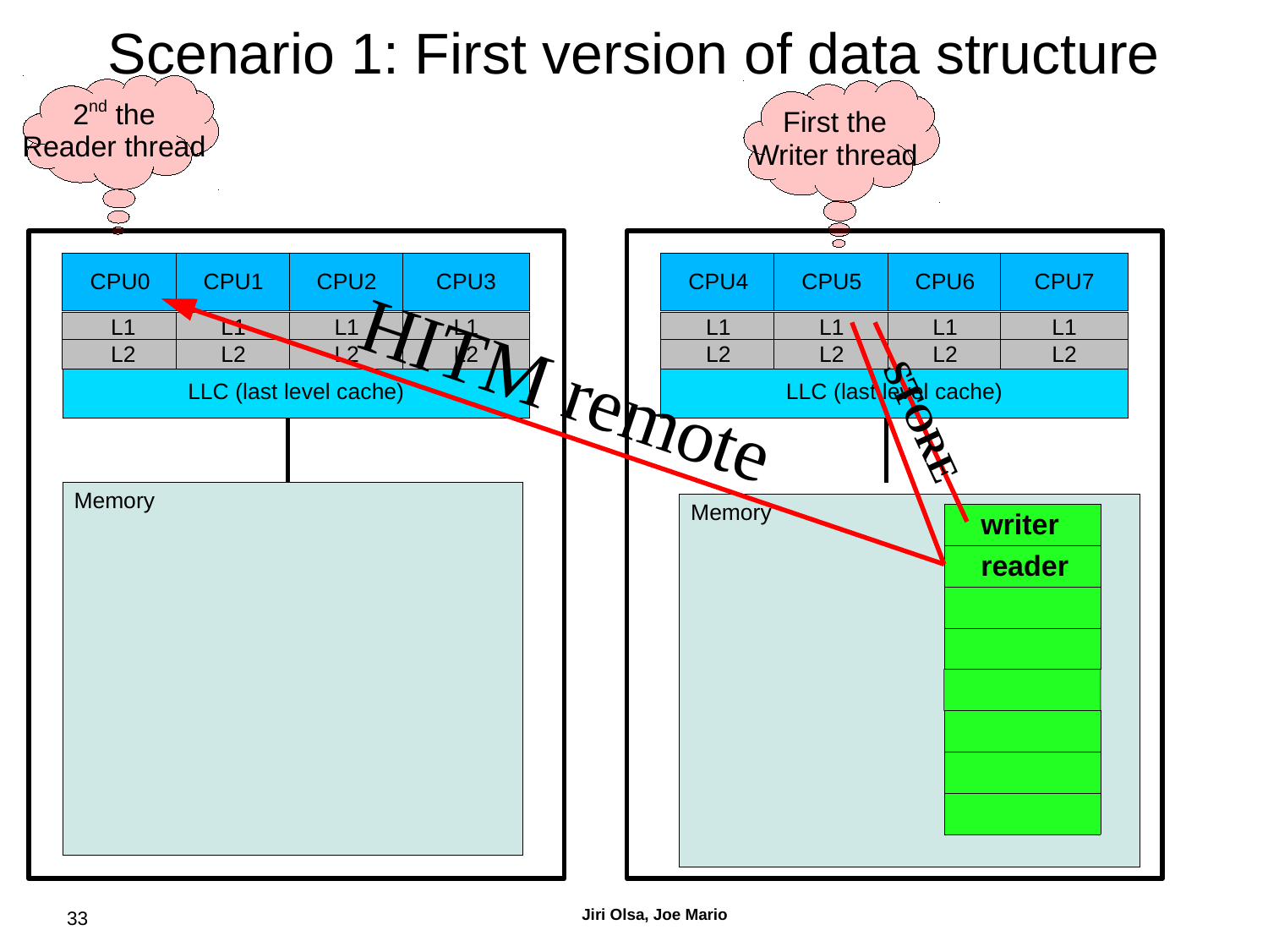# Scenario 1: First version of data structure

2nd the Reader thread

First the Writer thread

| CPU0 | CPU1 | CPU2 | CPU3 |
| --- | --- | --- | --- |
| L1 | L1 | L1 | L1 |
| L2 | L2 | L2 | L2 |

LLC (last level cache)

Memory

| CPU4 | CPU5 | CPU6 | CPU7 |
| --- | --- | --- | --- |
| L1 | L1 | L1 | L1 |
| L2 | L2 | L2 | L2 |

LLC (last level cache)

Memory

**writer**

**reader**

HITM remote

STORE

Jiri Olsa, Joe Mario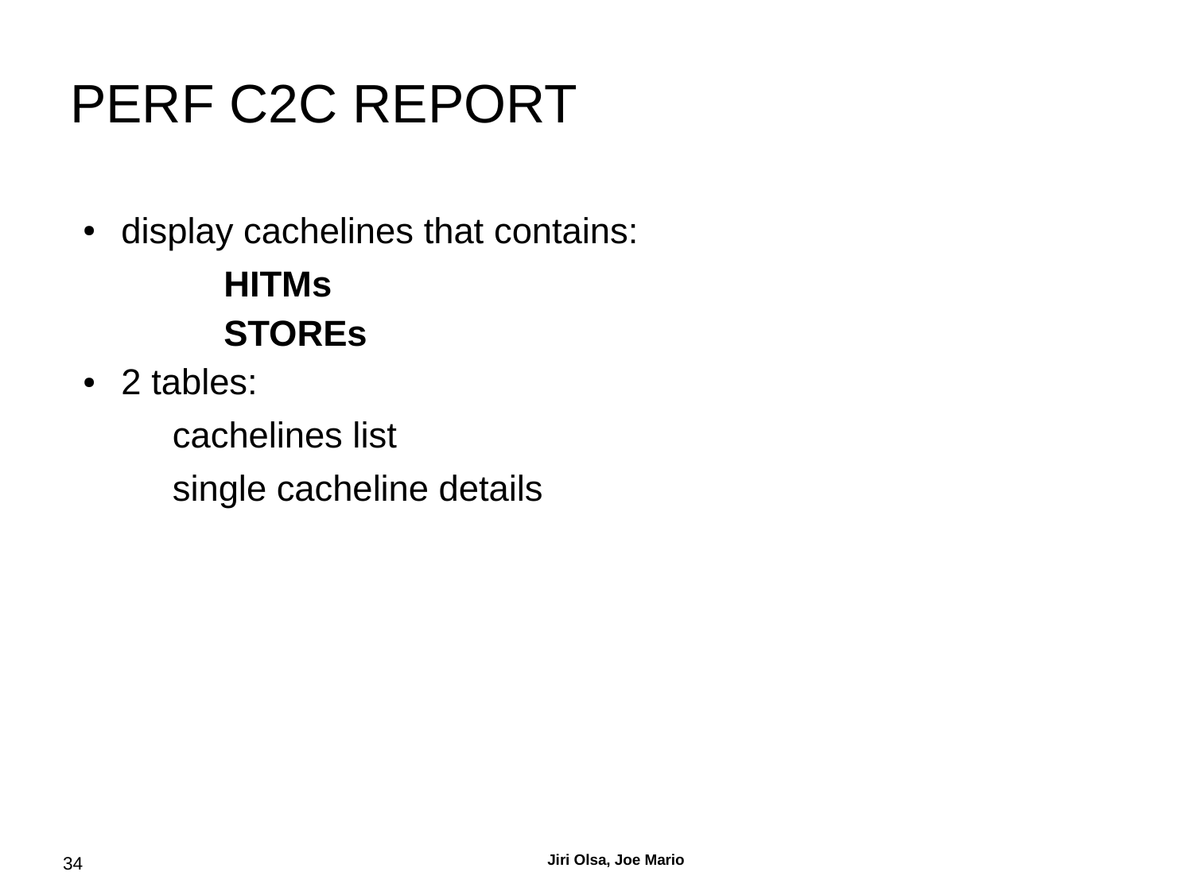# PERF C2C REPORT

- display cachelines that contains:
  - **HITMs**
  - **STOREs**
- 2 tables:
  - cachelines list
  - single cacheline details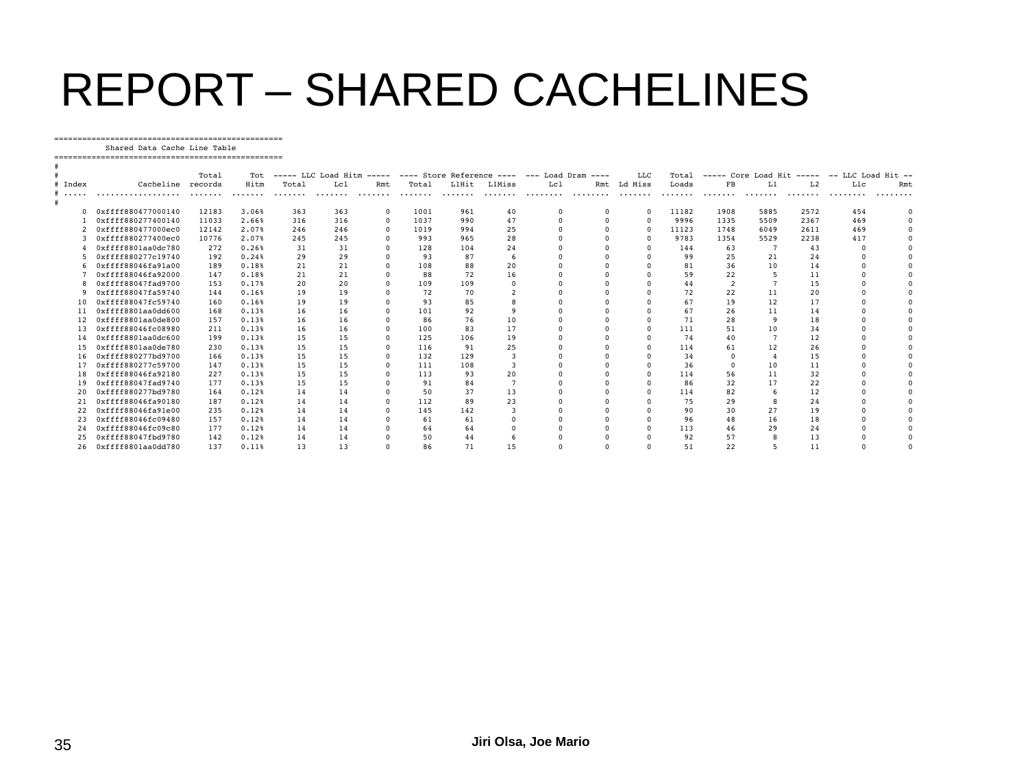# REPORT – SHARED CACHELINES

```
=================================================
           Shared Data Cache Line Table
=================================================
#
#                             Total      Tot  ----- LLC Load Hitm -----  ---- Store Reference ----  --- Load Dram ----      LLC    Total  ----- Core Load Hit -----  -- LLC Load Hit --
# Index           Cacheline  records     Hitm    Total      Lcl      Rmt    Total    L1Hit   L1Miss       Lcl       Rmt  Ld Miss    Loads       FB       L1       L2       Llc       Rmt
# .....  ..................  .......  .......  .......  .......  .......  .......  .......  .......  ........  ........  .......  .......  .......  .......  .......  ........  ........
#
      0  0xffff880477000140    12183    3.06%      363      363        0     1001      961       40         0         0        0    11182     1908     5885     2572       454         0
      1  0xffff880277400140    11033    2.66%      316      316        0     1037      990       47         0         0        0     9996     1335     5509     2367       469         0
      2  0xffff880477000ec0    12142    2.07%      246      246        0     1019      994       25         0         0        0    11123     1748     6049     2611       469         0
      3  0xffff880277400ec0    10776    2.07%      245      245        0      993      965       28         0         0        0     9783     1354     5529     2238       417         0
      4  0xffff8801aa0dc780      272    0.26%       31       31        0      128      104       24         0         0        0      144       63        7       43         0         0
      5  0xffff880277c19740      192    0.24%       29       29        0       93       87        6         0         0        0       99       25       21       24         0         0
      6  0xffff88046fa91a00      189    0.18%       21       21        0      108       88       20         0         0        0       81       36       10       14         0         0
      7  0xffff88046fa92000      147    0.18%       21       21        0       88       72       16         0         0        0       59       22        5       11         0         0
      8  0xffff88047fad9700      153    0.17%       20       20        0      109      109        0         0         0        0       44        2        7       15         0         0
      9  0xffff88047fa59740      144    0.16%       19       19        0       72       70        2         0         0        0       72       22       11       20         0         0
     10  0xffff88047fc59740      160    0.16%       19       19        0       93       85        8         0         0        0       67       19       12       17         0         0
     11  0xffff8801aa0dd600      168    0.13%       16       16        0      101       92        9         0         0        0       67       26       11       14         0         0
     12  0xffff8801aa0de800      157    0.13%       16       16        0       86       76       10         0         0        0       71       28        9       18         0         0
     13  0xffff88046fc08980      211    0.13%       16       16        0      100       83       17         0         0        0      111       51       10       34         0         0
     14  0xffff8801aa0dc600      199    0.13%       15       15        0      125      106       19         0         0        0       74       40        7       12         0         0
     15  0xffff8801aa0de780      230    0.13%       15       15        0      116       91       25         0         0        0      114       61       12       26         0         0
     16  0xffff880277bd9700      166    0.13%       15       15        0      132      129        3         0         0        0       34        0        4       15         0         0
     17  0xffff880277c59700      147    0.13%       15       15        0      111      108        3         0         0        0       36        0       10       11         0         0
     18  0xffff88046fa92180      227    0.13%       15       15        0      113       93       20         0         0        0      114       56       11       32         0         0
     19  0xffff88047fad9740      177    0.13%       15       15        0       91       84        7         0         0        0       86       32       17       22         0         0
     20  0xffff880277bd9780      164    0.12%       14       14        0       50       37       13         0         0        0      114       82        6       12         0         0
     21  0xffff88046fa90180      187    0.12%       14       14        0      112       89       23         0         0        0       75       29        8       24         0         0
     22  0xffff88046fa91e00      235    0.12%       14       14        0      145      142        3         0         0        0       90       30       27       19         0         0
     23  0xffff88046fc09480      157    0.12%       14       14        0       61       61        0         0         0        0       96       48       16       18         0         0
     24  0xffff88046fc09c80      177    0.12%       14       14        0       64       64        0         0         0        0      113       46       29       24         0         0
     25  0xffff88047fbd9780      142    0.12%       14       14        0       50       44        6         0         0        0       92       57        8       13         0         0
     26  0xffff8801aa0dd780      137    0.11%       13       13        0       86       71       15         0         0        0       51       22        5       11         0         0
```

Jiri Olsa, Joe Mario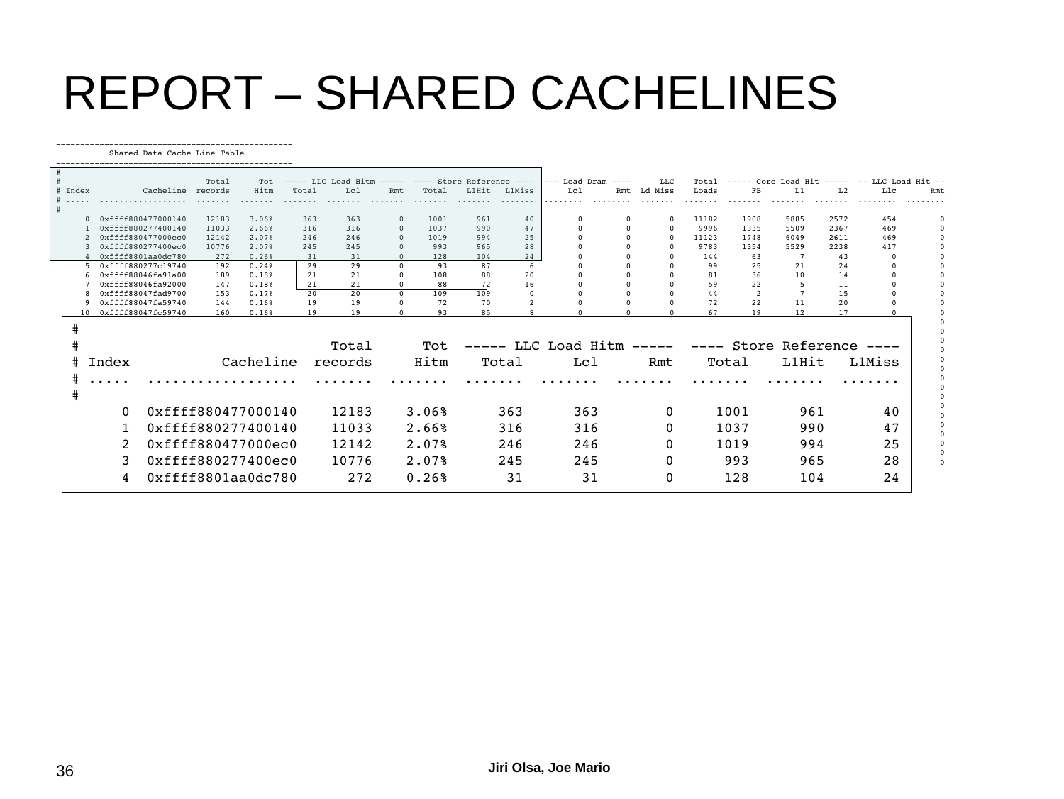# REPORT – SHARED CACHELINES

```
=================================================
           Shared Data Cache Line Table
=================================================
#
#                             Total      Tot  ----- LLC Load Hitm -----  ---- Store Reference ----  --- Load Dram ----      LLC    Total  ----- Core Load Hit -----  -- LLC Load Hit --
# Index           Cacheline  records     Hitm    Total      Lcl      Rmt    Total    L1Hit   L1Miss       Lcl       Rmt  Ld Miss    Loads       FB       L1       L2       Llc       Rmt
# .....  ..................  .......  .......  .......  .......  .......  .......  .......  .......  ........  ........  .......  .......  .......  .......  .......  ........  ........
#
      0  0xffff880477000140    12183    3.06%      363      363        0     1001      961       40         0         0        0    11182     1908     5885     2572       454         0
      1  0xffff880277400140    11033    2.66%      316      316        0     1037      990       47         0         0        0     9996     1335     5509     2367       469         0
      2  0xffff880477000ec0    12142    2.07%      246      246        0     1019      994       25         0         0        0    11123     1748     6049     2611       469         0
      3  0xffff880277400ec0    10776    2.07%      245      245        0      993      965       28         0         0        0     9783     1354     5529     2238       417         0
      4  0xffff8801aa0dc780      272    0.26%       31       31        0      128      104       24         0         0        0      144       63        7       43         0         0
      5  0xffff880277c19740      192    0.24%       29       29        0       93       87        6         0         0        0       99       25       21       24         0         0
      6  0xffff88046fa91a00      189    0.18%       21       21        0      108       88       20         0         0        0       81       36       10       14         0         0
      7  0xffff88046fa92000      147    0.18%       21       21        0       88       72       16         0         0        0       59       22        5       11         0         0
      8  0xffff88047fad9700      153    0.17%       20       20        0      109      109        0         0         0        0       44        2        7       15         0         0
      9  0xffff88047fa59740      144    0.16%       19       19        0       72       70        2         0         0        0       72       22       11       20         0         0
     10  0xffff88047fc59740      160    0.16%       19       19        0       93       85        8         0         0        0       67       19       12       17         0         0
```

```
#
#                             Total      Tot  ----- LLC Load Hitm -----  ---- Store Reference ----
# Index           Cacheline  records     Hitm    Total      Lcl      Rmt    Total    L1Hit   L1Miss
# .....  ..................  .......  .......  .......  .......  .......  .......  .......  .......
#
      0  0xffff880477000140    12183    3.06%      363      363        0     1001      961       40
      1  0xffff880277400140    11033    2.66%      316      316        0     1037      990       47
      2  0xffff880477000ec0    12142    2.07%      246      246        0     1019      994       25
      3  0xffff880277400ec0    10776    2.07%      245      245        0      993      965       28
      4  0xffff8801aa0dc780      272    0.26%       31       31        0      128      104       24
```

Jiri Olsa, Joe Mario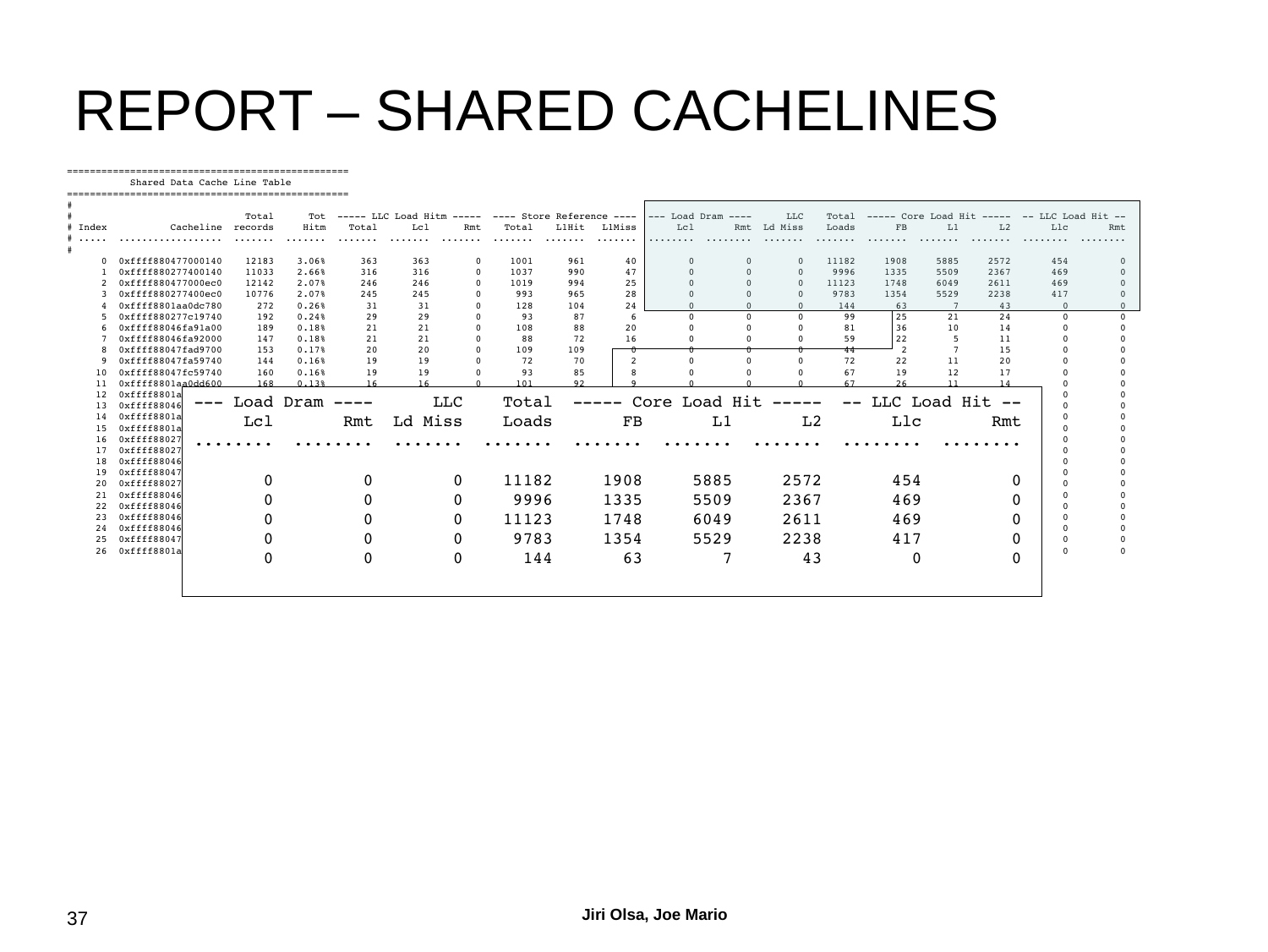# REPORT – SHARED CACHELINES

```
=================================================
           Shared Data Cache Line Table
=================================================
#
#                              Total      Tot  ----- LLC Load Hitm -----  ---- Store Reference ----  --- Load Dram ----      LLC    Total  ----- Core Load Hit -----  -- LLC Load Hit --
# Index           Cacheline  records     Hitm    Total      Lcl      Rmt    Total    L1Hit   L1Miss       Lcl       Rmt  Ld Miss    Loads       FB       L1       L2       Llc       Rmt
# .....  ..................  .......  .......  .......  .......  .......  .......  .......  .......  ........  ........  .......  .......  .......  .......  .......  ........  ........
#
      0  0xffff880477000140    12183    3.06%      363      363        0     1001      961       40         0         0        0    11182     1908     5885     2572       454         0
      1  0xffff880277400140    11033    2.66%      316      316        0     1037      990       47         0         0        0     9996     1335     5509     2367       469         0
      2  0xffff880477000ec0    12142    2.07%      246      246        0     1019      994       25         0         0        0    11123     1748     6049     2611       469         0
      3  0xffff880277400ec0    10776    2.07%      245      245        0      993      965       28         0         0        0     9783     1354     5529     2238       417         0
      4  0xffff8801aa0dc780      272    0.26%       31       31        0      128      104       24         0         0        0      144       63        7       43         0         0
      5  0xffff880277c19740      192    0.24%       29       29        0       93       87        6         0         0        0       99       25       21       24         0         0
      6  0xffff88046fa91a00      189    0.18%       21       21        0      108       88       20         0         0        0       81       36       10       14         0         0
      7  0xffff88046fa92000      147    0.18%       21       21        0       88       72       16         0         0        0       59       22        5       11         0         0
      8  0xffff88047fad9700      153    0.17%       20       20        0      109      109        0         0         0        0       44        2        7       15         0         0
      9  0xffff88047fa59740      144    0.16%       19       19        0       72       70        2         0         0        0       72       22       11       20         0         0
     10  0xffff88047fc59740      160    0.16%       19       19        0       93       85        8         0         0        0       67       19       12       17         0         0
     11  0xffff8801aa0dd600      168    0.13%       16       16        0      101       92        9         0         0        0       67       26       11       14         0         0
     12  0xffff8801a                                                                                                                                                             0         0
     13  0xffff88046                                                                                                                                                             0         0
     14  0xffff8801a                                                                                                                                                             0         0
     15  0xffff8801a                                                                                                                                                             0         0
     16  0xffff88027                                                                                                                                                             0         0
     17  0xffff88027                                                                                                                                                             0         0
     18  0xffff88046                                                                                                                                                             0         0
     19  0xffff88047                                                                                                                                                             0         0
     20  0xffff88027                                                                                                                                                             0         0
     21  0xffff88046                                                                                                                                                             0         0
     22  0xffff88046                                                                                                                                                             0         0
     23  0xffff88046                                                                                                                                                             0         0
     24  0xffff88046                                                                                                                                                             0         0
     25  0xffff88047                                                                                                                                                             0         0
     26  0xffff8801a                                                                                                                                                             0         0
```

```
--- Load Dram ----      LLC    Total  ----- Core Load Hit -----  -- LLC Load Hit --
     Lcl       Rmt  Ld Miss    Loads       FB       L1       L2       Llc       Rmt
........  ........  .......  .......  .......  .......  .......  ........  ........

       0         0        0    11182     1908     5885     2572       454         0
       0         0        0     9996     1335     5509     2367       469         0
       0         0        0    11123     1748     6049     2611       469         0
       0         0        0     9783     1354     5529     2238       417         0
       0         0        0      144       63        7       43         0         0
```

**Jiri Olsa, Joe Mario**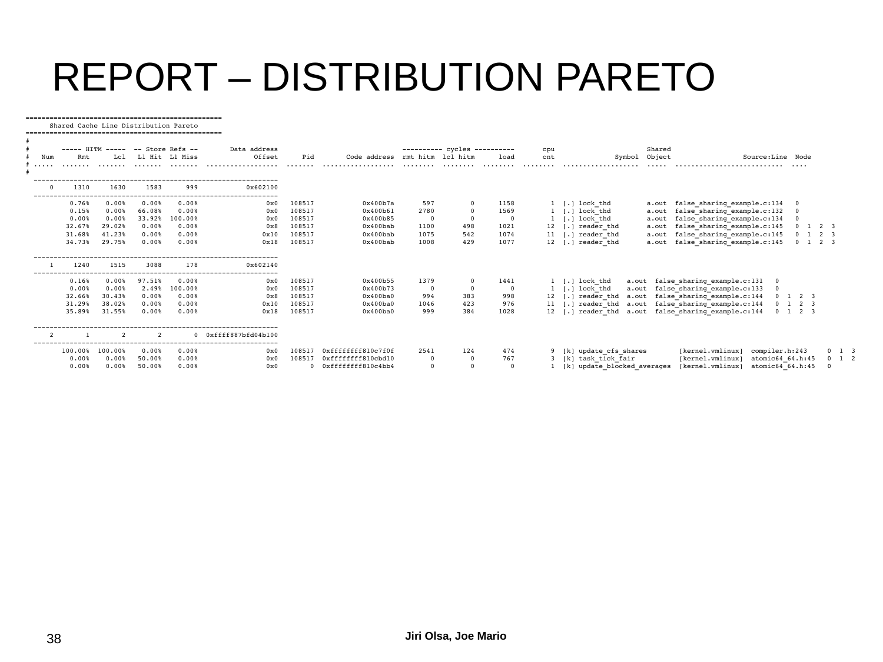# REPORT – DISTRIBUTION PARETO

```
=================================================
      Shared Cache Line Distribution Pareto
=================================================
#
#        ----- HITM -----  -- Store Refs --        Data address                               ---------- cycles ----------       cpu                     Shared
#   Num      Rmt      Lcl   L1 Hit  L1 Miss              Offset      Pid        Code address  rmt hitm  lcl hitm      load       cnt              Symbol  Object                Source:Line  Node
# .....  .......  .......  .......  .......  ..................  .......  ..................  ........  ........  ........  ........  ..................  .....  ..........................  ....
#
  -------------------------------------------------------------
      0     1310     1630     1583      999            0x602100
  -------------------------------------------------------------
          0.76%    0.00%    0.00%    0.00%                 0x0   108517            0x400b7a       597         0      1158         1  [.] lock_thd         a.out  false_sharing_example.c:134   0
          0.15%    0.00%   66.08%    0.00%                 0x0   108517            0x400b61      2780         0      1569         1  [.] lock_thd         a.out  false_sharing_example.c:132   0
          0.00%    0.00%   33.92%  100.00%                 0x0   108517            0x400b85         0         0         0         1  [.] lock_thd         a.out  false_sharing_example.c:134   0
         32.67%   29.02%    0.00%    0.00%                 0x8   108517            0x400bab      1100       498      1021        12  [.] reader_thd       a.out  false_sharing_example.c:145   0  1  2  3
         31.68%   41.23%    0.00%    0.00%                0x10   108517            0x400bab      1075       542      1074        11  [.] reader_thd       a.out  false_sharing_example.c:145   0  1  2  3
         34.73%   29.75%    0.00%    0.00%                0x18   108517            0x400bab      1008       429      1077        12  [.] reader_thd       a.out  false_sharing_example.c:145   0  1  2  3

  -------------------------------------------------------------
      1     1240     1515     3088      178            0x602140
  -------------------------------------------------------------
          0.16%    0.00%   97.51%    0.00%                 0x0   108517            0x400b55      1379         0      1441         1  [.] lock_thd    a.out  false_sharing_example.c:131   0
          0.00%    0.00%    2.49%  100.00%                 0x0   108517            0x400b73         0         0         0         1  [.] lock_thd    a.out  false_sharing_example.c:133   0
         32.66%   30.43%    0.00%    0.00%                 0x8   108517            0x400ba0       994       383       998        12  [.] reader_thd  a.out  false_sharing_example.c:144   0  1  2  3
         31.29%   38.02%    0.00%    0.00%                0x10   108517            0x400ba0      1046       423       976        11  [.] reader_thd  a.out  false_sharing_example.c:144   0  1  2  3
         35.89%   31.55%    0.00%    0.00%                0x18   108517            0x400ba0       999       384      1028        12  [.] reader_thd  a.out  false_sharing_example.c:144   0  1  2  3

  -------------------------------------------------------------
      2        1        2        2        0  0xffff887bfd04b100
  -------------------------------------------------------------
        100.00%  100.00%    0.00%    0.00%                 0x0   108517  0xffffffff810c7f0f      2541       124       474         9  [k] update_cfs_shares        [kernel.vmlinux]  compiler.h:243     0  1  3
          0.00%    0.00%   50.00%    0.00%                 0x0   108517  0xffffffff810cbd10         0         0       767         3  [k] task_tick_fair           [kernel.vmlinux]  atomic64_64.h:45   0  1  2
          0.00%    0.00%   50.00%    0.00%                 0x0        0  0xffffffff810c4bb4         0         0         0         1  [k] update_blocked_averages  [kernel.vmlinux]  atomic64_64.h:45   0
```

Jiri Olsa, Joe Mario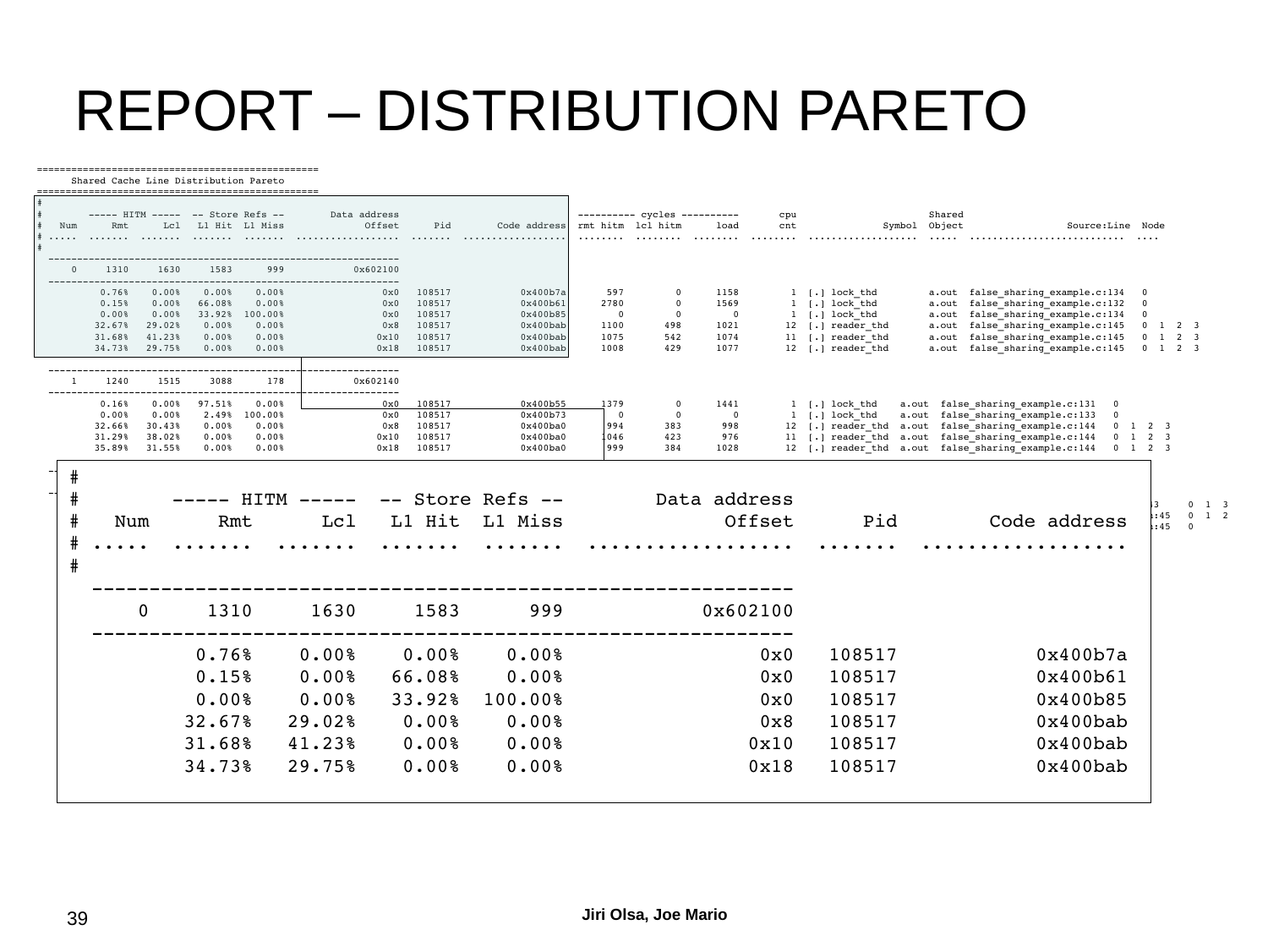# REPORT – DISTRIBUTION PARETO

```
=================================================
      Shared Cache Line Distribution Pareto
=================================================
#
#        ----- HITM -----  -- Store Refs --        Data address                              ---------- cycles ----------       cpu                      Shared
#   Num      Rmt      Lcl   L1 Hit  L1 Miss              Offset      Pid        Code address  rmt hitm  lcl hitm      load       cnt             Symbol  Object               Source:Line  Node
# .....  .......  .......  .......  .......  ..................  .......  ..................  ........  ........  ........  ........  ..................  .....  ..........................  ....
#
  -------------------------------------------------------------
      0     1310     1630     1583      999            0x602100
  -------------------------------------------------------------
           0.76%    0.00%    0.00%    0.00%                 0x0   108517            0x400b7a       597         0      1158         1  [.] lock_thd         a.out  false_sharing_example.c:134   0
           0.15%    0.00%   66.08%    0.00%                 0x0   108517            0x400b61      2780         0      1569         1  [.] lock_thd         a.out  false_sharing_example.c:132   0
           0.00%    0.00%   33.92%  100.00%                 0x0   108517            0x400b85         0         0         0         1  [.] lock_thd         a.out  false_sharing_example.c:134   0
          32.67%   29.02%    0.00%    0.00%                 0x8   108517            0x400bab      1100       498      1021        12  [.] reader_thd       a.out  false_sharing_example.c:145   0  1  2  3
          31.68%   41.23%    0.00%    0.00%                0x10   108517            0x400bab      1075       542      1074        11  [.] reader_thd       a.out  false_sharing_example.c:145   0  1  2  3
          34.73%   29.75%    0.00%    0.00%                0x18   108517            0x400bab      1008       429      1077        12  [.] reader_thd       a.out  false_sharing_example.c:145   0  1  2  3

  -------------------------------------------------------------
      1     1240     1515     3088      178            0x602140
  -------------------------------------------------------------
           0.16%    0.00%   97.51%    0.00%                 0x0   108517            0x400b55      1379         0      1441         1  [.] lock_thd    a.out  false_sharing_example.c:131   0
           0.00%    0.00%    2.49%  100.00%                 0x0   108517            0x400b73         0         0         0         1  [.] lock_thd    a.out  false_sharing_example.c:133   0
          32.66%   30.43%    0.00%    0.00%                 0x8   108517            0x400ba0       994       383       998        12  [.] reader_thd  a.out  false_sharing_example.c:144   0  1  2  3
          31.29%   38.02%    0.00%    0.00%                0x10   108517            0x400ba0      1046       423       976        11  [.] reader_thd  a.out  false_sharing_example.c:144   0  1  2  3
          35.89%   31.55%    0.00%    0.00%                0x18   108517            0x400ba0       999       384      1028        12  [.] reader_thd  a.out  false_sharing_example.c:144   0  1  2  3
```

```
#
#        ----- HITM -----  -- Store Refs --        Data address
#   Num      Rmt      Lcl   L1 Hit  L1 Miss              Offset      Pid        Code address
# .....  .......  .......  .......  .......  ..................  .......  ..................
#
  -------------------------------------------------------------
      0     1310     1630     1583      999            0x602100
  -------------------------------------------------------------
           0.76%    0.00%    0.00%    0.00%                 0x0   108517            0x400b7a
           0.15%    0.00%   66.08%    0.00%                 0x0   108517            0x400b61
           0.00%    0.00%   33.92%  100.00%                 0x0   108517            0x400b85
          32.67%   29.02%    0.00%    0.00%                 0x8   108517            0x400bab
          31.68%   41.23%    0.00%    0.00%                0x10   108517            0x400bab
          34.73%   29.75%    0.00%    0.00%                0x18   108517            0x400bab
```

Jiri Olsa, Joe Mario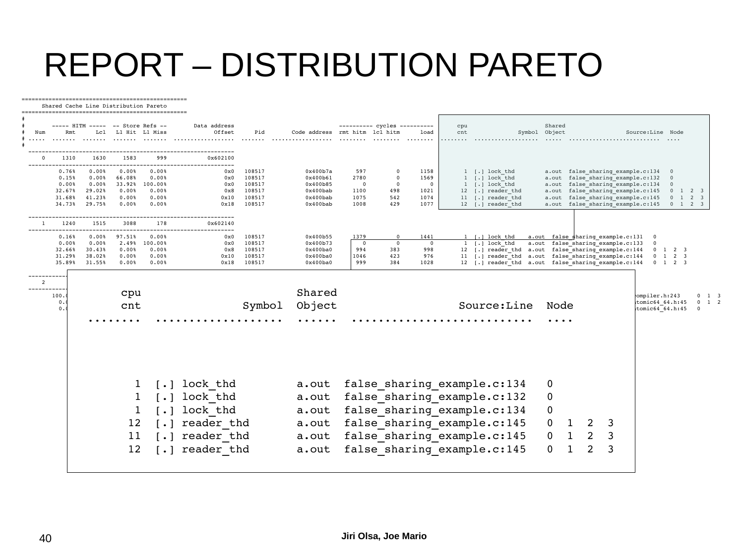# REPORT – DISTRIBUTION PARETO

```
=================================================
      Shared Cache Line Distribution Pareto
=================================================
#
#        ----- HITM -----  -- Store Refs --        Data address                               ---------- cycles ----------       cpu                     Shared
#   Num      Rmt      Lcl   L1 Hit  L1 Miss              Offset      Pid        Code address  rmt hitm  lcl hitm      load       cnt               Symbol  Object                Source:Line  Node
# .....  .......  .......  .......  .......  ..................  .......  ..................  ........  ........  ........  ........  ..................  .....  ..........................  ....
#
  -------------------------------------------------------------
      0     1310     1630     1583      999            0x602100
  -------------------------------------------------------------
           0.76%    0.00%    0.00%    0.00%                 0x0   108517            0x400b7a       597         0      1158         1  [.] lock_thd         a.out  false_sharing_example.c:134   0
           0.15%    0.00%   66.08%    0.00%                 0x0   108517            0x400b61      2780         0      1569         1  [.] lock_thd         a.out  false_sharing_example.c:132   0
           0.00%    0.00%   33.92%  100.00%                 0x0   108517            0x400b85         0         0         0         1  [.] lock_thd         a.out  false_sharing_example.c:134   0
          32.67%   29.02%    0.00%    0.00%                 0x8   108517            0x400bab      1100       498      1021        12  [.] reader_thd       a.out  false_sharing_example.c:145   0  1  2  3
          31.68%   41.23%    0.00%    0.00%                0x10   108517            0x400bab      1075       542      1074        11  [.] reader_thd       a.out  false_sharing_example.c:145   0  1  2  3
          34.73%   29.75%    0.00%    0.00%                0x18   108517            0x400bab      1008       429      1077        12  [.] reader_thd       a.out  false_sharing_example.c:145   0  1  2  3

  -------------------------------------------------------------
      1     1240     1515     3088      178            0x602140
  -------------------------------------------------------------
           0.16%    0.00%   97.51%    0.00%                 0x0   108517            0x400b55      1379         0      1441         1  [.] lock_thd    a.out  false_sharing_example.c:131   0
           0.00%    0.00%    2.49%  100.00%                 0x0   108517            0x400b73         0         0         0         1  [.] lock_thd    a.out  false_sharing_example.c:133   0
          32.66%   30.43%    0.00%    0.00%                 0x8   108517            0x400ba0       994       383       998        12  [.] reader_thd  a.out  false_sharing_example.c:144   0  1  2  3
          31.29%   38.02%    0.00%    0.00%                0x10   108517            0x400ba0      1046       423       976        11  [.] reader_thd  a.out  false_sharing_example.c:144   0  1  2  3
          35.89%   31.55%    0.00%    0.00%                0x18   108517            0x400ba0       999       384      1028        12  [.] reader_thd  a.out  false_sharing_example.c:144   0  1  2  3
```

```
     cpu                        Shared
     cnt                Symbol  Object                 Source:Line  Node
 ........  ..................  ......  ..........................  ....

        1  [.] lock_thd        a.out  false_sharing_example.c:134   0
        1  [.] lock_thd        a.out  false_sharing_example.c:132   0
        1  [.] lock_thd        a.out  false_sharing_example.c:134   0
       12  [.] reader_thd      a.out  false_sharing_example.c:145   0  1  2  3
       11  [.] reader_thd      a.out  false_sharing_example.c:145   0  1  2  3
       12  [.] reader_thd      a.out  false_sharing_example.c:145   0  1  2  3
```

Jiri Olsa, Joe Mario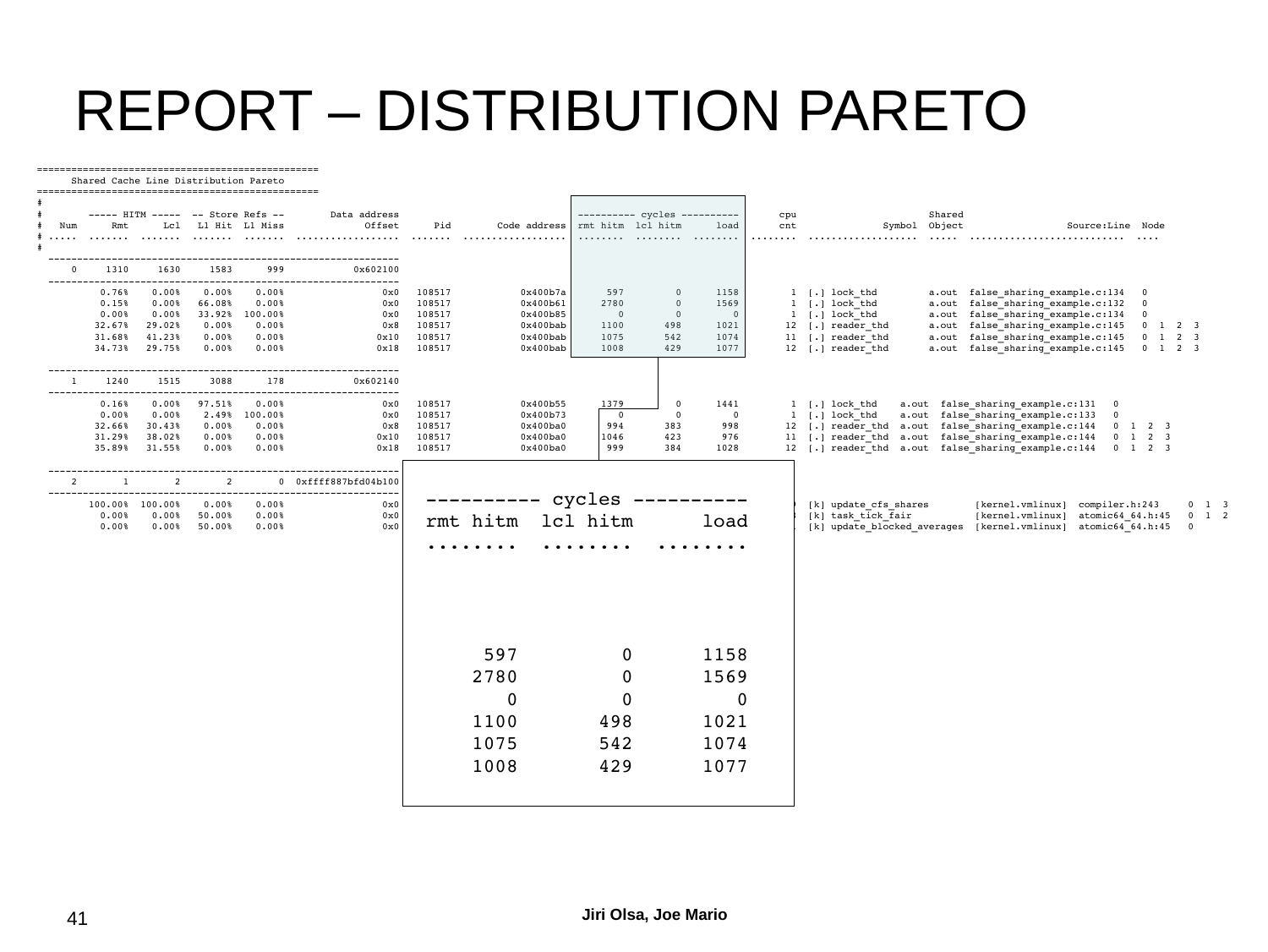# REPORT – DISTRIBUTION PARETO

```
=================================================
      Shared Cache Line Distribution Pareto
=================================================
#
#        ----- HITM -----  -- Store Refs --        Data address                                 ---------- cycles ----------       cpu                     Shared
#   Num      Rmt      Lcl   L1 Hit  L1 Miss              Offset      Pid        Code address  rmt hitm  lcl hitm      load       cnt            Symbol  Object             Source:Line  Node
# .....  .......  .......  .......  .......  ..................  .......  ..................  ........  ........  ........  ........  ..................  .....  ..........................  ....
#
  -------------------------------------------------------------
      0     1310     1630     1583      999            0x602100
  -------------------------------------------------------------
           0.76%    0.00%    0.00%    0.00%                 0x0   108517            0x400b7a       597         0      1158         1  [.] lock_thd         a.out  false_sharing_example.c:134   0
           0.15%    0.00%   66.08%    0.00%                 0x0   108517            0x400b61      2780         0      1569         1  [.] lock_thd         a.out  false_sharing_example.c:132   0
           0.00%    0.00%   33.92%  100.00%                 0x0   108517            0x400b85         0         0         0         1  [.] lock_thd         a.out  false_sharing_example.c:134   0
          32.67%   29.02%    0.00%    0.00%                 0x8   108517            0x400bab      1100       498      1021        12  [.] reader_thd       a.out  false_sharing_example.c:145   0  1  2  3
          31.68%   41.23%    0.00%    0.00%                0x10   108517            0x400bab      1075       542      1074        11  [.] reader_thd       a.out  false_sharing_example.c:145   0  1  2  3
          34.73%   29.75%    0.00%    0.00%                0x18   108517            0x400bab      1008       429      1077        12  [.] reader_thd       a.out  false_sharing_example.c:145   0  1  2  3

  -------------------------------------------------------------
      1     1240     1515     3088      178            0x602140
  -------------------------------------------------------------
           0.16%    0.00%   97.51%    0.00%                 0x0   108517            0x400b55      1379         0      1441         1  [.] lock_thd    a.out  false_sharing_example.c:131   0
           0.00%    0.00%    2.49%  100.00%                 0x0   108517            0x400b73         0         0         0         1  [.] lock_thd    a.out  false_sharing_example.c:133   0
          32.66%   30.43%    0.00%    0.00%                 0x8   108517            0x400ba0       994       383       998        12  [.] reader_thd  a.out  false_sharing_example.c:144   0  1  2  3
          31.29%   38.02%    0.00%    0.00%                0x10   108517            0x400ba0      1046       423       976        11  [.] reader_thd  a.out  false_sharing_example.c:144   0  1  2  3
          35.89%   31.55%    0.00%    0.00%                0x18   108517            0x400ba0       999       384      1028        12  [.] reader_thd  a.out  false_sharing_example.c:144   0  1  2  3

  -------------------------------------------------------------
      2        1        2        2        0  0xffff887bfd04b100
  -------------------------------------------------------------
         100.00%  100.00%    0.00%    0.00%                 0x0                                                                    [k] update_cfs_shares        [kernel.vmlinux]  compiler.h:243     0  1  3
           0.00%    0.00%   50.00%    0.00%                 0x0                                                                    [k] task_tick_fair           [kernel.vmlinux]  atomic64_64.h:45   0  1  2
           0.00%    0.00%   50.00%    0.00%                 0x0                                                                    [k] update_blocked_averages  [kernel.vmlinux]  atomic64_64.h:45   0
```

```
---------- cycles ----------
rmt hitm  lcl hitm      load
........  ........  ........



     597         0      1158
    2780         0      1569
       0         0         0
    1100       498      1021
    1075       542      1074
    1008       429      1077
```

Jiri Olsa, Joe Mario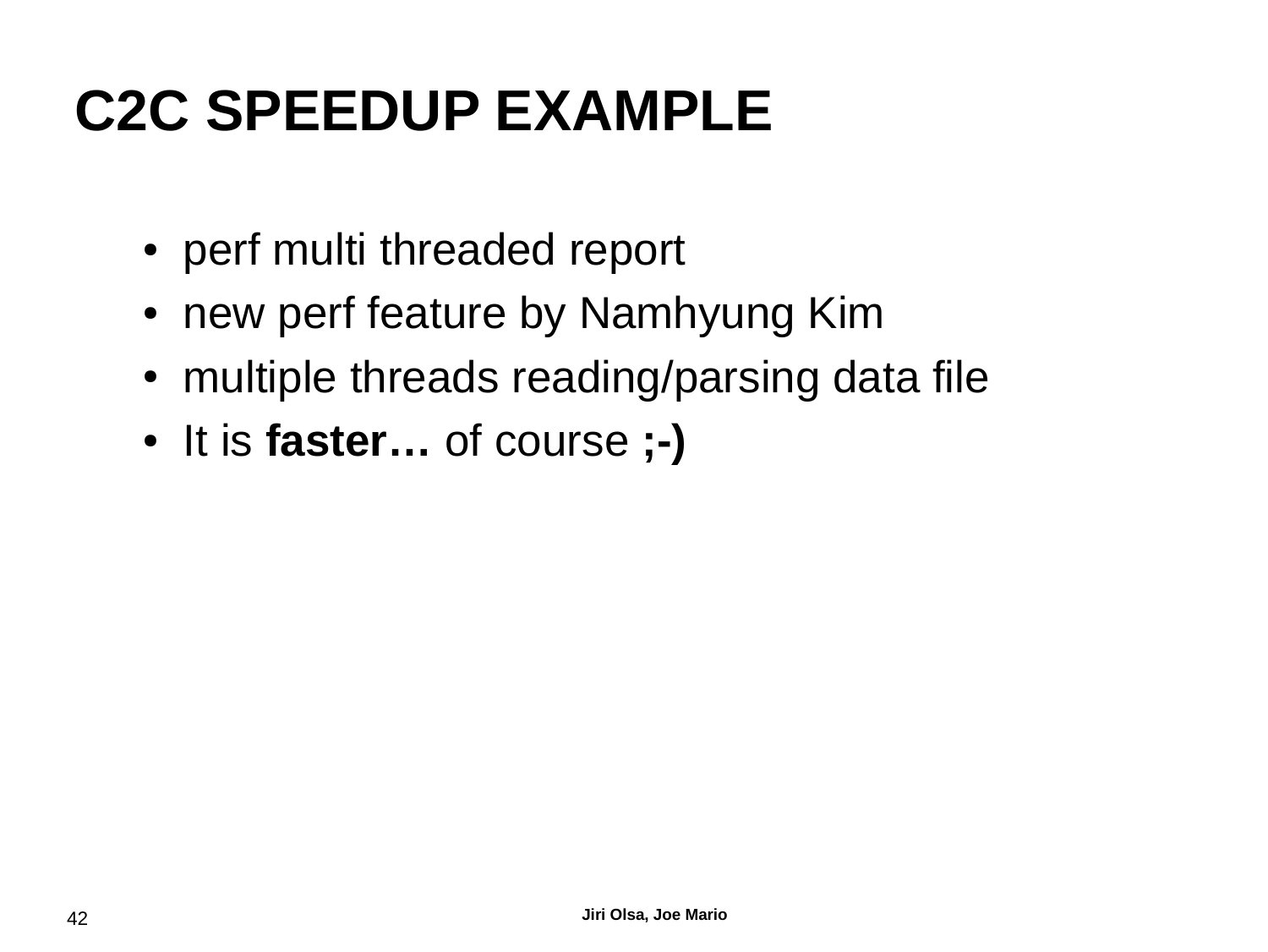# C2C SPEEDUP EXAMPLE

- perf multi threaded report
- new perf feature by Namhyung Kim
- multiple threads reading/parsing data file
- It is **faster…** of course **;-)**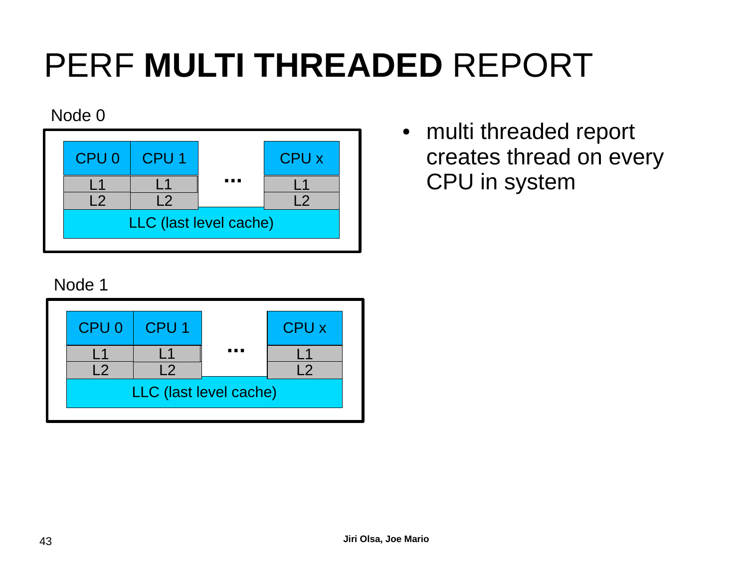# PERF **MULTI THREADED** REPORT

Node 0

| CPU 0 | CPU 1 | ... | CPU x |
|---|---|---|---|
| L1 | L1 | | L1 |
| L2 | L2 | | L2 |
| LLC (last level cache) | | | |

Node 1

| CPU 0 | CPU 1 | ... | CPU x |
|---|---|---|---|
| L1 | L1 | | L1 |
| L2 | L2 | | L2 |
| LLC (last level cache) | | | |

- multi threaded report creates thread on every CPU in system

Jiri Olsa, Joe Mario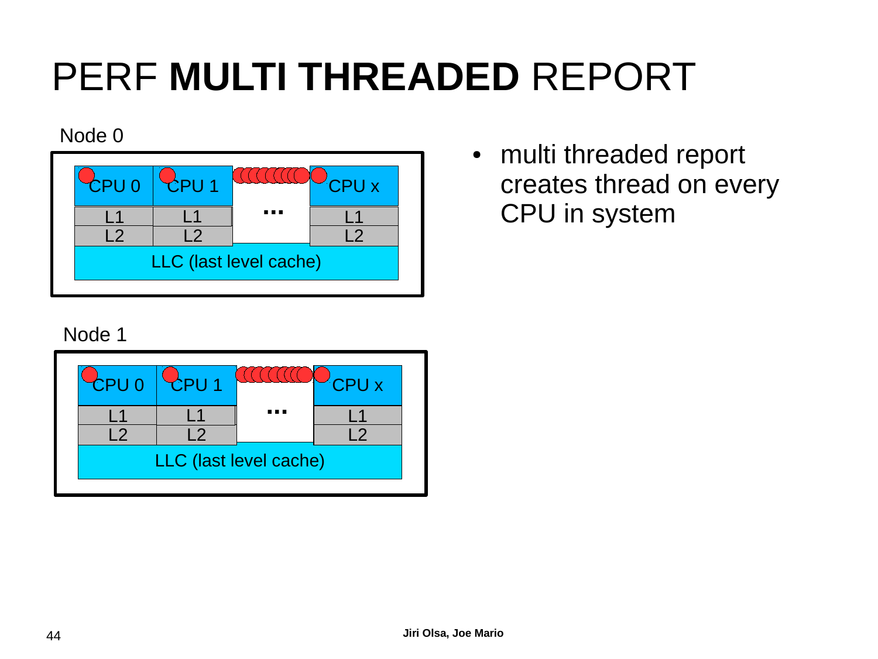# PERF **MULTI THREADED** REPORT

Node 0

| CPU 0 | CPU 1 | ... | CPU x |
|---|---|---|---|
| L1 | L1 | | L1 |
| L2 | L2 | | L2 |
| LLC (last level cache) | | | |

Node 1

| CPU 0 | CPU 1 | ... | CPU x |
|---|---|---|---|
| L1 | L1 | | L1 |
| L2 | L2 | | L2 |
| LLC (last level cache) | | | |

- multi threaded report creates thread on every CPU in system

Jiri Olsa, Joe Mario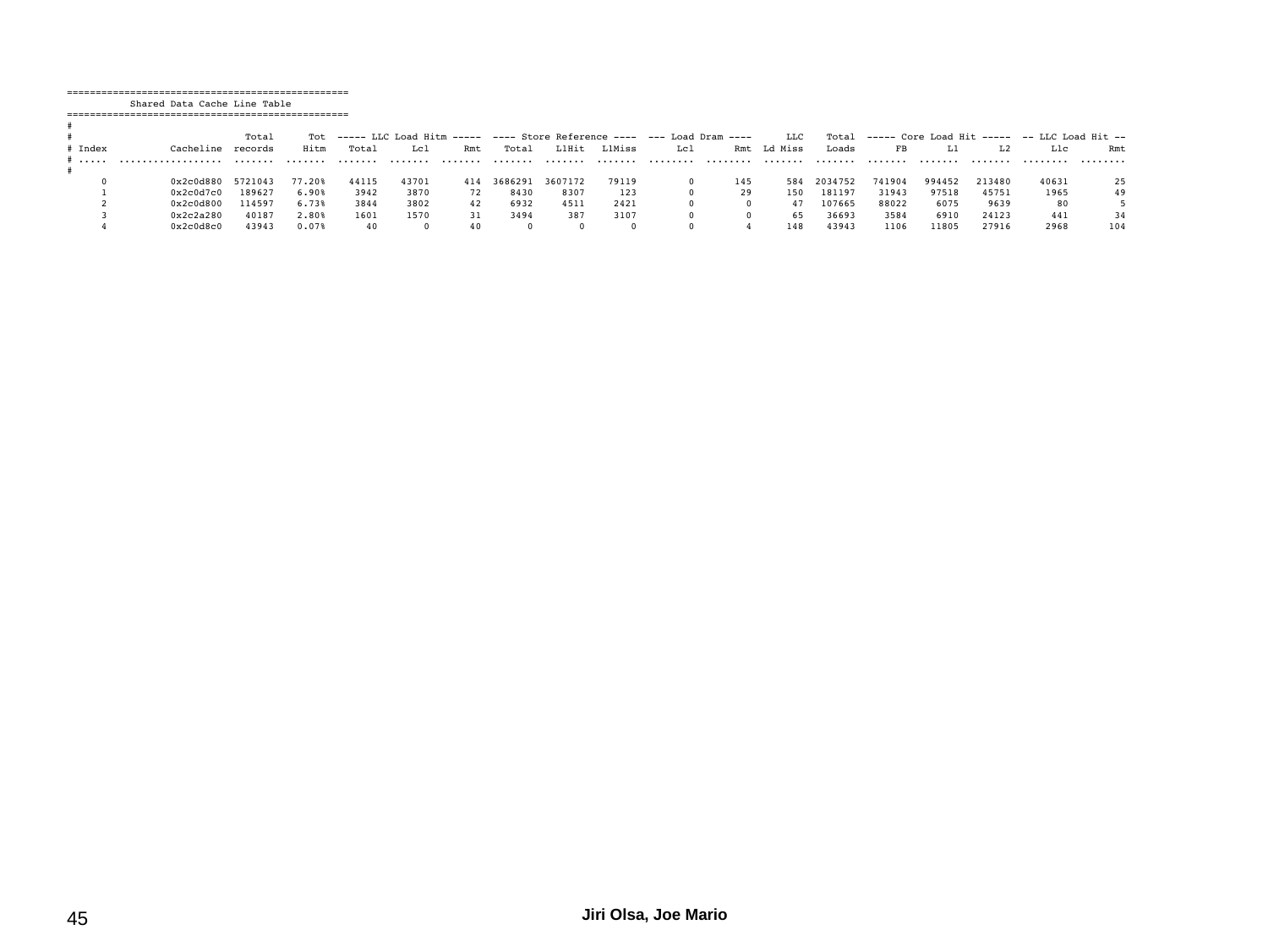```
=================================================
           Shared Data Cache Line Table
=================================================
#
#                              Total      Tot  ----- LLC Load Hitm -----  ---- Store Reference ----  --- Load Dram ----      LLC    Total  ----- Core Load Hit -----  -- LLC Load Hit --
# Index           Cacheline  records     Hitm    Total      Lcl      Rmt    Total    L1Hit   L1Miss       Lcl       Rmt  Ld Miss    Loads       FB       L1       L2       Llc       Rmt
# .....  ..................  .......  .......  .......  .......  .......  .......  .......  .......  ........  ........  .......  .......  .......  .......  .......  ........  ........
#
      0           0x2c0d880  5721043   77.20%    44115    43701      414  3686291  3607172    79119         0       145      584  2034752   741904   994452   213480     40631        25
      1           0x2c0d7c0   189627    6.90%     3942     3870       72     8430     8307      123         0        29      150   181197    31943    97518    45751      1965        49
      2           0x2c0d800   114597    6.73%     3844     3802       42     6932     4511     2421         0         0       47   107665    88022     6075     9639        80         5
      3           0x2c2a280    40187    2.80%     1601     1570       31     3494      387     3107         0         0       65    36693     3584     6910    24123       441        34
      4           0x2c0d8c0    43943    0.07%       40        0       40        0        0        0         0         4      148    43943     1106    11805    27916      2968       104
```

Jiri Olsa, Joe Mario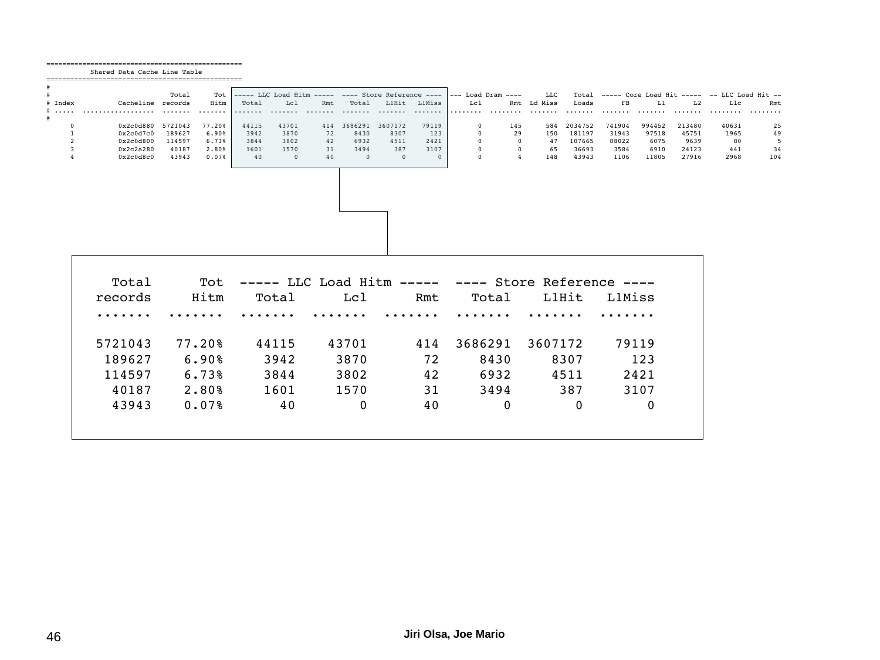## Shared Data Cache Line Table

| Index | Cacheline | Total records | Tot Hitm | LLC Load Hitm Total | LLC Load Hitm Lcl | LLC Load Hitm Rmt | Store Reference Total | Store Reference L1Hit | Store Reference L1Miss | Load Dram Lcl | Load Dram Rmt | LLC Ld Miss | Total Loads | Core Load Hit FB | Core Load Hit L1 | Core Load Hit L2 | LLC Load Hit Llc | LLC Load Hit Rmt |
|---|---|---|---|---|---|---|---|---|---|---|---|---|---|---|---|---|---|---|
| 0 | 0x2c0d880 | 5721043 | 77.20% | 44115 | 43701 | 414 | 3686291 | 3607172 | 79119 | 0 | 145 | 584 | 2034752 | 741904 | 994452 | 213480 | 40631 | 25 |
| 1 | 0x2c0d7c0 | 189627 | 6.90% | 3942 | 3870 | 72 | 8430 | 8307 | 123 | 0 | 29 | 150 | 181197 | 31943 | 97518 | 45751 | 1965 | 49 |
| 2 | 0x2c0d800 | 114597 | 6.73% | 3844 | 3802 | 42 | 6932 | 4511 | 2421 | 0 | 0 | 47 | 107665 | 88022 | 6075 | 9639 | 80 | 5 |
| 3 | 0x2c2a280 | 40187 | 2.80% | 1601 | 1570 | 31 | 3494 | 387 | 3107 | 0 | 0 | 65 | 36693 | 3584 | 6910 | 24123 | 441 | 34 |
| 4 | 0x2c0d8c0 | 43943 | 0.07% | 40 | 0 | 40 | 0 | 0 | 0 | 0 | 4 | 148 | 43943 | 1106 | 11805 | 27916 | 2968 | 104 |

| Total records | Tot Hitm | LLC Load Hitm Total | LLC Load Hitm Lcl | LLC Load Hitm Rmt | Store Reference Total | Store Reference L1Hit | Store Reference L1Miss |
|---|---|---|---|---|---|---|---|
| 5721043 | 77.20% | 44115 | 43701 | 414 | 3686291 | 3607172 | 79119 |
| 189627 | 6.90% | 3942 | 3870 | 72 | 8430 | 8307 | 123 |
| 114597 | 6.73% | 3844 | 3802 | 42 | 6932 | 4511 | 2421 |
| 40187 | 2.80% | 1601 | 1570 | 31 | 3494 | 387 | 3107 |
| 43943 | 0.07% | 40 | 0 | 40 | 0 | 0 | 0 |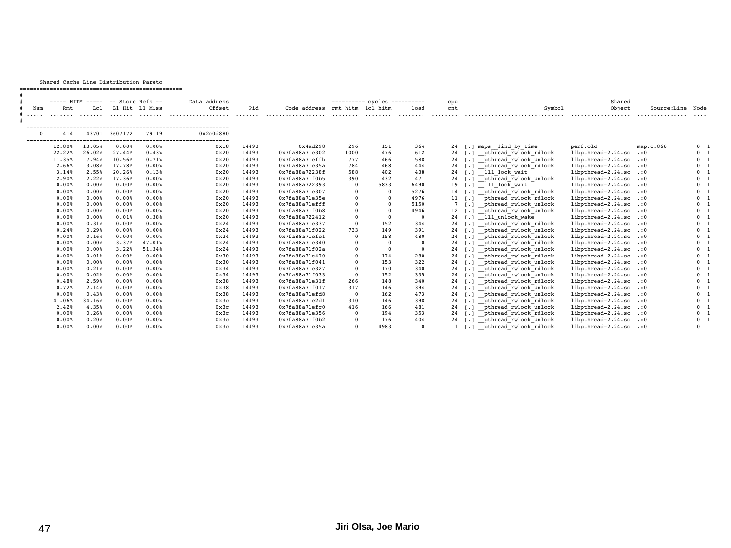```
=================================================
      Shared Cache Line Distribution Pareto
=================================================
#
#        ----- HITM -----  -- Store Refs --       Data address                               ---------- cycles ----------       cpu                                     Shared
#   Num      Rmt      Lcl   L1 Hit  L1 Miss             Offset      Pid        Code address  rmt hitm  lcl hitm      load       cnt                          Symbol           Object       Source:Line  Node
# .....  .......  .......  .......  .......  ..................  .......  ..................  ........  ........  ........  ........  ..............................  ..................  ...............  ....
#
  -------------------------------------------------------------
      0      414    43701  3607172    79119          0x2c0d880
  -------------------------------------------------------------
          12.80%   13.05%    0.00%    0.00%               0x18    14493            0x4ad298       296       151       364        24  [.] maps__find_by_time          perf.old            map.c:866        0  1
          22.22%   26.02%   27.44%    0.43%               0x20    14493      0x7fa88a71e302      1000       476       612        24  [.] __pthread_rwlock_rdlock     libpthread-2.24.so  .:0              0  1
          11.35%    7.94%   10.56%    0.71%               0x20    14493      0x7fa88a71effb       777       466       588        24  [.] __pthread_rwlock_unlock     libpthread-2.24.so  .:0              0  1
           2.66%    3.08%   17.78%    0.00%               0x20    14493      0x7fa88a71e35a       784       468       444        24  [.] __pthread_rwlock_rdlock     libpthread-2.24.so  .:0              0  1
           3.14%    2.55%   20.26%    0.13%               0x20    14493      0x7fa88a72238f       588       402       438        24  [.] __lll_lock_wait             libpthread-2.24.so  .:0              0  1
           2.90%    2.22%   17.36%    0.00%               0x20    14493      0x7fa88a71f0b5       390       432       471        24  [.] __pthread_rwlock_unlock     libpthread-2.24.so  .:0              0  1
           0.00%    0.00%    0.00%    0.00%               0x20    14493      0x7fa88a722393         0      5833      6490        19  [.] __lll_lock_wait             libpthread-2.24.so  .:0              0  1
           0.00%    0.00%    0.00%    0.00%               0x20    14493      0x7fa88a71e307         0         0      5276        14  [.] __pthread_rwlock_rdlock     libpthread-2.24.so  .:0              0  1
           0.00%    0.00%    0.00%    0.00%               0x20    14493      0x7fa88a71e35e         0         0      4976        11  [.] __pthread_rwlock_rdlock     libpthread-2.24.so  .:0              0  1
           0.00%    0.00%    0.00%    0.00%               0x20    14493      0x7fa88a71efff         0         0      5150         7  [.] __pthread_rwlock_unlock     libpthread-2.24.so  .:0              0  1
           0.00%    0.00%    0.00%    0.00%               0x20    14493      0x7fa88a71f0b8         0         0      4946        12  [.] __pthread_rwlock_unlock     libpthread-2.24.so  .:0              0  1
           0.00%    0.00%    0.01%    0.38%               0x20    14493      0x7fa88a722412         0         0         0        24  [.] __lll_unlock_wake           libpthread-2.24.so  .:0              0  1
           0.00%    0.31%    0.00%    0.00%               0x24    14493      0x7fa88a71e337         0       152       344        24  [.] __pthread_rwlock_rdlock     libpthread-2.24.so  .:0              0  1
           0.24%    0.29%    0.00%    0.00%               0x24    14493      0x7fa88a71f022       733       149       391        24  [.] __pthread_rwlock_unlock     libpthread-2.24.so  .:0              0  1
           0.00%    0.16%    0.00%    0.00%               0x24    14493      0x7fa88a71efe1         0       158       480        24  [.] __pthread_rwlock_unlock     libpthread-2.24.so  .:0              0  1
           0.00%    0.00%    3.37%   47.01%               0x24    14493      0x7fa88a71e340         0         0         0        24  [.] __pthread_rwlock_rdlock     libpthread-2.24.so  .:0              0  1
           0.00%    0.00%    3.22%   51.34%               0x24    14493      0x7fa88a71f02a         0         0         0        24  [.] __pthread_rwlock_unlock     libpthread-2.24.so  .:0              0  1
           0.00%    0.01%    0.00%    0.00%               0x30    14493      0x7fa88a71e470         0       174       280        24  [.] __pthread_rwlock_rdlock     libpthread-2.24.so  .:0              0  1
           0.00%    0.00%    0.00%    0.00%               0x30    14493      0x7fa88a71f041         0       153       322        24  [.] __pthread_rwlock_unlock     libpthread-2.24.so  .:0              0  1
           0.00%    0.21%    0.00%    0.00%               0x34    14493      0x7fa88a71e327         0       170       340        24  [.] __pthread_rwlock_rdlock     libpthread-2.24.so  .:0              0  1
           0.00%    0.02%    0.00%    0.00%               0x34    14493      0x7fa88a71f033         0       152       335        24  [.] __pthread_rwlock_unlock     libpthread-2.24.so  .:0              0  1
           0.48%    2.59%    0.00%    0.00%               0x38    14493      0x7fa88a71e31f       266       148       340        24  [.] __pthread_rwlock_rdlock     libpthread-2.24.so  .:0              0  1
           0.72%    2.14%    0.00%    0.00%               0x38    14493      0x7fa88a71f017       317       146       394        24  [.] __pthread_rwlock_unlock     libpthread-2.24.so  .:0              0  1
           0.00%    0.43%    0.00%    0.00%               0x38    14493      0x7fa88a71efd8         0       162       473        24  [.] __pthread_rwlock_unlock     libpthread-2.24.so  .:0              0  1
          41.06%   34.16%    0.00%    0.00%               0x3c    14493      0x7fa88a71e2d1       310       146       398        24  [.] __pthread_rwlock_rdlock     libpthread-2.24.so  .:0              0  1
           2.42%    4.35%    0.00%    0.00%               0x3c    14493      0x7fa88a71efc0       416       166       481        24  [.] __pthread_rwlock_unlock     libpthread-2.24.so  .:0              0  1
           0.00%    0.26%    0.00%    0.00%               0x3c    14493      0x7fa88a71e356         0       194       353        24  [.] __pthread_rwlock_rdlock     libpthread-2.24.so  .:0              0  1
           0.00%    0.20%    0.00%    0.00%               0x3c    14493      0x7fa88a71f0b2         0       176       404        24  [.] __pthread_rwlock_unlock     libpthread-2.24.so  .:0              0  1
           0.00%    0.00%    0.00%    0.00%               0x3c    14493      0x7fa88a71e35a         0      4983         0         1  [.] __pthread_rwlock_rdlock     libpthread-2.24.so  .:0              0
```

Jiri Olsa, Joe Mario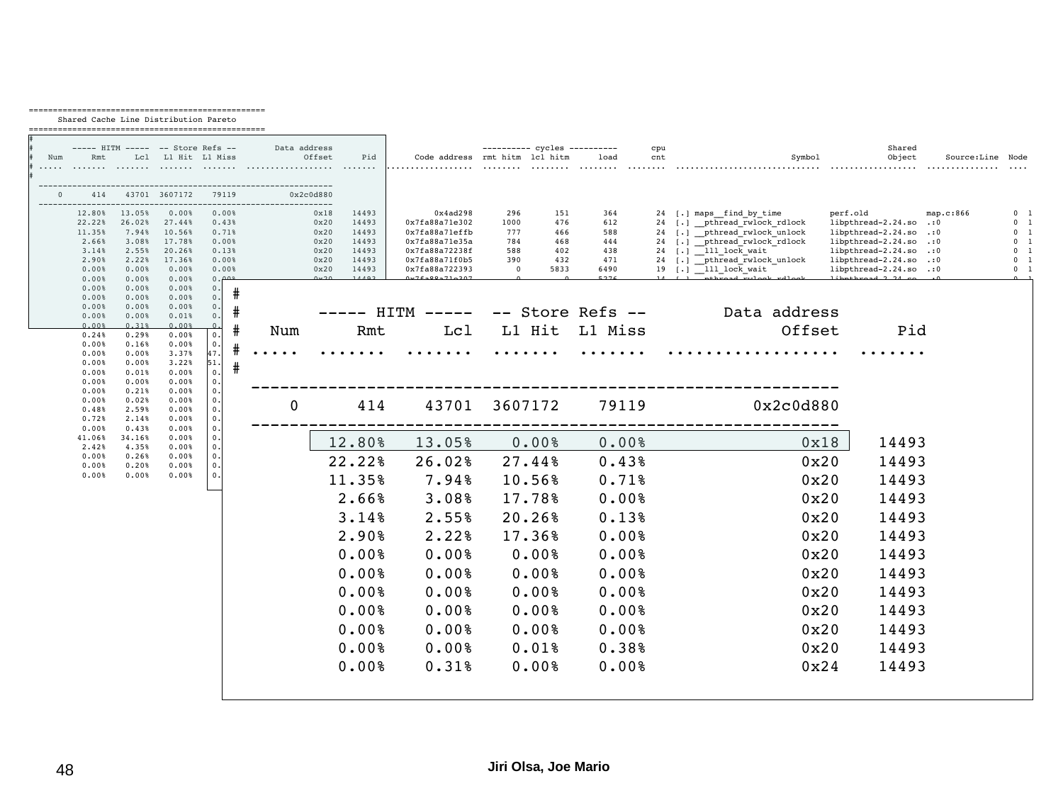```
=================================================
      Shared Cache Line Distribution Pareto
=================================================
#
#        ----- HITM -----  -- Store Refs --        Data address                          ---------- cycles ----------       cpu                                  Shared
#   Num      Rmt      Lcl   L1 Hit  L1 Miss              Offset      Pid      Code address  rmt hitm  lcl hitm      load       cnt                        Symbol        Object     Source:Line  Node
# .....  .......  .......  .......  .......  ..................  .......  ..................  ........  ........  ........  ........  ............................  ..............  ............  ....
#
  -------------------------------------------------------------
      0      414    43701  3607172    79119          0x2c0d880
  -------------------------------------------------------------
          12.80%   13.05%    0.00%    0.00%                0x18    14493          0x4ad298       296       151       364        24  [.] maps__find_by_time         perf.old            map.c:866     0  1
          22.22%   26.02%   27.44%    0.43%                0x20    14493    0x7fa88a71e302      1000       476       612        24  [.] __pthread_rwlock_rdlock    libpthread-2.24.so  .:0           0  1
          11.35%    7.94%   10.56%    0.71%                0x20    14493    0x7fa88a71effb       777       466       588        24  [.] __pthread_rwlock_unlock    libpthread-2.24.so  .:0           0  1
           2.66%    3.08%   17.78%    0.00%                0x20    14493    0x7fa88a71e35a       784       468       444        24  [.] __pthread_rwlock_rdlock    libpthread-2.24.so  .:0           0  1
           3.14%    2.55%   20.26%    0.13%                0x20    14493    0x7fa88a72238f       588       402       438        24  [.] __lll_lock_wait            libpthread-2.24.so  .:0           0  1
           2.90%    2.22%   17.36%    0.00%                0x20    14493    0x7fa88a71f0b5       390       432       471        24  [.] __pthread_rwlock_unlock    libpthread-2.24.so  .:0           0  1
           0.00%    0.00%    0.00%    0.00%                0x20    14493    0x7fa88a722393         0      5833      6490        19  [.] __lll_lock_wait            libpthread-2.24.so  .:0           0  1
           0.00%    0.00%    0.00%    0.00%                0x20    14493
           0.00%    0.00%    0.00%    0.00%                0x20    14493
           0.00%    0.00%    0.00%    0.00%                0x20    14493
           0.00%    0.00%    0.00%    0.00%                0x20    14493
           0.00%    0.00%    0.01%    0.38%                0x20    14493
           0.00%    0.31%    0.00%    0.00%                0x24    14493
```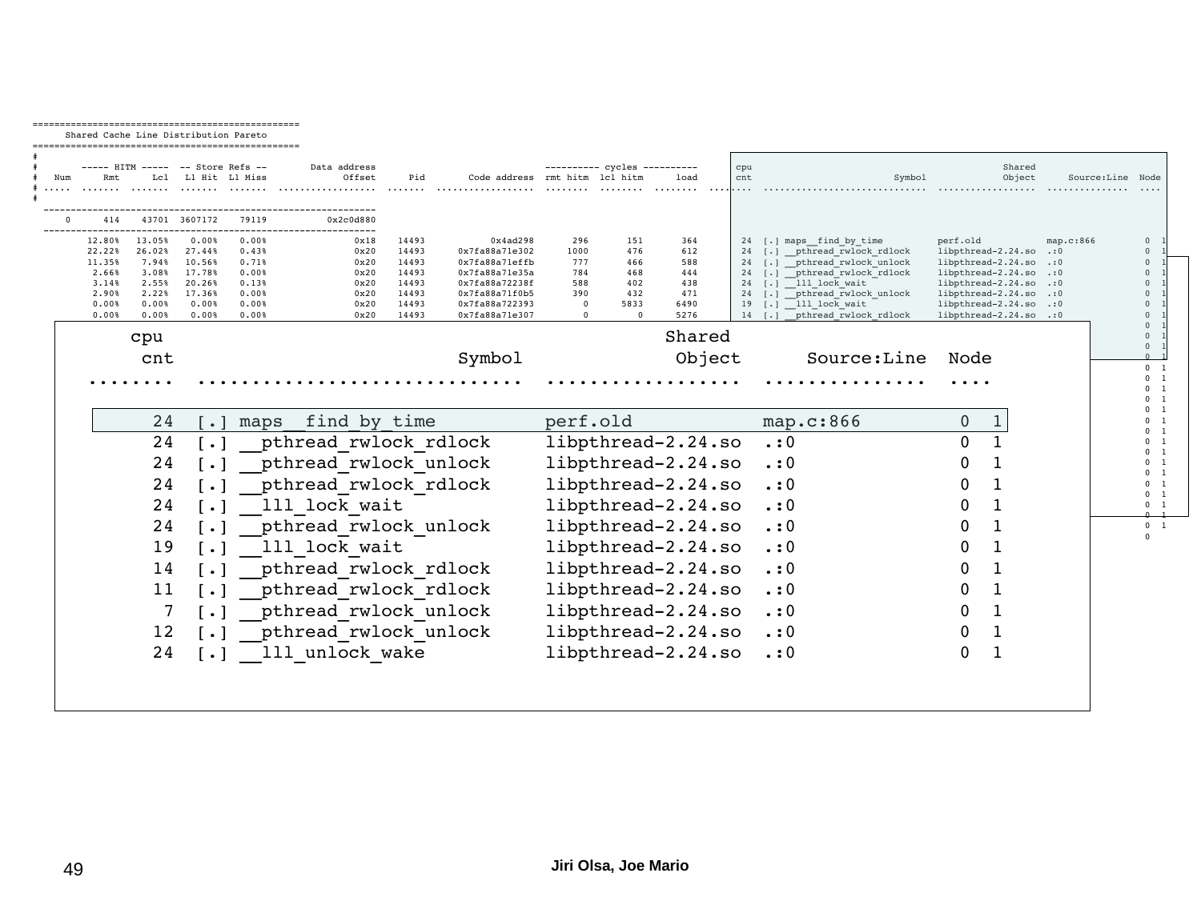## Shared Cache Line Distribution Pareto

| Num | Rmt HITM | Lcl HITM | L1 Hit Store Refs | L1 Miss Store Refs | Data address Offset | Pid | Code address | rmt hitm cycles | lcl hitm cycles | load cycles |
|---|---|---|---|---|---|---|---|---|---|---|
| 0 | 414 | 43701 | 3607172 | 79119 | 0x2c0d880 | | | | | |
| | 12.80% | 13.05% | 0.00% | 0.00% | 0x18 | 14493 | 0x4ad298 | 296 | 151 | 364 |
| | 22.22% | 26.02% | 27.44% | 0.43% | 0x20 | 14493 | 0x7fa88a71e302 | 1000 | 476 | 612 |
| | 11.35% | 7.94% | 10.56% | 0.71% | 0x20 | 14493 | 0x7fa88a71effb | 777 | 466 | 588 |
| | 2.66% | 3.08% | 17.78% | 0.00% | 0x20 | 14493 | 0x7fa88a71e35a | 784 | 468 | 444 |
| | 3.14% | 2.55% | 20.26% | 0.13% | 0x20 | 14493 | 0x7fa88a72238f | 588 | 402 | 438 |
| | 2.90% | 2.22% | 17.36% | 0.00% | 0x20 | 14493 | 0x7fa88a71f0b5 | 390 | 432 | 471 |
| | 0.00% | 0.00% | 0.00% | 0.00% | 0x20 | 14493 | 0x7fa88a722393 | 0 | 5833 | 6490 |
| | 0.00% | 0.00% | 0.00% | 0.00% | 0x20 | 14493 | 0x7fa88a71e307 | 0 | 0 | 5276 |

| cpu cnt | Symbol | Shared Object | Source:Line | Node |
|---|---|---|---|---|
| 24 | [.] maps__find_by_time | perf.old | map.c:866 | 0 1 |
| 24 | [.] __pthread_rwlock_rdlock | libpthread-2.24.so | .:0 | 0 1 |
| 24 | [.] __pthread_rwlock_unlock | libpthread-2.24.so | .:0 | 0 1 |
| 24 | [.] __pthread_rwlock_rdlock | libpthread-2.24.so | .:0 | 0 1 |
| 24 | [.] __lll_lock_wait | libpthread-2.24.so | .:0 | 0 1 |
| 24 | [.] __pthread_rwlock_unlock | libpthread-2.24.so | .:0 | 0 1 |
| 19 | [.] __lll_lock_wait | libpthread-2.24.so | .:0 | 0 1 |
| 14 | [.] __pthread_rwlock_rdlock | libpthread-2.24.so | .:0 | 0 1 |
| 11 | [.] __pthread_rwlock_rdlock | libpthread-2.24.so | .:0 | 0 1 |
| 7 | [.] __pthread_rwlock_unlock | libpthread-2.24.so | .:0 | 0 1 |
| 12 | [.] __pthread_rwlock_unlock | libpthread-2.24.so | .:0 | 0 1 |
| 24 | [.] __lll_unlock_wake | libpthread-2.24.so | .:0 | 0 1 |

Jiri Olsa, Joe Mario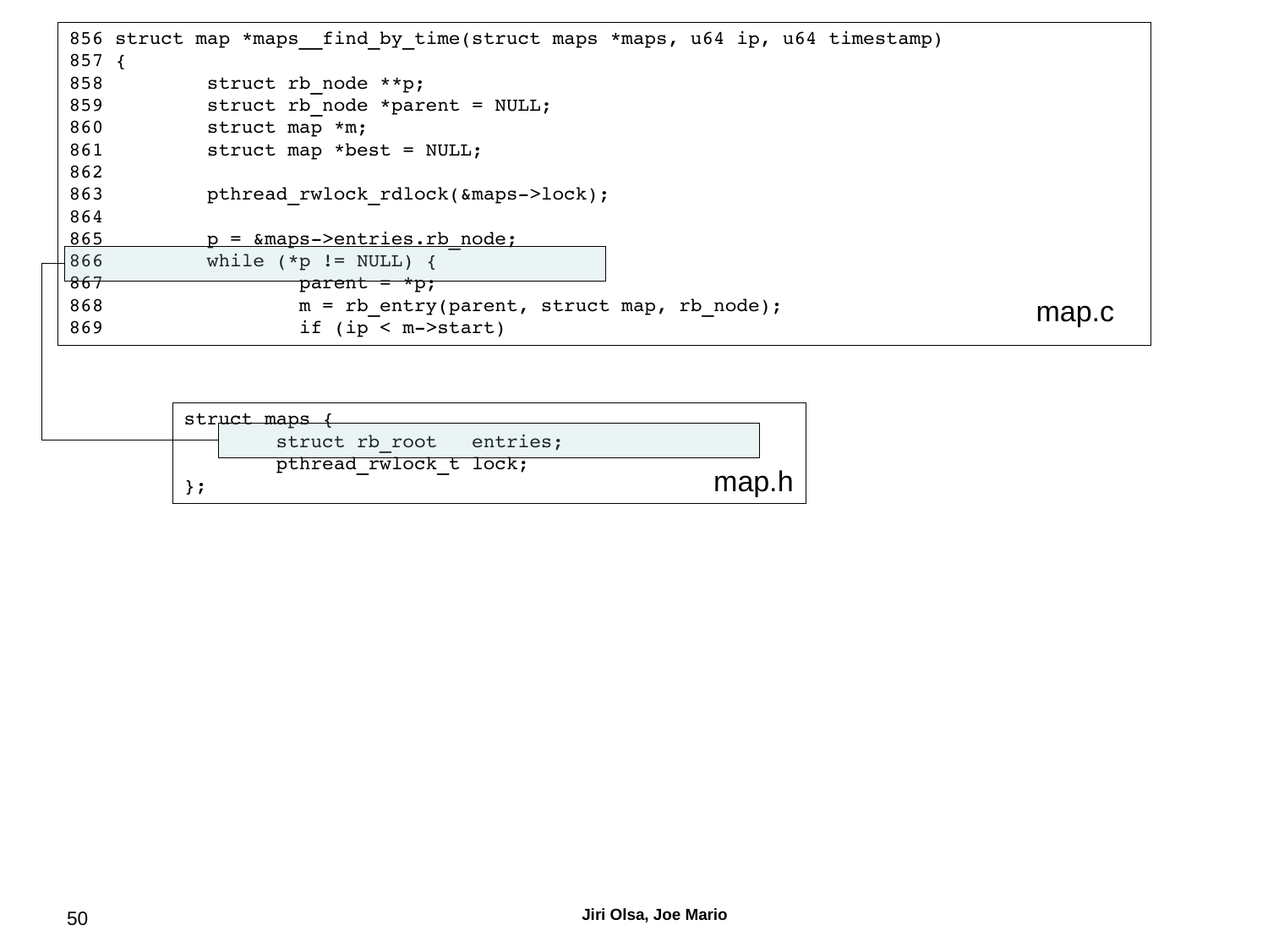```
856 struct map *maps__find_by_time(struct maps *maps, u64 ip, u64 timestamp)
857 {
858         struct rb_node **p;
859         struct rb_node *parent = NULL;
860         struct map *m;
861         struct map *best = NULL;
862 
863         pthread_rwlock_rdlock(&maps->lock);
864 
865         p = &maps->entries.rb_node;
866         while (*p != NULL) {
867                 parent = *p;
868                 m = rb_entry(parent, struct map, rb_node);
869                 if (ip < m->start)
```

map.c

```
struct maps {
        struct rb_root   entries;
        pthread_rwlock_t lock;
};
```

map.h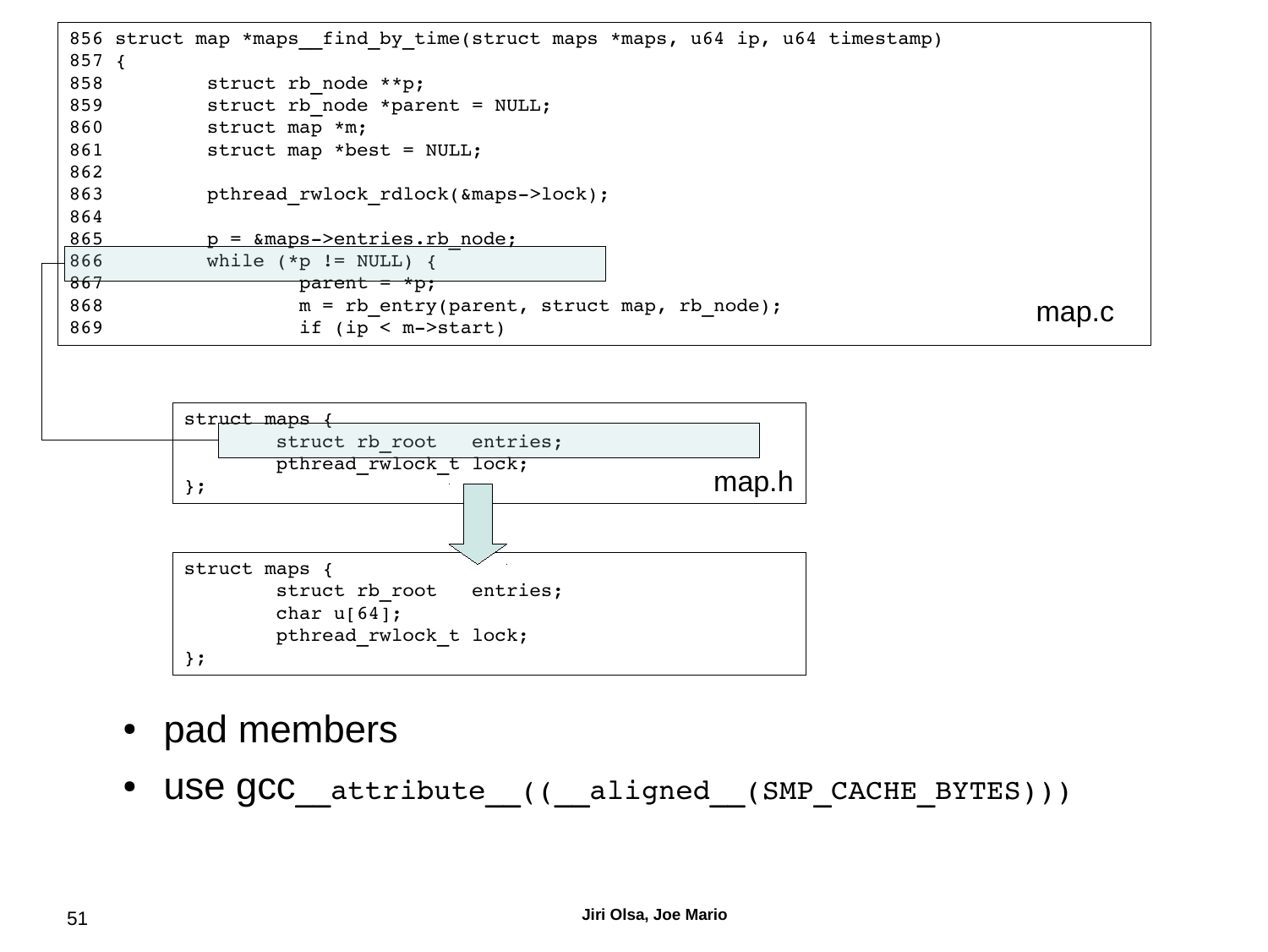```
856 struct map *maps__find_by_time(struct maps *maps, u64 ip, u64 timestamp)
857 {
858         struct rb_node **p;
859         struct rb_node *parent = NULL;
860         struct map *m;
861         struct map *best = NULL;
862
863         pthread_rwlock_rdlock(&maps->lock);
864
865         p = &maps->entries.rb_node;
866         while (*p != NULL) {
867                 parent = *p;
868                 m = rb_entry(parent, struct map, rb_node);
869                 if (ip < m->start)
```

map.c

```
struct maps {
        struct rb_root   entries;
        pthread_rwlock_t lock;
};
```

map.h

```
struct maps {
        struct rb_root   entries;
        char u[64];
        pthread_rwlock_t lock;
};
```

- pad members
- use gcc `__attribute__((__aligned__(SMP_CACHE_BYTES)))`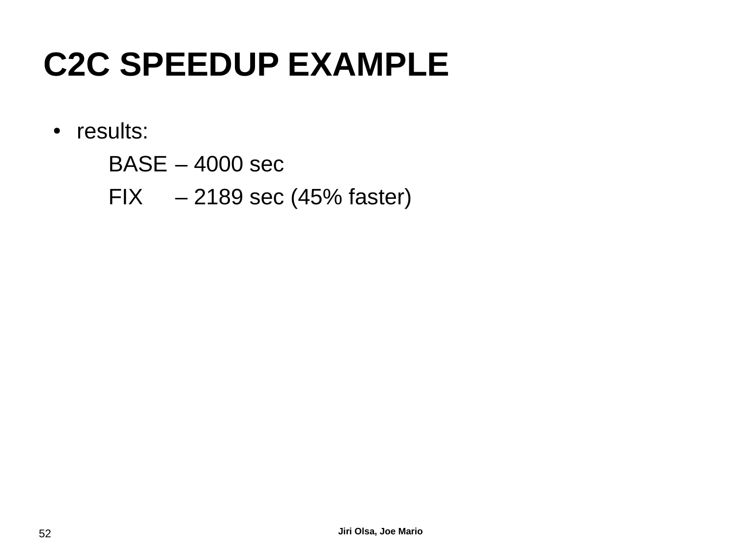# C2C SPEEDUP EXAMPLE

- results:

  BASE – 4000 sec

  FIX – 2189 sec (45% faster)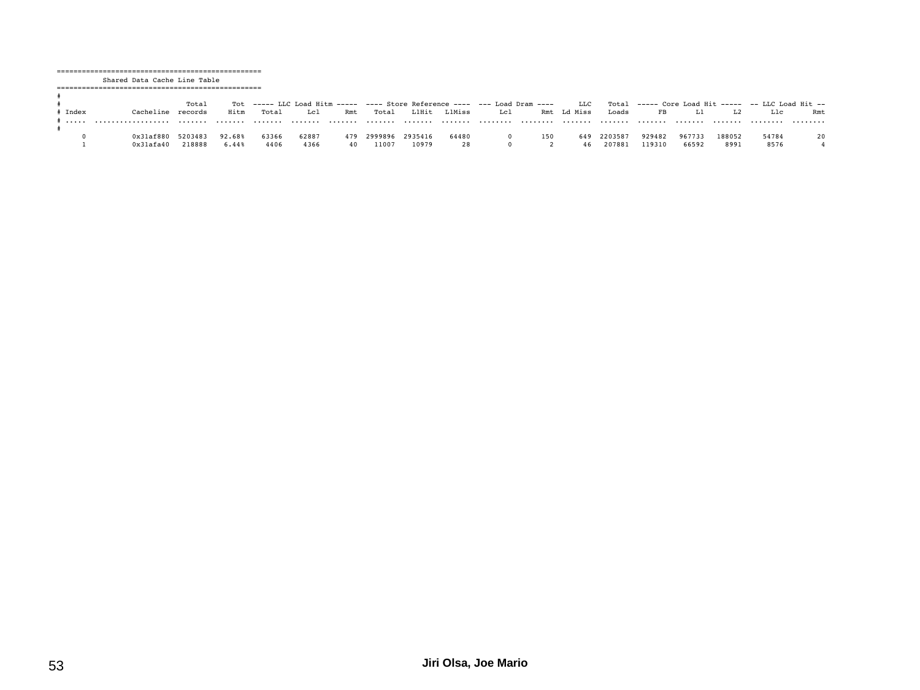```
=================================================
            Shared Data Cache Line Table
=================================================
#
#                              Total      Tot  ----- LLC Load Hitm -----  ---- Store Reference ----  --- Load Dram ----      LLC    Total  ----- Core Load Hit -----  -- LLC Load Hit --
# Index           Cacheline  records     Hitm    Total      Lcl      Rmt    Total    L1Hit   L1Miss       Lcl       Rmt  Ld Miss    Loads       FB       L1       L2       Llc       Rmt
# .....  ..................  .......  .......  .......  .......  .......  .......  .......  .......  ........  ........  .......  .......  .......  .......  .......  ........  ........
#
      0           0x31af880  5203483   92.68%    63366    62887      479  2999896  2935416    64480         0       150      649  2203587   929482   967733   188052     54784        20
      1           0x31afa40   218888    6.44%     4406     4366       40    11007    10979       28         0         2       46   207881   119310    66592     8991      8576         4
```

Jiri Olsa, Joe Mario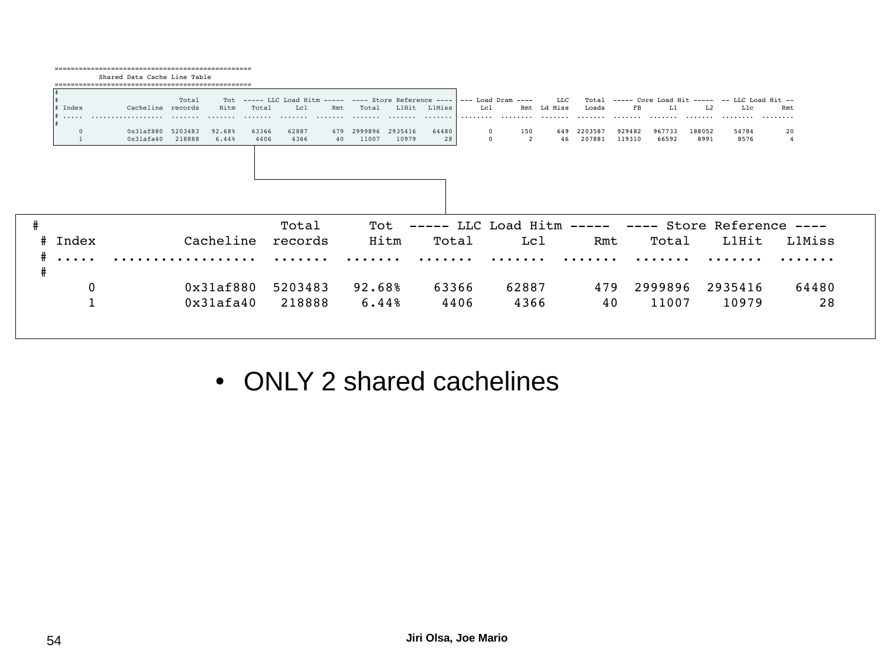```
=================================================
           Shared Data Cache Line Table
=================================================
#
#                              Total      Tot  ----- LLC Load Hitm -----  ---- Store Reference ----  --- Load Dram ----      LLC    Total  ----- Core Load Hit -----  -- LLC Load Hit --
# Index           Cacheline  records     Hitm    Total      Lcl      Rmt    Total    L1Hit   L1Miss       Lcl       Rmt  Ld Miss    Loads       FB       L1       L2       Llc       Rmt
# .....  ..................  .......  .......  .......  .......  .......  .......  .......  .......  ........  ........  .......  .......  .......  .......  .......  ........  ........
#
      0          0x31af880  5203483   92.68%    63366    62887      479  2999896  2935416    64480         0       150      649  2203587   929482   967733   188052     54784        20
      1          0x31afa40   218888    6.44%     4406     4366       40    11007    10979       28         0         2       46   207881   119310    66592     8991      8576         4
```

```
#                               Total      Tot  ----- LLC Load Hitm -----  ---- Store Reference ----
 # Index           Cacheline  records     Hitm    Total      Lcl      Rmt    Total    L1Hit   L1Miss
 # .....  ..................  .......  .......  .......  .......  .......  .......  .......  .......
 #
       0          0x31af880  5203483   92.68%    63366    62887      479  2999896  2935416    64480
       1          0x31afa40   218888    6.44%     4406     4366       40    11007    10979       28
```

- ONLY 2 shared cachelines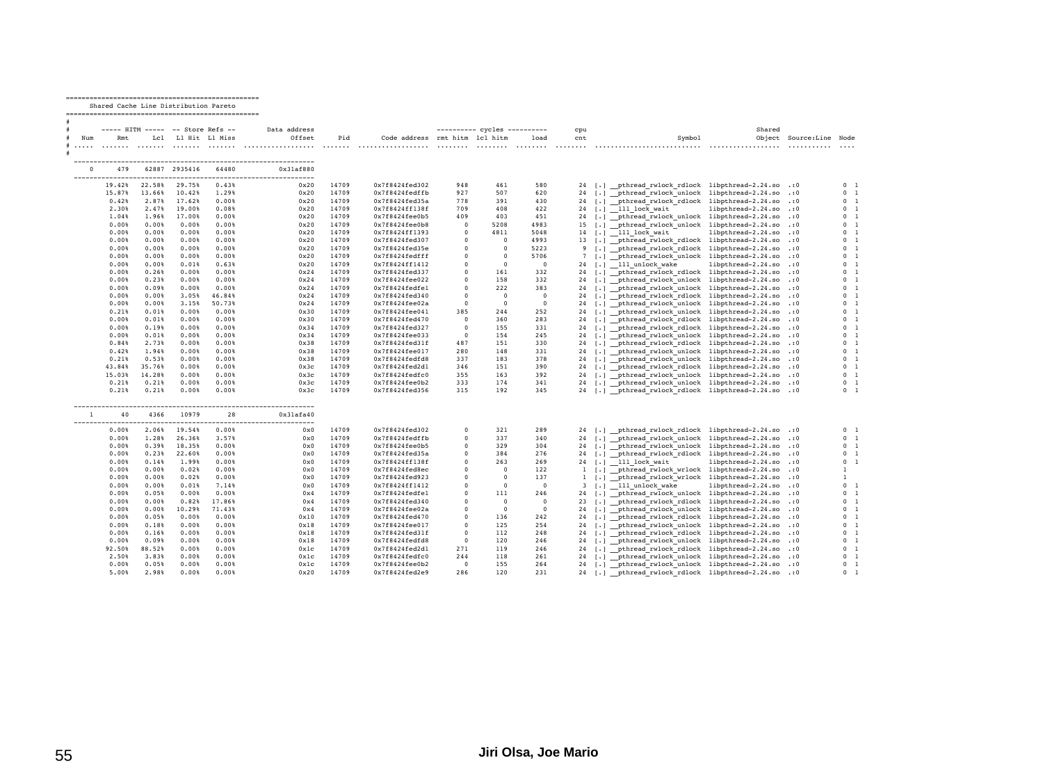```
=================================================
    Shared Cache Line Distribution Pareto
=================================================
#
#        ----- HITM -----  -- Store Refs --      Data address                                 ---------- cycles ----------       cpu                                     Shared
#   Num      Rmt      Lcl   L1 Hit  L1 Miss            Offset      Pid        Code address  rmt hitm  lcl hitm      load       cnt                      Symbol            Object  Source:Line  Node
# .....  .......  .......  .......  .......  ..................  .......  ..................  ........  ........  ........  ........  ..........................  ..................  ...........  ....
#
  -------------------------------------------------------------
      0      479    62887  2935416    64480          0x31af880
  -------------------------------------------------------------
          19.42%   22.58%   29.75%    0.43%              0x20    14709      0x7f8424fed302       948       461       580        24  [.] __pthread_rwlock_rdlock  libpthread-2.24.so  .:0            0  1
          15.87%   13.66%   10.42%    1.29%              0x20    14709      0x7f8424fedffb       927       507       620        24  [.] __pthread_rwlock_unlock  libpthread-2.24.so  .:0            0  1
           0.42%    2.87%   17.62%    0.00%              0x20    14709      0x7f8424fed35a       778       391       430        24  [.] __pthread_rwlock_rdlock  libpthread-2.24.so  .:0            0  1
           2.30%    2.47%   19.00%    0.08%              0x20    14709      0x7f8424ff138f       709       408       422        24  [.] __lll_lock_wait          libpthread-2.24.so  .:0            0  1
           1.04%    1.96%   17.00%    0.00%              0x20    14709      0x7f8424fee0b5       409       403       451        24  [.] __pthread_rwlock_unlock  libpthread-2.24.so  .:0            0  1
           0.00%    0.00%    0.00%    0.00%              0x20    14709      0x7f8424fee0b8         0      5208      4983        15  [.] __pthread_rwlock_unlock  libpthread-2.24.so  .:0            0  1
           0.00%    0.00%    0.00%    0.00%              0x20    14709      0x7f8424ff1393         0      4811      5048        14  [.] __lll_lock_wait          libpthread-2.24.so  .:0            0  1
           0.00%    0.00%    0.00%    0.00%              0x20    14709      0x7f8424fed307         0         0      4993        13  [.] __pthread_rwlock_rdlock  libpthread-2.24.so  .:0            0  1
           0.00%    0.00%    0.00%    0.00%              0x20    14709      0x7f8424fed35e         0         0      5223         9  [.] __pthread_rwlock_rdlock  libpthread-2.24.so  .:0            0  1
           0.00%    0.00%    0.00%    0.00%              0x20    14709      0x7f8424fedfff         0         0      5706         7  [.] __pthread_rwlock_unlock  libpthread-2.24.so  .:0            0  1
           0.00%    0.00%    0.01%    0.63%              0x20    14709      0x7f8424ff1412         0         0         0        24  [.] __lll_unlock_wake        libpthread-2.24.so  .:0            0  1
           0.00%    0.26%    0.00%    0.00%              0x24    14709      0x7f8424fed337         0       161       332        24  [.] __pthread_rwlock_rdlock  libpthread-2.24.so  .:0            0  1
           0.00%    0.23%    0.00%    0.00%              0x24    14709      0x7f8424fee022         0       158       332        24  [.] __pthread_rwlock_unlock  libpthread-2.24.so  .:0            0  1
           0.00%    0.09%    0.00%    0.00%              0x24    14709      0x7f8424fedfe1         0       222       383        24  [.] __pthread_rwlock_unlock  libpthread-2.24.so  .:0            0  1
           0.00%    0.00%    3.05%   46.84%              0x24    14709      0x7f8424fed340         0         0         0        24  [.] __pthread_rwlock_rdlock  libpthread-2.24.so  .:0            0  1
           0.00%    0.00%    3.15%   50.73%              0x24    14709      0x7f8424fee02a         0         0         0        24  [.] __pthread_rwlock_unlock  libpthread-2.24.so  .:0            0  1
           0.21%    0.01%    0.00%    0.00%              0x30    14709      0x7f8424fee041       385       244       252        24  [.] __pthread_rwlock_unlock  libpthread-2.24.so  .:0            0  1
           0.00%    0.01%    0.00%    0.00%              0x30    14709      0x7f8424fed470         0       360       283        24  [.] __pthread_rwlock_rdlock  libpthread-2.24.so  .:0            0  1
           0.00%    0.19%    0.00%    0.00%              0x34    14709      0x7f8424fed327         0       155       331        24  [.] __pthread_rwlock_rdlock  libpthread-2.24.so  .:0            0  1
           0.00%    0.01%    0.00%    0.00%              0x34    14709      0x7f8424fee033         0       154       245        24  [.] __pthread_rwlock_unlock  libpthread-2.24.so  .:0            0  1
           0.84%    2.73%    0.00%    0.00%              0x38    14709      0x7f8424fed31f       487       151       330        24  [.] __pthread_rwlock_rdlock  libpthread-2.24.so  .:0            0  1
           0.42%    1.94%    0.00%    0.00%              0x38    14709      0x7f8424fee017       280       148       331        24  [.] __pthread_rwlock_unlock  libpthread-2.24.so  .:0            0  1
           0.21%    0.53%    0.00%    0.00%              0x38    14709      0x7f8424fedfd8       337       183       378        24  [.] __pthread_rwlock_unlock  libpthread-2.24.so  .:0            0  1
          43.84%   35.76%    0.00%    0.00%              0x3c    14709      0x7f8424fed2d1       346       151       390        24  [.] __pthread_rwlock_rdlock  libpthread-2.24.so  .:0            0  1
          15.03%   14.28%    0.00%    0.00%              0x3c    14709      0x7f8424fedfc0       355       163       392        24  [.] __pthread_rwlock_unlock  libpthread-2.24.so  .:0            0  1
           0.21%    0.21%    0.00%    0.00%              0x3c    14709      0x7f8424fee0b2       333       174       341        24  [.] __pthread_rwlock_unlock  libpthread-2.24.so  .:0            0  1
           0.21%    0.21%    0.00%    0.00%              0x3c    14709      0x7f8424fed356       315       192       345        24  [.] __pthread_rwlock_rdlock  libpthread-2.24.so  .:0            0  1

  -------------------------------------------------------------
      1       40     4366    10979       28          0x31afa40
  -------------------------------------------------------------
           0.00%    2.06%   19.54%    0.00%               0x0    14709      0x7f8424fed302         0       321       289        24  [.] __pthread_rwlock_rdlock  libpthread-2.24.so  .:0            0  1
           0.00%    1.28%   26.36%    3.57%               0x0    14709      0x7f8424fedffb         0       337       340        24  [.] __pthread_rwlock_unlock  libpthread-2.24.so  .:0            0  1
           0.00%    0.39%   18.35%    0.00%               0x0    14709      0x7f8424fee0b5         0       329       304        24  [.] __pthread_rwlock_unlock  libpthread-2.24.so  .:0            0  1
           0.00%    0.23%   22.60%    0.00%               0x0    14709      0x7f8424fed35a         0       384       276        24  [.] __pthread_rwlock_rdlock  libpthread-2.24.so  .:0            0  1
           0.00%    0.14%    1.99%    0.00%               0x0    14709      0x7f8424ff138f         0       263       269        24  [.] __lll_lock_wait          libpthread-2.24.so  .:0            0  1
           0.00%    0.00%    0.02%    0.00%               0x0    14709      0x7f8424fed8ec         0         0       122         1  [.] __pthread_rwlock_wrlock  libpthread-2.24.so  .:0            1
           0.00%    0.00%    0.02%    0.00%               0x0    14709      0x7f8424fed923         0         0       137         1  [.] __pthread_rwlock_wrlock  libpthread-2.24.so  .:0            1
           0.00%    0.00%    0.01%    7.14%               0x0    14709      0x7f8424ff1412         0         0         0         3  [.] __lll_unlock_wake        libpthread-2.24.so  .:0            0  1
           0.00%    0.05%    0.00%    0.00%               0x4    14709      0x7f8424fedfe1         0       111       246        24  [.] __pthread_rwlock_unlock  libpthread-2.24.so  .:0            0  1
           0.00%    0.00%    0.82%   17.86%               0x4    14709      0x7f8424fed340         0         0         0        23  [.] __pthread_rwlock_rdlock  libpthread-2.24.so  .:0            0  1
           0.00%    0.00%   10.29%   71.43%               0x4    14709      0x7f8424fee02a         0         0         0        24  [.] __pthread_rwlock_unlock  libpthread-2.24.so  .:0            0  1
           0.00%    0.05%    0.00%    0.00%              0x10    14709      0x7f8424fed470         0       136       242        24  [.] __pthread_rwlock_rdlock  libpthread-2.24.so  .:0            0  1
           0.00%    0.18%    0.00%    0.00%              0x18    14709      0x7f8424fee017         0       125       254        24  [.] __pthread_rwlock_unlock  libpthread-2.24.so  .:0            0  1
           0.00%    0.16%    0.00%    0.00%              0x18    14709      0x7f8424fed31f         0       112       248        24  [.] __pthread_rwlock_rdlock  libpthread-2.24.so  .:0            0  1
           0.00%    0.09%    0.00%    0.00%              0x18    14709      0x7f8424fedfd8         0       120       246        24  [.] __pthread_rwlock_unlock  libpthread-2.24.so  .:0            0  1
          92.50%   88.52%    0.00%    0.00%              0x1c    14709      0x7f8424fed2d1       271       119       246        24  [.] __pthread_rwlock_rdlock  libpthread-2.24.so  .:0            0  1
           2.50%    3.83%    0.00%    0.00%              0x1c    14709      0x7f8424fedfc0       244       118       261        24  [.] __pthread_rwlock_unlock  libpthread-2.24.so  .:0            0  1
           0.00%    0.05%    0.00%    0.00%              0x1c    14709      0x7f8424fee0b2         0       155       264        24  [.] __pthread_rwlock_unlock  libpthread-2.24.so  .:0            0  1
           5.00%    2.98%    0.00%    0.00%              0x20    14709      0x7f8424fed2e9       286       120       231        24  [.] __pthread_rwlock_rdlock  libpthread-2.24.so  .:0            0  1
```

Jiri Olsa, Joe Mario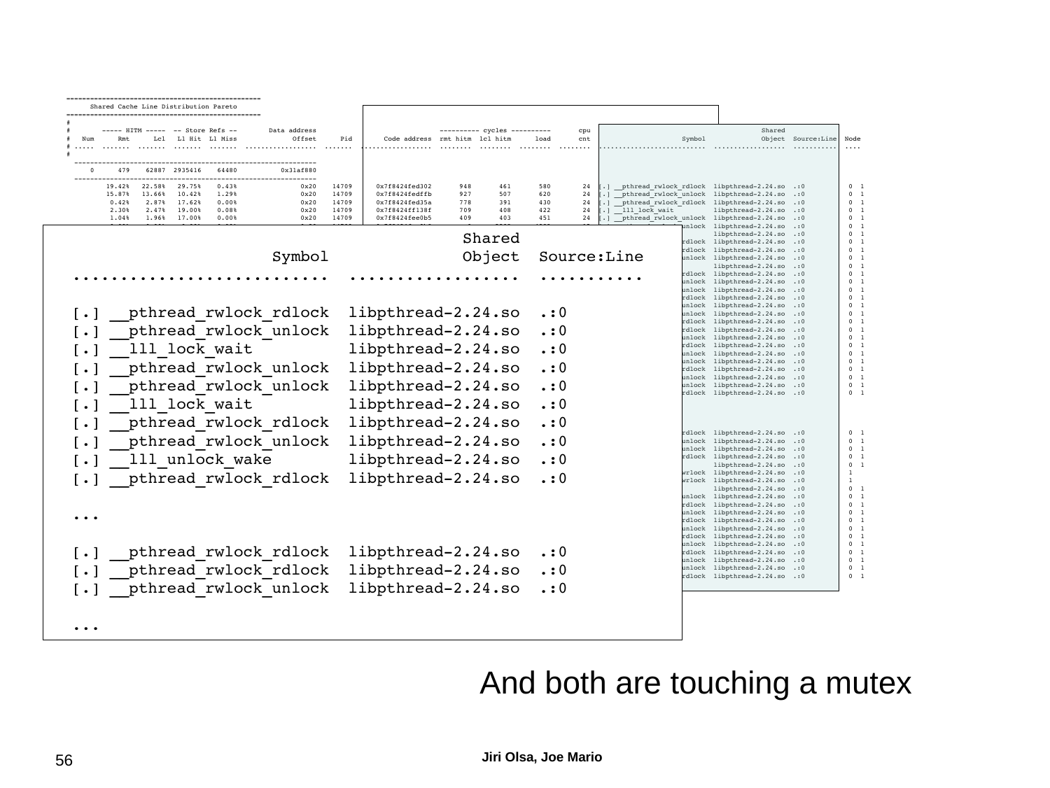```
=================================================
     Shared Cache Line Distribution Pareto
=================================================
#
#        ----- HITM -----  -- Store Refs --       Data address                        ---------- cycles ----------       cpu
#   Num      Rmt      Lcl   L1 Hit  L1 Miss            Offset      Pid      Code address  rmt hitm  lcl hitm      load       cnt
# .....  .......  .......  .......  .......  ..................  .......  ..................  ........  ........  ........  ........
#
  -------------------------------------------------------------
      0      479    62887  2935416    64480       0x31af880
  -------------------------------------------------------------
         19.42%   22.58%   29.75%    0.43%            0x20    14709      0x7f8424fed302       948       461       580        24
         15.87%   13.66%   10.42%    1.29%            0x20    14709      0x7f8424fedffb       927       507       620        24
          0.42%    2.87%   17.62%    0.00%            0x20    14709      0x7f8424fed35a       778       391       430        24
          2.30%    2.47%   19.00%    0.08%            0x20    14709      0x7f8424ff138f       709       408       422        24
          1.04%    1.96%   17.00%    0.00%            0x20    14709      0x7f8424fee0b5       409       403       451        24
```

```
                                        Shared
                       Symbol           Object  Source:Line
  ..........................  .................  ...........

  [.] __pthread_rwlock_rdlock  libpthread-2.24.so  .:0
  [.] __pthread_rwlock_unlock  libpthread-2.24.so  .:0
  [.] __lll_lock_wait          libpthread-2.24.so  .:0
  [.] __pthread_rwlock_unlock  libpthread-2.24.so  .:0
  [.] __pthread_rwlock_unlock  libpthread-2.24.so  .:0
  [.] __lll_lock_wait          libpthread-2.24.so  .:0
  [.] __pthread_rwlock_rdlock  libpthread-2.24.so  .:0
  [.] __pthread_rwlock_unlock  libpthread-2.24.so  .:0
  [.] __lll_unlock_wake        libpthread-2.24.so  .:0
  [.] __pthread_rwlock_rdlock  libpthread-2.24.so  .:0

  ...

  [.] __pthread_rwlock_rdlock  libpthread-2.24.so  .:0
  [.] __pthread_rwlock_rdlock  libpthread-2.24.so  .:0
  [.] __pthread_rwlock_unlock  libpthread-2.24.so  .:0

  ...
```

And both are touching a mutex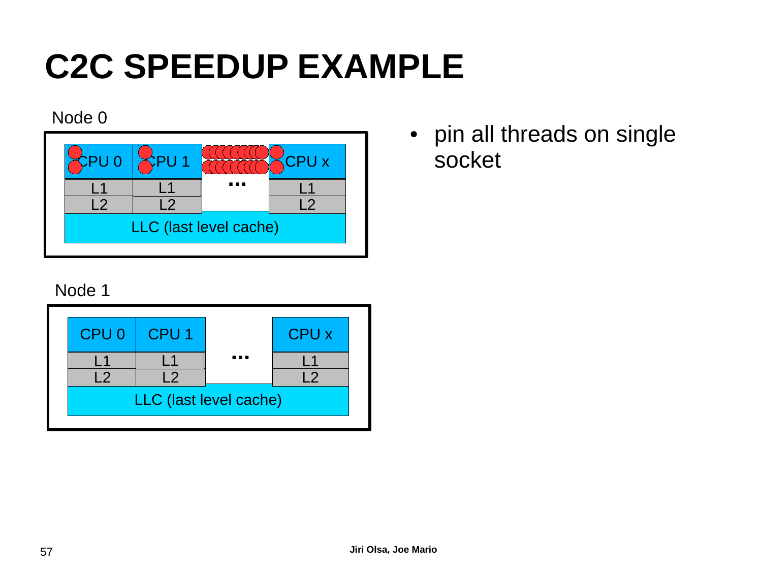# C2C SPEEDUP EXAMPLE

Node 0

| CPU 0 | CPU 1 | ... | CPU x |
|---|---|---|---|
| L1 | L1 | | L1 |
| L2 | L2 | | L2 |
| LLC (last level cache) | | | |

Node 1

| CPU 0 | CPU 1 | ... | CPU x |
|---|---|---|---|
| L1 | L1 | | L1 |
| L2 | L2 | | L2 |
| LLC (last level cache) | | | |

- pin all threads on single socket

Jiri Olsa, Joe Mario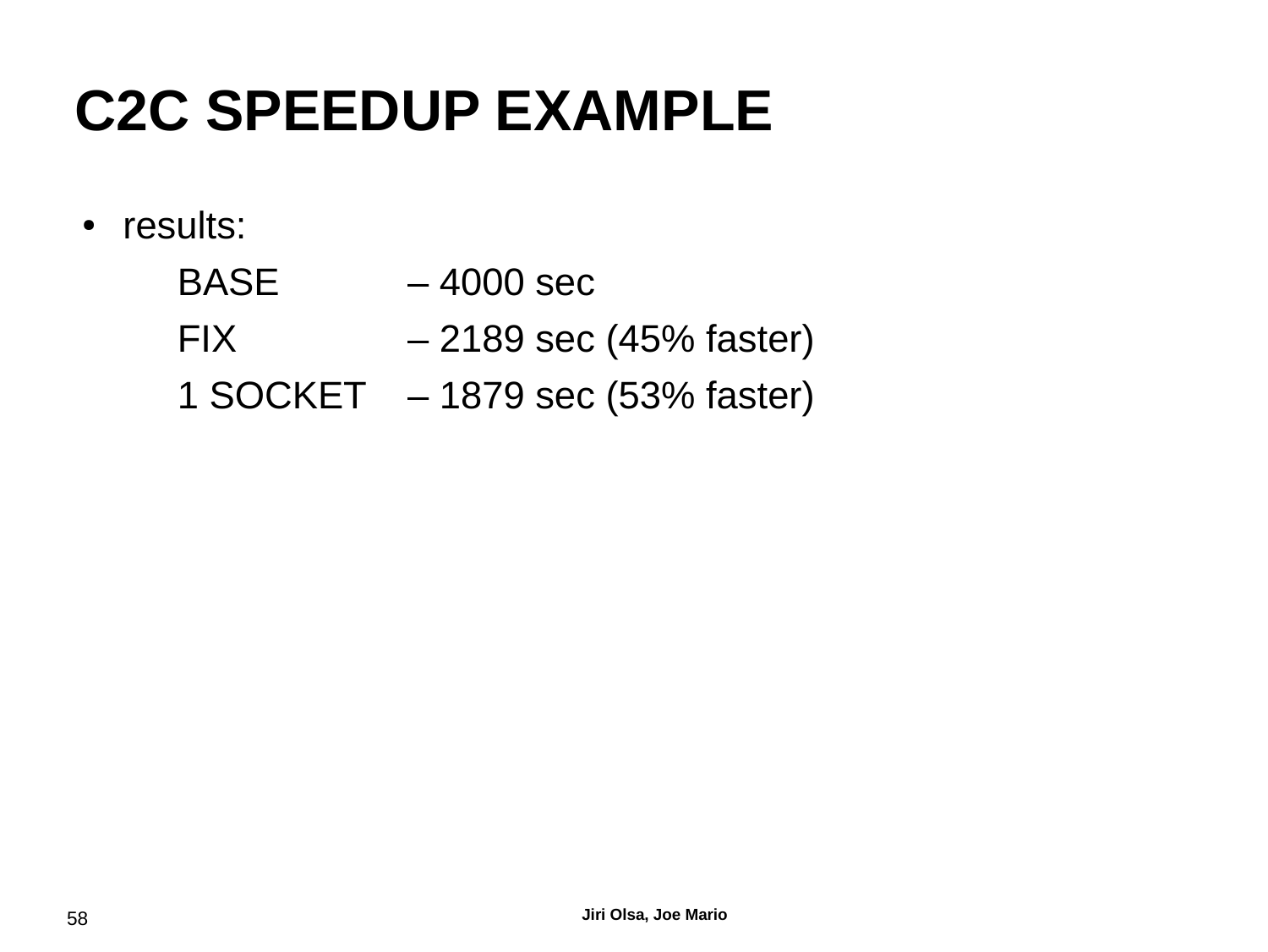# C2C SPEEDUP EXAMPLE

- results:

  BASE – 4000 sec

  FIX – 2189 sec (45% faster)

  1 SOCKET – 1879 sec (53% faster)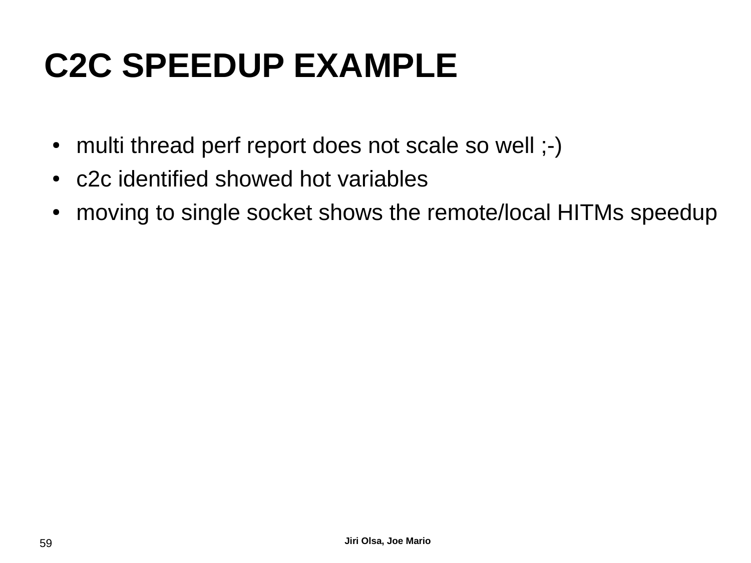# C2C SPEEDUP EXAMPLE

- multi thread perf report does not scale so well ;-)
- c2c identified showed hot variables
- moving to single socket shows the remote/local HITMs speedup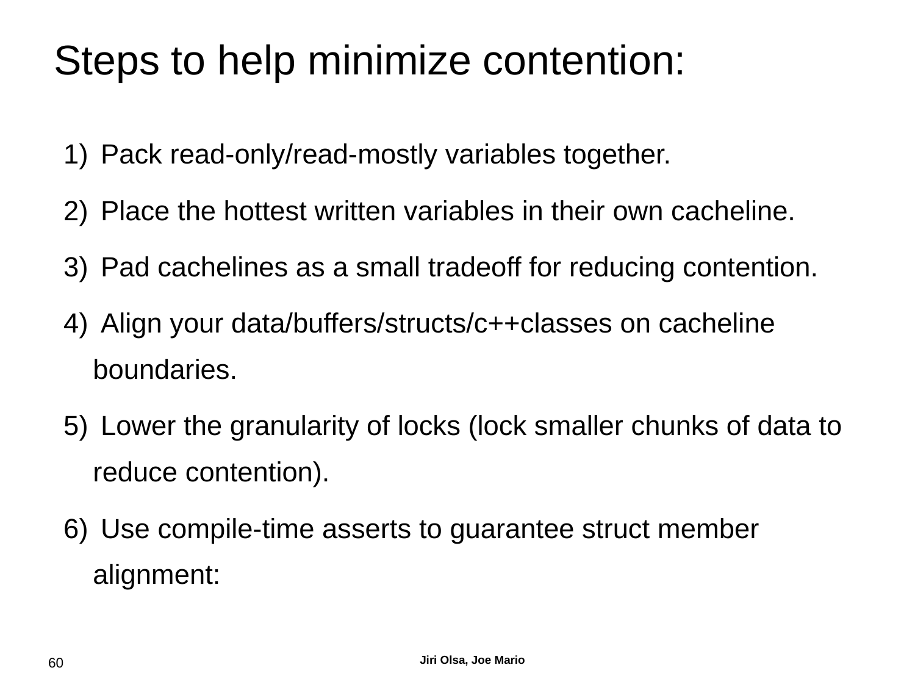# Steps to help minimize contention:

1) Pack read-only/read-mostly variables together.
2) Place the hottest written variables in their own cacheline.
3) Pad cachelines as a small tradeoff for reducing contention.
4) Align your data/buffers/structs/c++classes on cacheline boundaries.
5) Lower the granularity of locks (lock smaller chunks of data to reduce contention).
6) Use compile-time asserts to guarantee struct member alignment: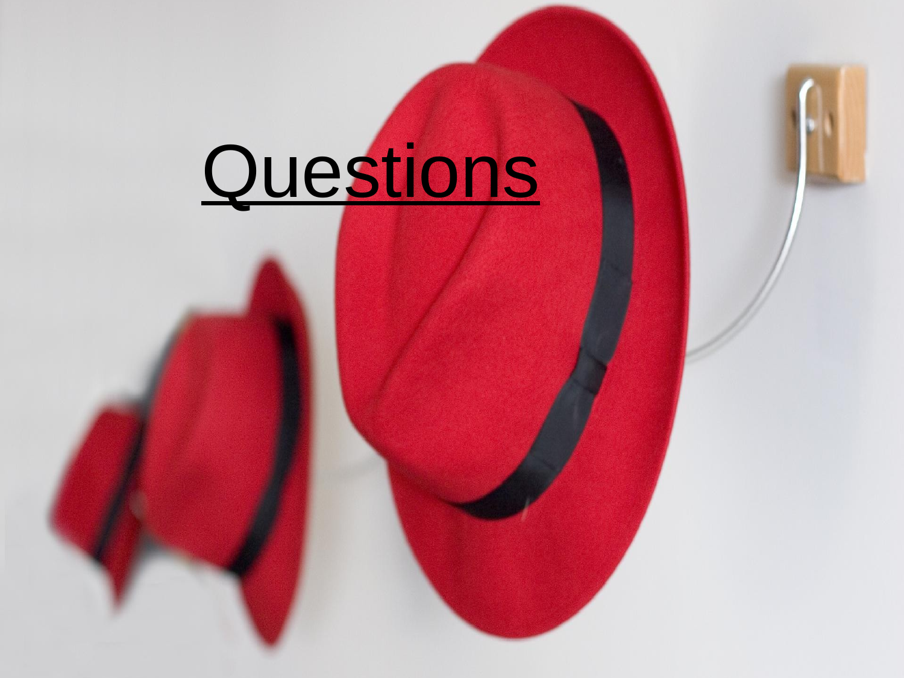# Questions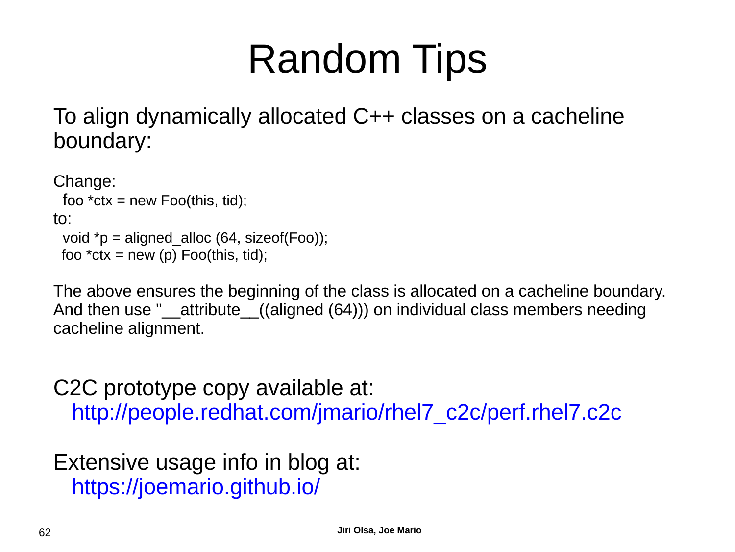# Random Tips

To align dynamically allocated C++ classes on a cacheline boundary:

Change:

```
foo *ctx = new Foo(this, tid);
```

to:

```
void *p = aligned_alloc (64, sizeof(Foo));
foo *ctx = new (p) Foo(this, tid);
```

The above ensures the beginning of the class is allocated on a cacheline boundary. And then use "__attribute__((aligned (64))) on individual class members needing cacheline alignment.

C2C prototype copy available at:
http://people.redhat.com/jmario/rhel7_c2c/perf.rhel7.c2c

Extensive usage info in blog at:
https://joemario.github.io/

Jiri Olsa, Joe Mario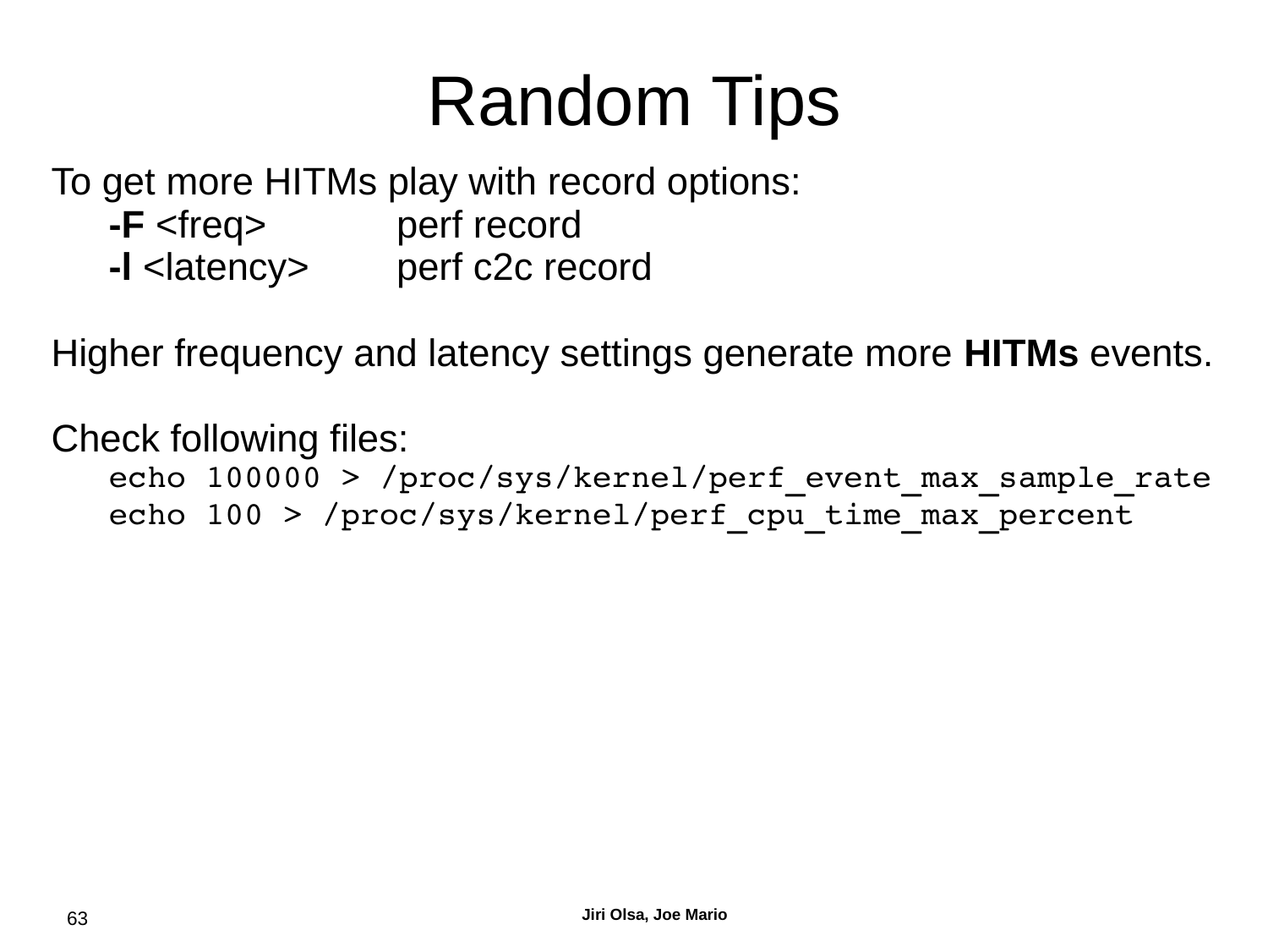# Random Tips

To get more HITMs play with record options:

- **-F** <freq> perf record
- **-l** <latency> perf c2c record

Higher frequency and latency settings generate more **HITMs** events.

Check following files:

```
echo 100000 > /proc/sys/kernel/perf_event_max_sample_rate
echo 100 > /proc/sys/kernel/perf_cpu_time_max_percent
```